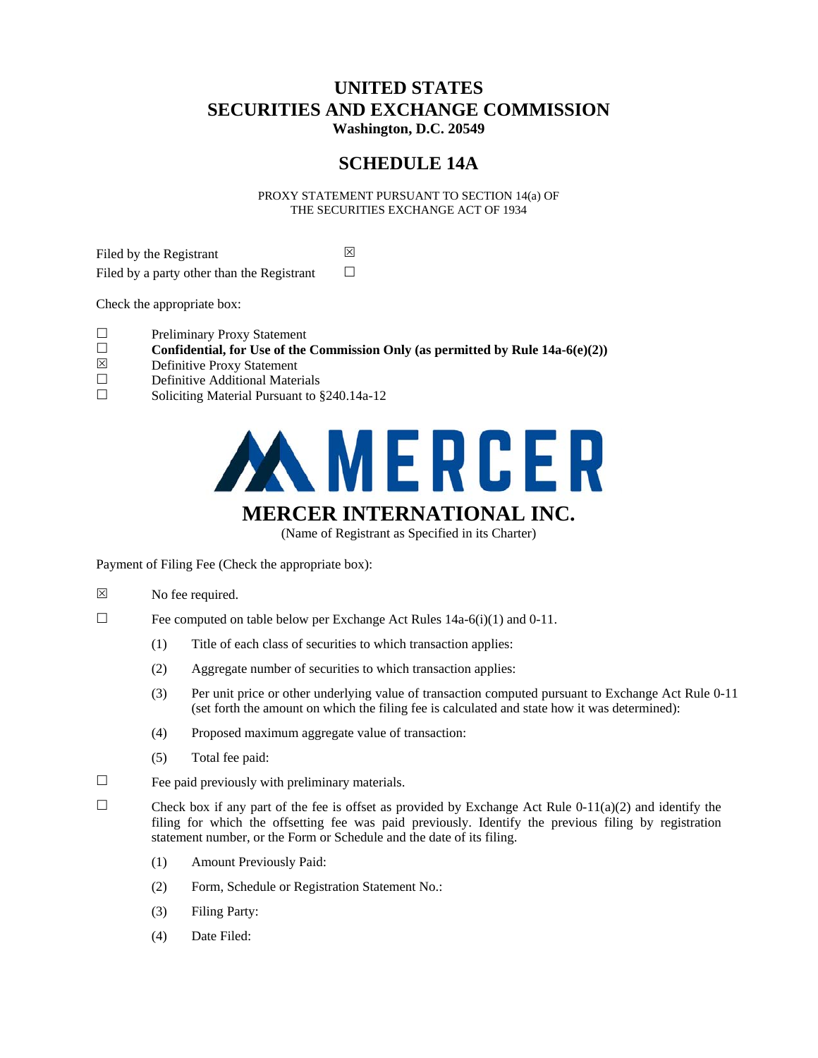# UNITED STATES
# SECURITIES AND EXCHANGE COMMISSION
**Washington, D.C. 20549**

## SCHEDULE 14A

PROXY STATEMENT PURSUANT TO SECTION 14(a) OF
THE SECURITIES EXCHANGE ACT OF 1934

Filed by the Registrant ☒
Filed by a party other than the Registrant ☐

Check the appropriate box:

☐ Preliminary Proxy Statement
☐ **Confidential, for Use of the Commission Only (as permitted by Rule 14a-6(e)(2))**
☒ Definitive Proxy Statement
☐ Definitive Additional Materials
☐ Soliciting Material Pursuant to §240.14a-12

MERCER

## MERCER INTERNATIONAL INC.

(Name of Registrant as Specified in its Charter)

Payment of Filing Fee (Check the appropriate box):

☒ No fee required.

☐ Fee computed on table below per Exchange Act Rules 14a-6(i)(1) and 0-11.

(1) Title of each class of securities to which transaction applies:

(2) Aggregate number of securities to which transaction applies:

(3) Per unit price or other underlying value of transaction computed pursuant to Exchange Act Rule 0-11 (set forth the amount on which the filing fee is calculated and state how it was determined):

(4) Proposed maximum aggregate value of transaction:

(5) Total fee paid:

☐ Fee paid previously with preliminary materials.

☐ Check box if any part of the fee is offset as provided by Exchange Act Rule 0-11(a)(2) and identify the filing for which the offsetting fee was paid previously. Identify the previous filing by registration statement number, or the Form or Schedule and the date of its filing.

(1) Amount Previously Paid:

(2) Form, Schedule or Registration Statement No.:

(3) Filing Party:

(4) Date Filed: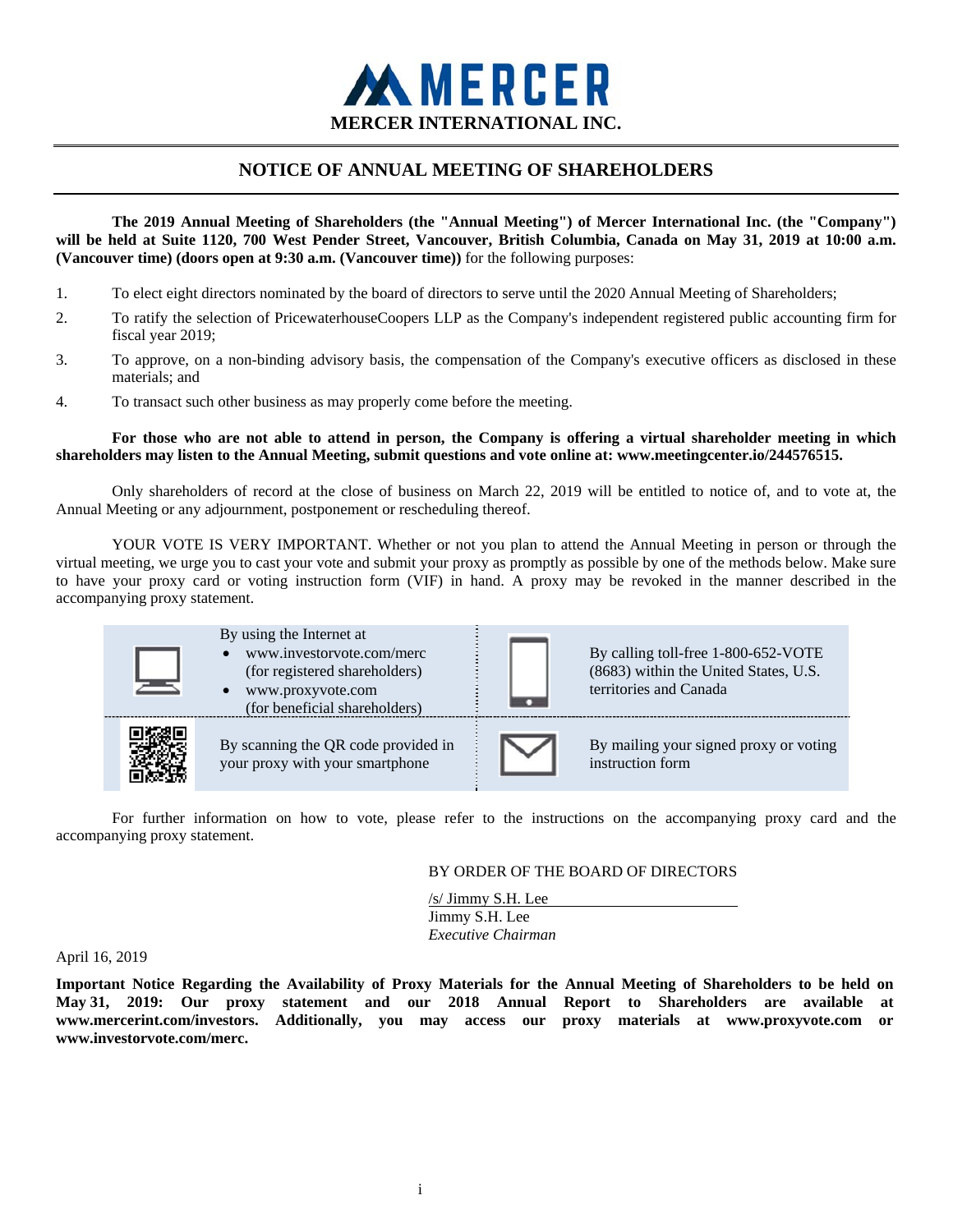# MERCER

**MERCER INTERNATIONAL INC.**

## NOTICE OF ANNUAL MEETING OF SHAREHOLDERS

**The 2019 Annual Meeting of Shareholders (the "Annual Meeting") of Mercer International Inc. (the "Company") will be held at Suite 1120, 700 West Pender Street, Vancouver, British Columbia, Canada on May 31, 2019 at 10:00 a.m. (Vancouver time) (doors open at 9:30 a.m. (Vancouver time))** for the following purposes:

1. To elect eight directors nominated by the board of directors to serve until the 2020 Annual Meeting of Shareholders;
2. To ratify the selection of PricewaterhouseCoopers LLP as the Company's independent registered public accounting firm for fiscal year 2019;
3. To approve, on a non-binding advisory basis, the compensation of the Company's executive officers as disclosed in these materials; and
4. To transact such other business as may properly come before the meeting.

**For those who are not able to attend in person, the Company is offering a virtual shareholder meeting in which shareholders may listen to the Annual Meeting, submit questions and vote online at: www.meetingcenter.io/244576515.**

Only shareholders of record at the close of business on March 22, 2019 will be entitled to notice of, and to vote at, the Annual Meeting or any adjournment, postponement or rescheduling thereof.

YOUR VOTE IS VERY IMPORTANT. Whether or not you plan to attend the Annual Meeting in person or through the virtual meeting, we urge you to cast your vote and submit your proxy as promptly as possible by one of the methods below. Make sure to have your proxy card or voting instruction form (VIF) in hand. A proxy may be revoked in the manner described in the accompanying proxy statement.

| By using the Internet at<br>• www.investorvote.com/merc (for registered shareholders)<br>• www.proxyvote.com (for beneficial shareholders) | By calling toll-free 1-800-652-VOTE (8683) within the United States, U.S. territories and Canada |
|---|---|
| By scanning the QR code provided in your proxy with your smartphone | By mailing your signed proxy or voting instruction form |

For further information on how to vote, please refer to the instructions on the accompanying proxy card and the accompanying proxy statement.

BY ORDER OF THE BOARD OF DIRECTORS

/s/ Jimmy S.H. Lee
Jimmy S.H. Lee
*Executive Chairman*

April 16, 2019

**Important Notice Regarding the Availability of Proxy Materials for the Annual Meeting of Shareholders to be held on May 31, 2019: Our proxy statement and our 2018 Annual Report to Shareholders are available at www.mercerint.com/investors. Additionally, you may access our proxy materials at www.proxyvote.com or www.investorvote.com/merc.**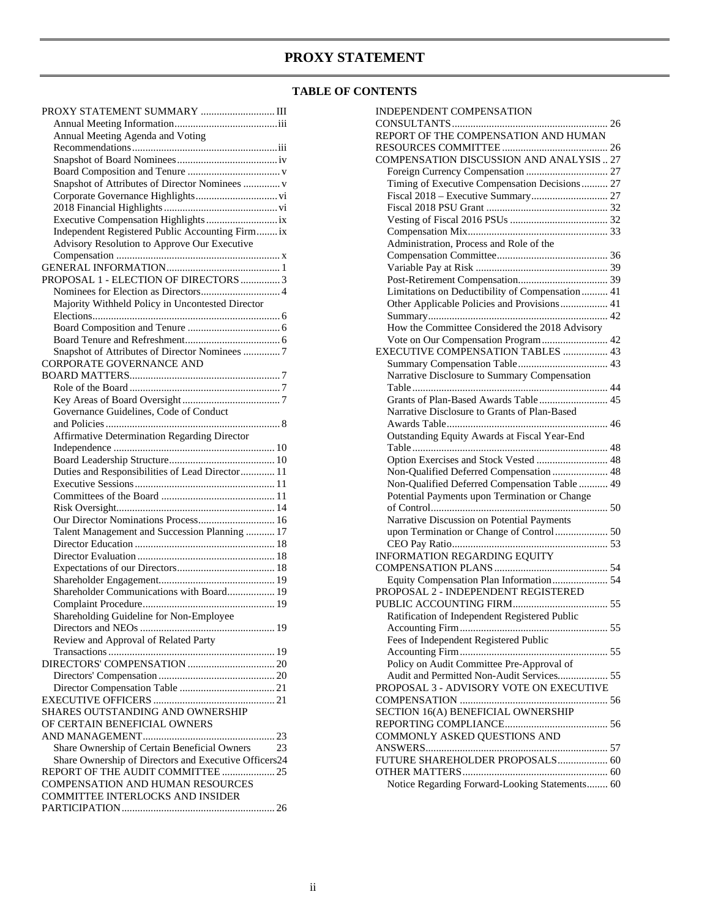# PROXY STATEMENT

## TABLE OF CONTENTS

PROXY STATEMENT SUMMARY ............................ III
- Annual Meeting Information ........................................ iii
- Annual Meeting Agenda and Voting Recommendations ........................................ iii
- Snapshot of Board Nominees ........................................ iv
- Board Composition and Tenure ........................................ v
- Snapshot of Attributes of Director Nominees ........................................ v
- Corporate Governance Highlights ........................................ vi
- 2018 Financial Highlights ........................................ vi
- Executive Compensation Highlights ........................................ ix
- Independent Registered Public Accounting Firm ........................................ ix
- Advisory Resolution to Approve Our Executive Compensation ........................................ x

GENERAL INFORMATION ........................................ 1

PROPOSAL 1 - ELECTION OF DIRECTORS ........................................ 3
- Nominees for Election as Directors ........................................ 4
- Majority Withheld Policy in Uncontested Director Elections ........................................ 6
- Board Composition and Tenure ........................................ 6
- Board Tenure and Refreshment ........................................ 6
- Snapshot of Attributes of Director Nominees ........................................ 7

CORPORATE GOVERNANCE AND BOARD MATTERS ........................................ 7
- Role of the Board ........................................ 7
- Key Areas of Board Oversight ........................................ 7
- Governance Guidelines, Code of Conduct and Policies ........................................ 8
- Affirmative Determination Regarding Director Independence ........................................ 10
- Board Leadership Structure ........................................ 10
- Duties and Responsibilities of Lead Director ........................................ 11
- Executive Sessions ........................................ 11
- Committees of the Board ........................................ 11
- Risk Oversight ........................................ 14
- Our Director Nominations Process ........................................ 16
- Talent Management and Succession Planning ........................................ 17
- Director Education ........................................ 18
- Director Evaluation ........................................ 18
- Expectations of our Directors ........................................ 18
- Shareholder Engagement ........................................ 19
- Shareholder Communications with Board ........................................ 19
- Complaint Procedure ........................................ 19
- Shareholding Guideline for Non-Employee Directors and NEOs ........................................ 19
- Review and Approval of Related Party Transactions ........................................ 19

DIRECTORS' COMPENSATION ........................................ 20
- Directors' Compensation ........................................ 20
- Director Compensation Table ........................................ 21

EXECUTIVE OFFICERS ........................................ 21

SHARES OUTSTANDING AND OWNERSHIP OF CERTAIN BENEFICIAL OWNERS AND MANAGEMENT ........................................ 23
- Share Ownership of Certain Beneficial Owners ........................................ 23
- Share Ownership of Directors and Executive Officers ........................................ 24

REPORT OF THE AUDIT COMMITTEE ........................................ 25

COMPENSATION AND HUMAN RESOURCES COMMITTEE INTERLOCKS AND INSIDER PARTICIPATION ........................................ 26

INDEPENDENT COMPENSATION CONSULTANTS ........................................ 26

REPORT OF THE COMPENSATION AND HUMAN RESOURCES COMMITTEE ........................................ 26

COMPENSATION DISCUSSION AND ANALYSIS ........................................ 27
- Foreign Currency Compensation ........................................ 27
- Timing of Executive Compensation Decisions ........................................ 27
- Fiscal 2018 – Executive Summary ........................................ 27
- Fiscal 2018 PSU Grant ........................................ 32
- Vesting of Fiscal 2016 PSUs ........................................ 32
- Compensation Mix ........................................ 33
- Administration, Process and Role of the Compensation Committee ........................................ 36
- Variable Pay at Risk ........................................ 39
- Post-Retirement Compensation ........................................ 39
- Limitations on Deductibility of Compensation ........................................ 41
- Other Applicable Policies and Provisions ........................................ 41
- Summary ........................................ 42
- How the Committee Considered the 2018 Advisory Vote on Our Compensation Program ........................................ 42

EXECUTIVE COMPENSATION TABLES ........................................ 43
- Summary Compensation Table ........................................ 43
- Narrative Disclosure to Summary Compensation Table ........................................ 44
- Grants of Plan-Based Awards Table ........................................ 45
- Narrative Disclosure to Grants of Plan-Based Awards Table ........................................ 46
- Outstanding Equity Awards at Fiscal Year-End Table ........................................ 48
- Option Exercises and Stock Vested ........................................ 48
- Non-Qualified Deferred Compensation ........................................ 48
- Non-Qualified Deferred Compensation Table ........................................ 49
- Potential Payments upon Termination or Change of Control ........................................ 50
- Narrative Discussion on Potential Payments upon Termination or Change of Control ........................................ 50
- CEO Pay Ratio ........................................ 53

INFORMATION REGARDING EQUITY COMPENSATION PLANS ........................................ 54
- Equity Compensation Plan Information ........................................ 54

PROPOSAL 2 - INDEPENDENT REGISTERED PUBLIC ACCOUNTING FIRM ........................................ 55
- Ratification of Independent Registered Public Accounting Firm ........................................ 55
- Fees of Independent Registered Public Accounting Firm ........................................ 55
- Policy on Audit Committee Pre-Approval of Audit and Permitted Non-Audit Services ........................................ 55

PROPOSAL 3 - ADVISORY VOTE ON EXECUTIVE COMPENSATION ........................................ 56

SECTION 16(A) BENEFICIAL OWNERSHIP REPORTING COMPLIANCE ........................................ 56

COMMONLY ASKED QUESTIONS AND ANSWERS ........................................ 57

FUTURE SHAREHOLDER PROPOSALS ........................................ 60

OTHER MATTERS ........................................ 60
- Notice Regarding Forward-Looking Statements ........................................ 60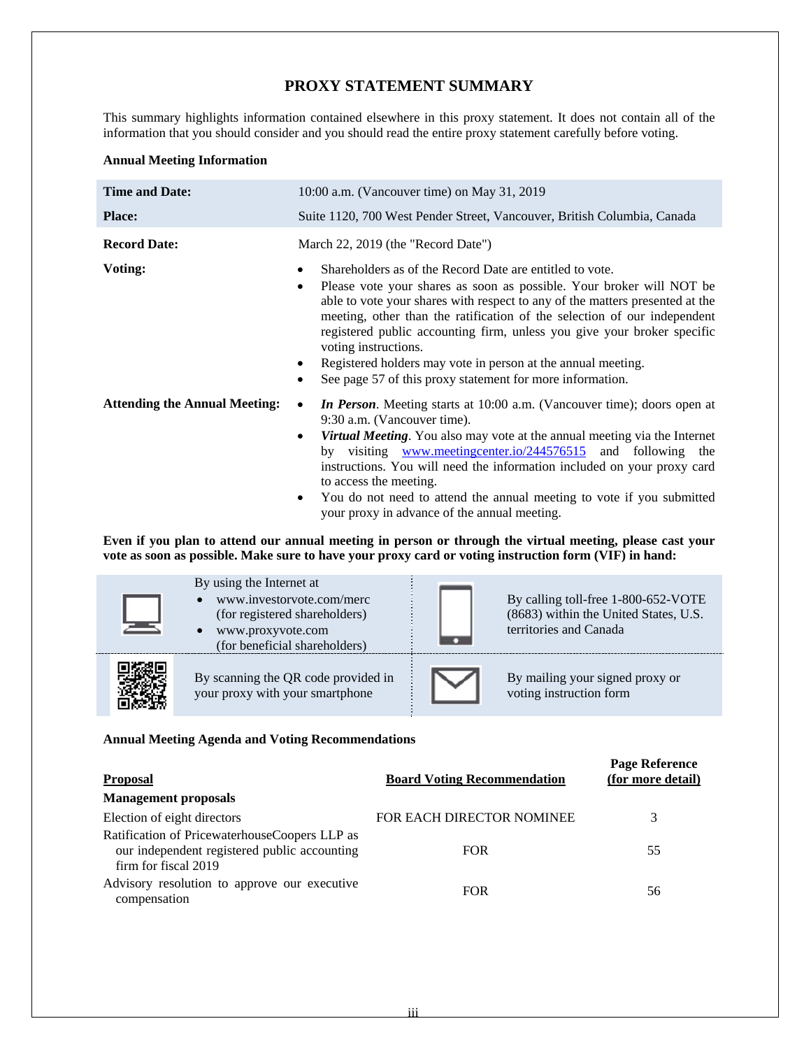# PROXY STATEMENT SUMMARY

This summary highlights information contained elsewhere in this proxy statement. It does not contain all of the information that you should consider and you should read the entire proxy statement carefully before voting.

**Annual Meeting Information**

| | |
|---|---|
| **Time and Date:** | 10:00 a.m. (Vancouver time) on May 31, 2019 |
| **Place:** | Suite 1120, 700 West Pender Street, Vancouver, British Columbia, Canada |
| **Record Date:** | March 22, 2019 (the "Record Date") |
| **Voting:** | • Shareholders as of the Record Date are entitled to vote.<br>• Please vote your shares as soon as possible. Your broker will NOT be able to vote your shares with respect to any of the matters presented at the meeting, other than the ratification of the selection of our independent registered public accounting firm, unless you give your broker specific voting instructions.<br>• Registered holders may vote in person at the annual meeting.<br>• See page 57 of this proxy statement for more information. |
| **Attending the Annual Meeting:** | • ***In Person***. Meeting starts at 10:00 a.m. (Vancouver time); doors open at 9:30 a.m. (Vancouver time).<br>• ***Virtual Meeting***. You also may vote at the annual meeting via the Internet by visiting www.meetingcenter.io/244576515 and following the instructions. You will need the information included on your proxy card to access the meeting.<br>• You do not need to attend the annual meeting to vote if you submitted your proxy in advance of the annual meeting. |

**Even if you plan to attend our annual meeting in person or through the virtual meeting, please cast your vote as soon as possible. Make sure to have your proxy card or voting instruction form (VIF) in hand:**

| | |
|---|---|
| By using the Internet at<br>• www.investorvote.com/merc (for registered shareholders)<br>• www.proxyvote.com (for beneficial shareholders) | By calling toll-free 1-800-652-VOTE (8683) within the United States, U.S. territories and Canada |
| By scanning the QR code provided in your proxy with your smartphone | By mailing your signed proxy or voting instruction form |

**Annual Meeting Agenda and Voting Recommendations**

| Proposal | Board Voting Recommendation | Page Reference (for more detail) |
|---|---|---|
| **Management proposals** | | |
| Election of eight directors | FOR EACH DIRECTOR NOMINEE | 3 |
| Ratification of PricewaterhouseCoopers LLP as our independent registered public accounting firm for fiscal 2019 | FOR | 55 |
| Advisory resolution to approve our executive compensation | FOR | 56 |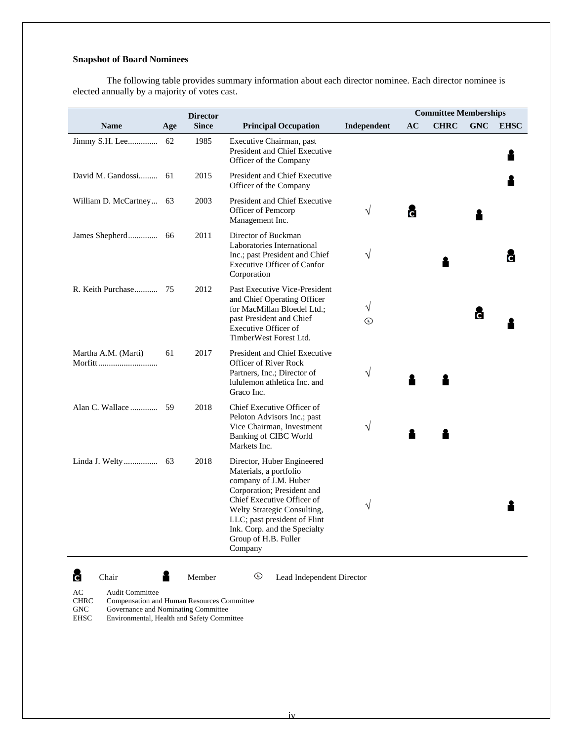**Snapshot of Board Nominees**

The following table provides summary information about each director nominee. Each director nominee is elected annually by a majority of votes cast.

| Name | Age | Director Since | Principal Occupation | Independent | Committee Memberships | | | |
|---|---|---|---|---|---|---|---|---|
| | | | | | AC | CHRC | GNC | EHSC |
| Jimmy S.H. Lee | 62 | 1985 | Executive Chairman, past President and Chief Executive Officer of the Company | | | | | Member |
| David M. Gandossi | 61 | 2015 | President and Chief Executive Officer of the Company | | | | | Member |
| William D. McCartney | 63 | 2003 | President and Chief Executive Officer of Pemcorp Management Inc. | √ | Chair | | Member | |
| James Shepherd | 66 | 2011 | Director of Buckman Laboratories International Inc.; past President and Chief Executive Officer of Canfor Corporation | √ | | Member | | Chair |
| R. Keith Purchase | 75 | 2012 | Past Executive Vice-President and Chief Operating Officer for MacMillan Bloedel Ltd.; past President and Chief Executive Officer of TimberWest Forest Ltd. | √ Lead Independent Director | | | Chair | Member |
| Martha A.M. (Marti) Morfitt | 61 | 2017 | President and Chief Executive Officer of River Rock Partners, Inc.; Director of lululemon athletica Inc. and Graco Inc. | √ | Member | Member | | |
| Alan C. Wallace | 59 | 2018 | Chief Executive Officer of Peloton Advisors Inc.; past Vice Chairman, Investment Banking of CIBC World Markets Inc. | √ | Member | Member | | |
| Linda J. Welty | 63 | 2018 | Director, Huber Engineered Materials, a portfolio company of J.M. Huber Corporation; President and Chief Executive Officer of Welty Strategic Consulting, LLC; past president of Flint Ink. Corp. and the Specialty Group of H.B. Fuller Company | √ | | | | Member |

Chair &nbsp;&nbsp;&nbsp; Member &nbsp;&nbsp;&nbsp; Lead Independent Director

AC Audit Committee
CHRC Compensation and Human Resources Committee
GNC Governance and Nominating Committee
EHSC Environmental, Health and Safety Committee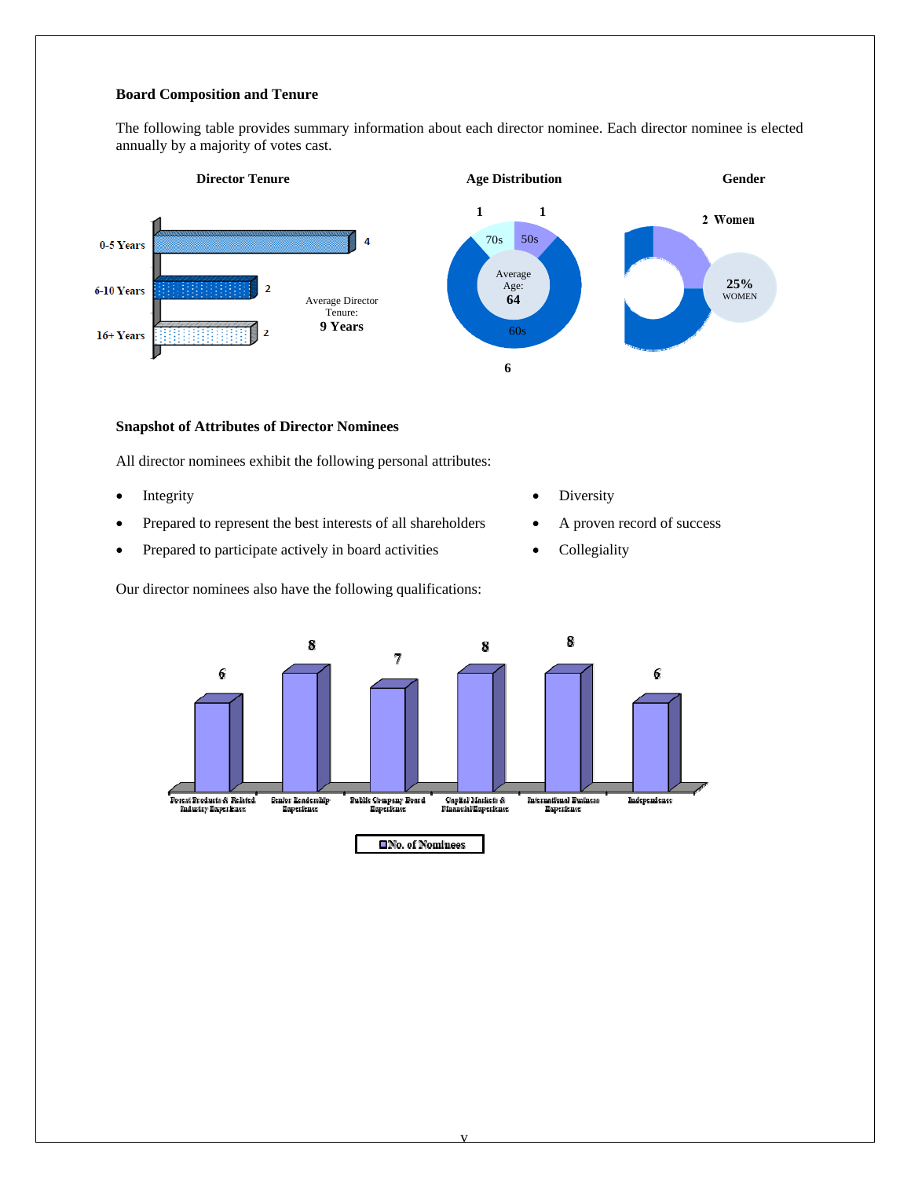### Board Composition and Tenure

The following table provides summary information about each director nominee. Each director nominee is elected annually by a majority of votes cast.

**Director Tenure**

| Tenure | Number |
| --- | --- |
| 0-5 Years | 4 |
| 6-10 Years | 2 |
| 16+ Years | 2 |

Average Director Tenure: **9 Years**

**Age Distribution**

| Age | Number |
| --- | --- |
| 50s | 1 |
| 60s | 6 |
| 70s | 1 |

Average Age: **64**

**Gender**

2 Women

**25%** WOMEN

### Snapshot of Attributes of Director Nominees

All director nominees exhibit the following personal attributes:

- Integrity
- Prepared to represent the best interests of all shareholders
- Prepared to participate actively in board activities
- Diversity
- A proven record of success
- Collegiality

Our director nominees also have the following qualifications:

| Qualification | No. of Nominees |
| --- | --- |
| Forest Products & Related Industry Experience | 6 |
| Senior Leadership Experience | 8 |
| Public Company Board Experience | 7 |
| Capital Markets & Financial Experience | 8 |
| International Business Experience | 8 |
| Independence | 6 |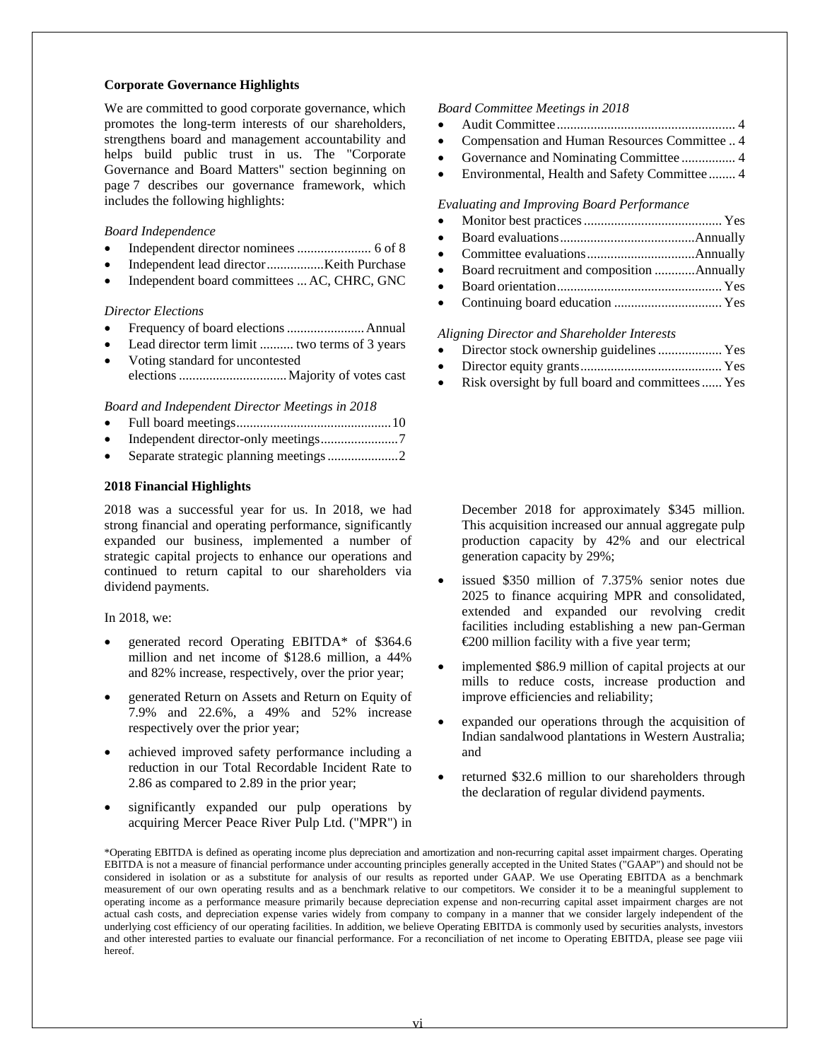**Corporate Governance Highlights**

We are committed to good corporate governance, which promotes the long-term interests of our shareholders, strengthens board and management accountability and helps build public trust in us. The "Corporate Governance and Board Matters" section beginning on page 7 describes our governance framework, which includes the following highlights:

*Board Independence*

- Independent director nominees ...................... 6 of 8
- Independent lead director .................Keith Purchase
- Independent board committees ... AC, CHRC, GNC

*Director Elections*

- Frequency of board elections ....................... Annual
- Lead director term limit .......... two terms of 3 years
- Voting standard for uncontested elections ................................ Majority of votes cast

*Board and Independent Director Meetings in 2018*

- Full board meetings.............................................10
- Independent director-only meetings.......................7
- Separate strategic planning meetings .....................2

*Board Committee Meetings in 2018*

- Audit Committee ..................................................... 4
- Compensation and Human Resources Committee .. 4
- Governance and Nominating Committee ................ 4
- Environmental, Health and Safety Committee ........ 4

*Evaluating and Improving Board Performance*

- Monitor best practices ......................................... Yes
- Board evaluations........................................Annually
- Committee evaluations................................Annually
- Board recruitment and composition ............Annually
- Board orientation................................................. Yes
- Continuing board education ................................ Yes

*Aligning Director and Shareholder Interests*

- Director stock ownership guidelines ................... Yes
- Director equity grants.......................................... Yes
- Risk oversight by full board and committees ...... Yes

**2018 Financial Highlights**

2018 was a successful year for us. In 2018, we had strong financial and operating performance, significantly expanded our business, implemented a number of strategic capital projects to enhance our operations and continued to return capital to our shareholders via dividend payments.

In 2018, we:

- generated record Operating EBITDA* of $364.6 million and net income of $128.6 million, a 44% and 82% increase, respectively, over the prior year;
- generated Return on Assets and Return on Equity of 7.9% and 22.6%, a 49% and 52% increase respectively over the prior year;
- achieved improved safety performance including a reduction in our Total Recordable Incident Rate to 2.86 as compared to 2.89 in the prior year;
- significantly expanded our pulp operations by acquiring Mercer Peace River Pulp Ltd. ("MPR") in December 2018 for approximately $345 million. This acquisition increased our annual aggregate pulp production capacity by 42% and our electrical generation capacity by 29%;
- issued $350 million of 7.375% senior notes due 2025 to finance acquiring MPR and consolidated, extended and expanded our revolving credit facilities including establishing a new pan-German €200 million facility with a five year term;
- implemented $86.9 million of capital projects at our mills to reduce costs, increase production and improve efficiencies and reliability;
- expanded our operations through the acquisition of Indian sandalwood plantations in Western Australia; and
- returned $32.6 million to our shareholders through the declaration of regular dividend payments.

*Operating EBITDA is defined as operating income plus depreciation and amortization and non-recurring capital asset impairment charges. Operating EBITDA is not a measure of financial performance under accounting principles generally accepted in the United States ("GAAP") and should not be considered in isolation or as a substitute for analysis of our results as reported under GAAP. We use Operating EBITDA as a benchmark measurement of our own operating results and as a benchmark relative to our competitors. We consider it to be a meaningful supplement to operating income as a performance measure primarily because depreciation expense and non-recurring capital asset impairment charges are not actual cash costs, and depreciation expense varies widely from company to company in a manner that we consider largely independent of the underlying cost efficiency of our operating facilities. In addition, we believe Operating EBITDA is commonly used by securities analysts, investors and other interested parties to evaluate our financial performance. For a reconciliation of net income to Operating EBITDA, please see page viii hereof.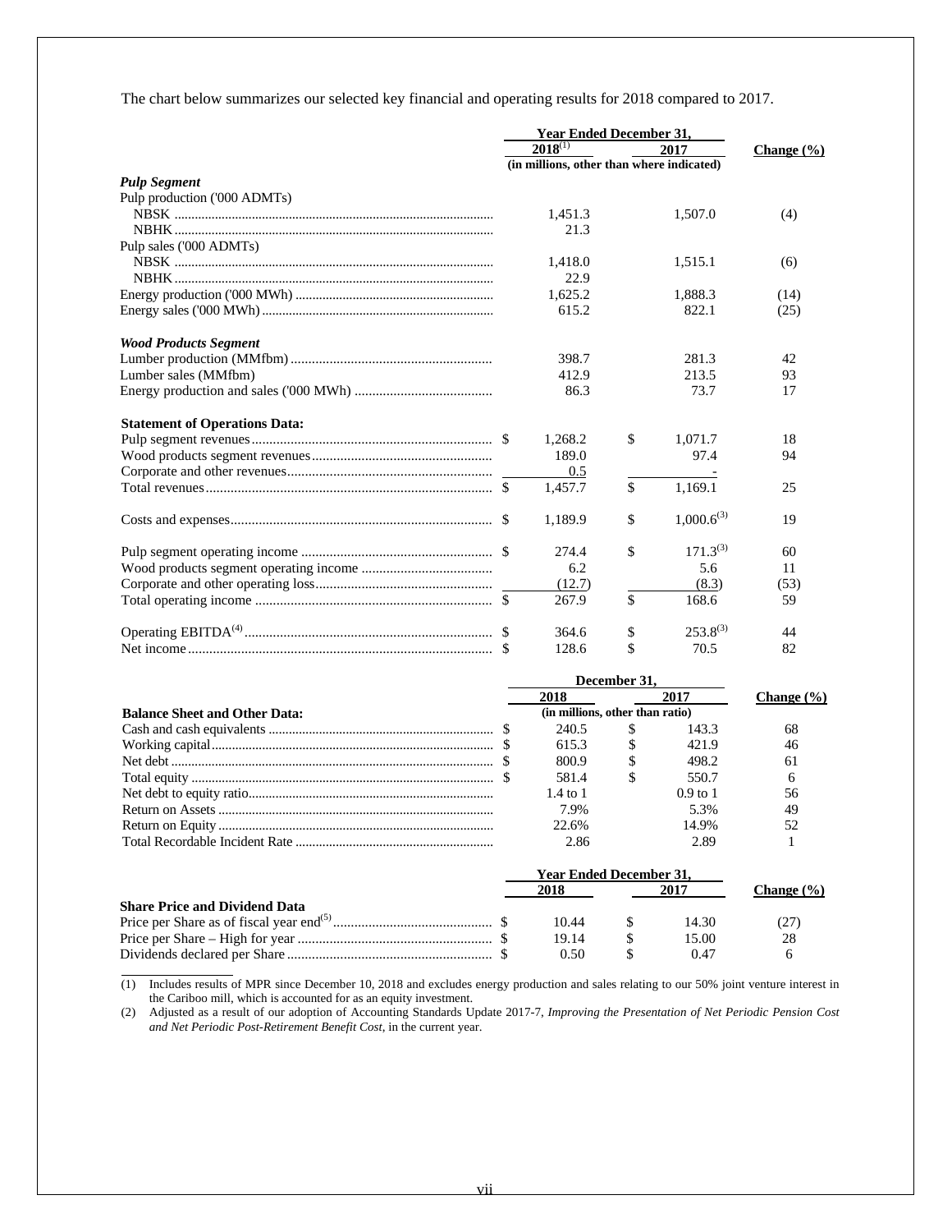The chart below summarizes our selected key financial and operating results for 2018 compared to 2017.

| | Year Ended December 31, | | |
|---|---|---|---|
| | 2018[1] | 2017 | Change (%) |
| | (in millions, other than where indicated) | | |
| ***Pulp Segment*** | | | |
| Pulp production ('000 ADMTs) | | | |
| NBSK | 1,451.3 | 1,507.0 | (4) |
| NBHK | 21.3 | | |
| Pulp sales ('000 ADMTs) | | | |
| NBSK | 1,418.0 | 1,515.1 | (6) |
| NBHK | 22.9 | | |
| Energy production ('000 MWh) | 1,625.2 | 1,888.3 | (14) |
| Energy sales ('000 MWh) | 615.2 | 822.1 | (25) |
| ***Wood Products Segment*** | | | |
| Lumber production (MMfbm) | 398.7 | 281.3 | 42 |
| Lumber sales (MMfbm) | 412.9 | 213.5 | 93 |
| Energy production and sales ('000 MWh) | 86.3 | 73.7 | 17 |
| **Statement of Operations Data:** | | | |
| Pulp segment revenues | $ 1,268.2 | $ 1,071.7 | 18 |
| Wood products segment revenues | 189.0 | 97.4 | 94 |
| Corporate and other revenues | 0.5 | - | |
| Total revenues | $ 1,457.7 | $ 1,169.1 | 25 |
| Costs and expenses | $ 1,189.9 | $ 1,000.6[3] | 19 |
| Pulp segment operating income | $ 274.4 | $ 171.3[3] | 60 |
| Wood products segment operating income | 6.2 | 5.6 | 11 |
| Corporate and other operating loss | (12.7) | (8.3) | (53) |
| Total operating income | $ 267.9 | $ 168.6 | 59 |
| Operating EBITDA[4] | $ 364.6 | $ 253.8[3] | 44 |
| Net income | $ 128.6 | $ 70.5 | 82 |

| | December 31, | | |
|---|---|---|---|
| | 2018 | 2017 | Change (%) |
| **Balance Sheet and Other Data:** | (in millions, other than ratio) | | |
| Cash and cash equivalents | $ 240.5 | $ 143.3 | 68 |
| Working capital | $ 615.3 | $ 421.9 | 46 |
| Net debt | $ 800.9 | $ 498.2 | 61 |
| Total equity | $ 581.4 | $ 550.7 | 6 |
| Net debt to equity ratio | 1.4 to 1 | 0.9 to 1 | 56 |
| Return on Assets | 7.9% | 5.3% | 49 |
| Return on Equity | 22.6% | 14.9% | 52 |
| Total Recordable Incident Rate | 2.86 | 2.89 | 1 |

| | Year Ended December 31, | | |
|---|---|---|---|
| | 2018 | 2017 | Change (%) |
| **Share Price and Dividend Data** | | | |
| Price per Share as of fiscal year end[5] | $ 10.44 | $ 14.30 | (27) |
| Price per Share – High for year | $ 19.14 | $ 15.00 | 28 |
| Dividends declared per Share | $ 0.50 | $ 0.47 | 6 |

(1) Includes results of MPR since December 10, 2018 and excludes energy production and sales relating to our 50% joint venture interest in the Cariboo mill, which is accounted for as an equity investment.

(2) Adjusted as a result of our adoption of Accounting Standards Update 2017-7, *Improving the Presentation of Net Periodic Pension Cost and Net Periodic Post-Retirement Benefit Cost*, in the current year.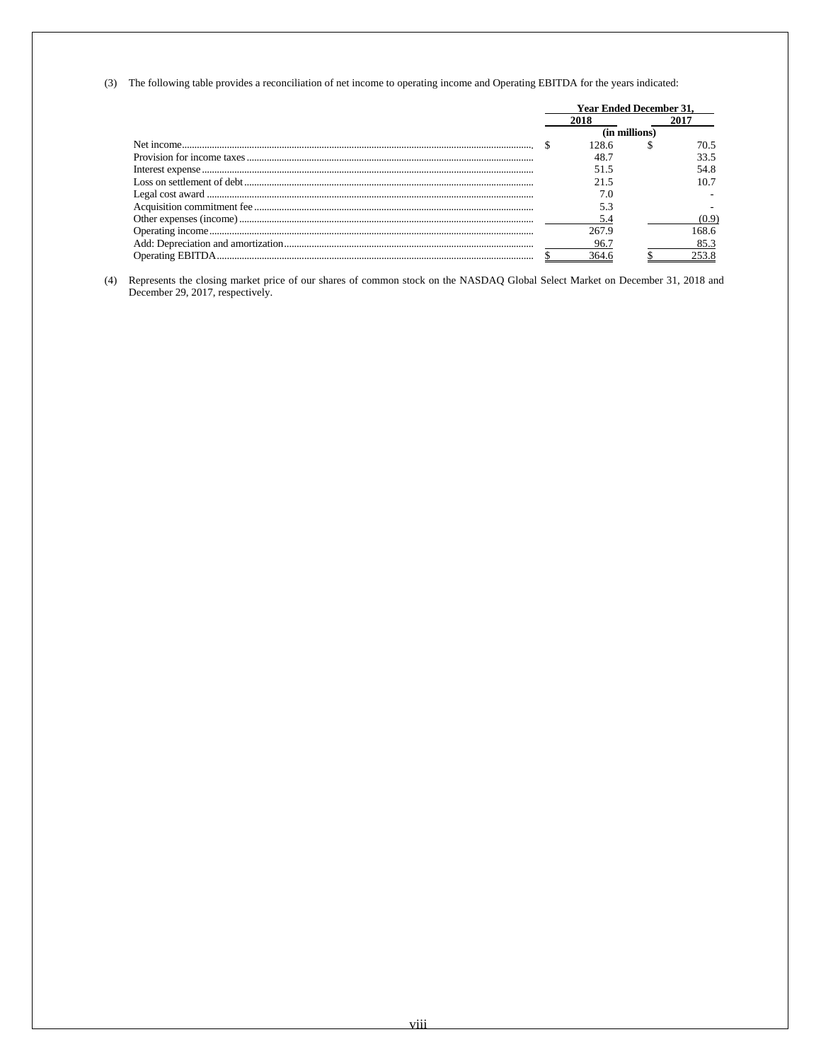(3) The following table provides a reconciliation of net income to operating income and Operating EBITDA for the years indicated:

| | Year Ended December 31, | |
|---|---|---|
| | 2018 | 2017 |
| | (in millions) | |
| Net income | $ 128.6 | $ 70.5 |
| Provision for income taxes | 48.7 | 33.5 |
| Interest expense | 51.5 | 54.8 |
| Loss on settlement of debt | 21.5 | 10.7 |
| Legal cost award | 7.0 | - |
| Acquisition commitment fee | 5.3 | - |
| Other expenses (income) | 5.4 | (0.9) |
| Operating income | 267.9 | 168.6 |
| Add: Depreciation and amortization | 96.7 | 85.3 |
| Operating EBITDA | $ 364.6 | $ 253.8 |

(4) Represents the closing market price of our shares of common stock on the NASDAQ Global Select Market on December 31, 2018 and December 29, 2017, respectively.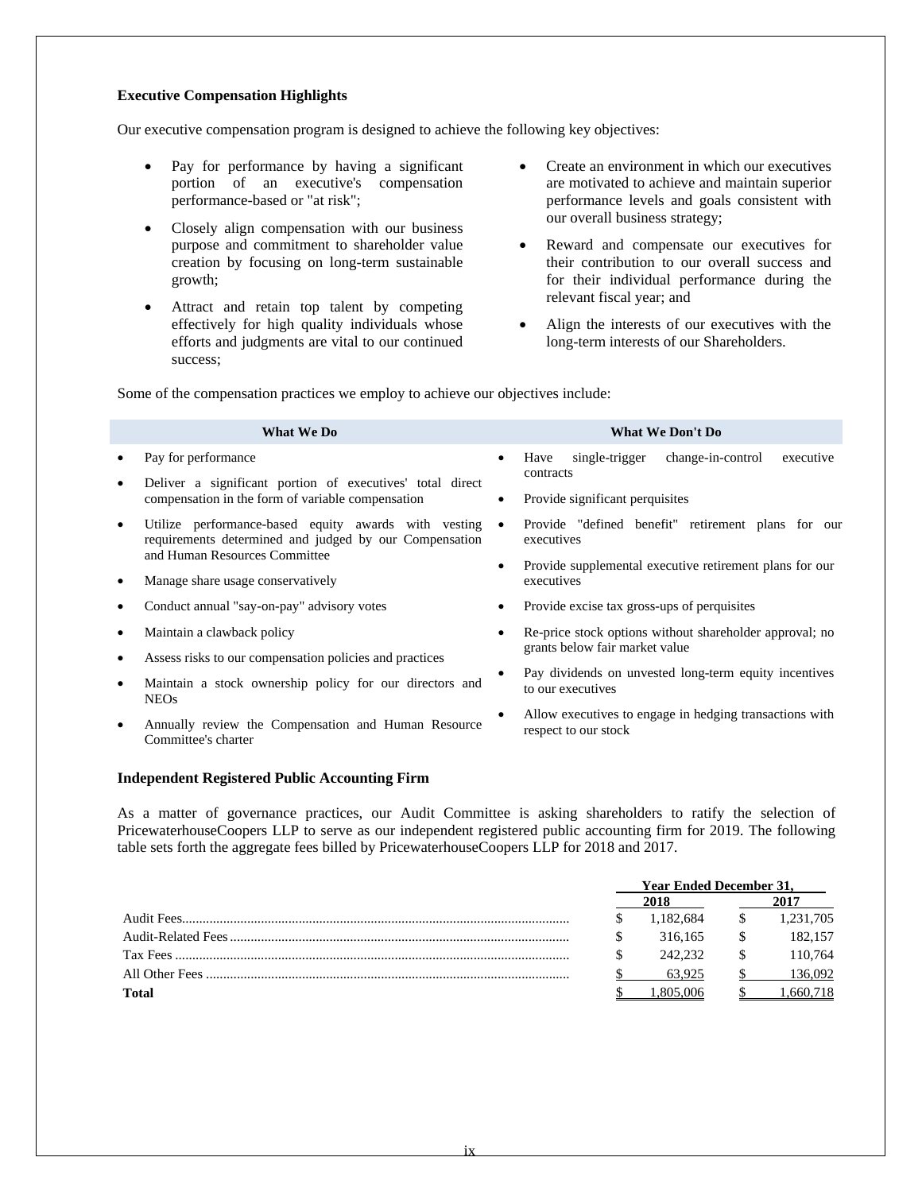**Executive Compensation Highlights**

Our executive compensation program is designed to achieve the following key objectives:

- Pay for performance by having a significant portion of an executive's compensation performance-based or "at risk";
- Closely align compensation with our business purpose and commitment to shareholder value creation by focusing on long-term sustainable growth;
- Attract and retain top talent by competing effectively for high quality individuals whose efforts and judgments are vital to our continued success;
- Create an environment in which our executives are motivated to achieve and maintain superior performance levels and goals consistent with our overall business strategy;
- Reward and compensate our executives for their contribution to our overall success and for their individual performance during the relevant fiscal year; and
- Align the interests of our executives with the long-term interests of our Shareholders.

Some of the compensation practices we employ to achieve our objectives include:

| What We Do | What We Don't Do |
|---|---|
| • Pay for performance | • Have single-trigger change-in-control executive contracts |
| • Deliver a significant portion of executives' total direct compensation in the form of variable compensation | • Provide significant perquisites |
| • Utilize performance-based equity awards with vesting requirements determined and judged by our Compensation and Human Resources Committee | • Provide "defined benefit" retirement plans for our executives |
| • Manage share usage conservatively | • Provide supplemental executive retirement plans for our executives |
| • Conduct annual "say-on-pay" advisory votes | • Provide excise tax gross-ups of perquisites |
| • Maintain a clawback policy | • Re-price stock options without shareholder approval; no grants below fair market value |
| • Assess risks to our compensation policies and practices | • Pay dividends on unvested long-term equity incentives to our executives |
| • Maintain a stock ownership policy for our directors and NEOs | • Allow executives to engage in hedging transactions with respect to our stock |
| • Annually review the Compensation and Human Resource Committee's charter | |

**Independent Registered Public Accounting Firm**

As a matter of governance practices, our Audit Committee is asking shareholders to ratify the selection of PricewaterhouseCoopers LLP to serve as our independent registered public accounting firm for 2019. The following table sets forth the aggregate fees billed by PricewaterhouseCoopers LLP for 2018 and 2017.

| | Year Ended December 31, | |
|---|---|---|
| | 2018 | 2017 |
| Audit Fees | $ 1,182,684 | $ 1,231,705 |
| Audit-Related Fees | $ 316,165 | $ 182,157 |
| Tax Fees | $ 242,232 | $ 110,764 |
| All Other Fees | $ 63,925 | $ 136,092 |
| **Total** | $ 1,805,006 | $ 1,660,718 |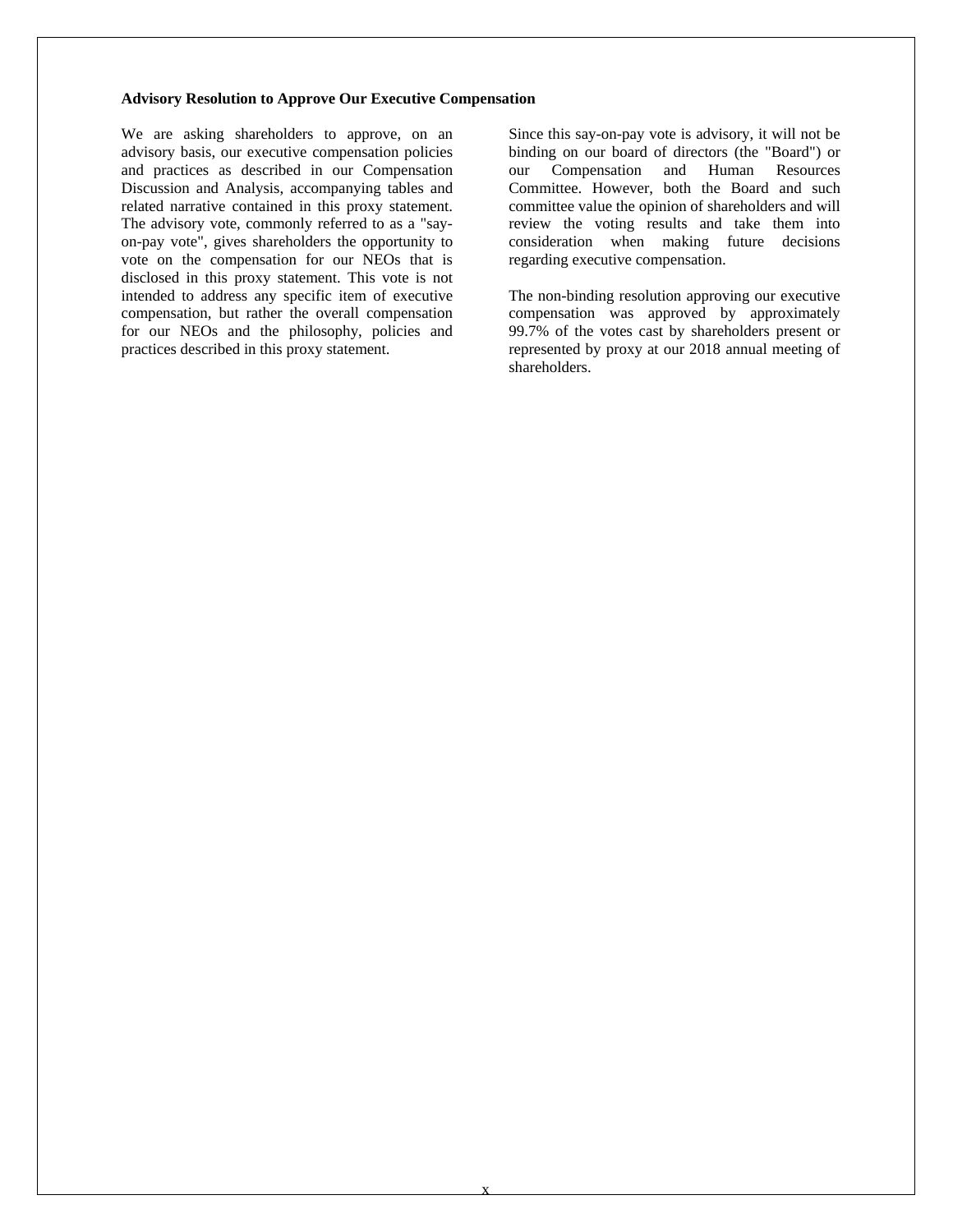**Advisory Resolution to Approve Our Executive Compensation**

We are asking shareholders to approve, on an advisory basis, our executive compensation policies and practices as described in our Compensation Discussion and Analysis, accompanying tables and related narrative contained in this proxy statement. The advisory vote, commonly referred to as a "say-on-pay vote", gives shareholders the opportunity to vote on the compensation for our NEOs that is disclosed in this proxy statement. This vote is not intended to address any specific item of executive compensation, but rather the overall compensation for our NEOs and the philosophy, policies and practices described in this proxy statement.

Since this say-on-pay vote is advisory, it will not be binding on our board of directors (the "Board") or our Compensation and Human Resources Committee. However, both the Board and such committee value the opinion of shareholders and will review the voting results and take them into consideration when making future decisions regarding executive compensation.

The non-binding resolution approving our executive compensation was approved by approximately 99.7% of the votes cast by shareholders present or represented by proxy at our 2018 annual meeting of shareholders.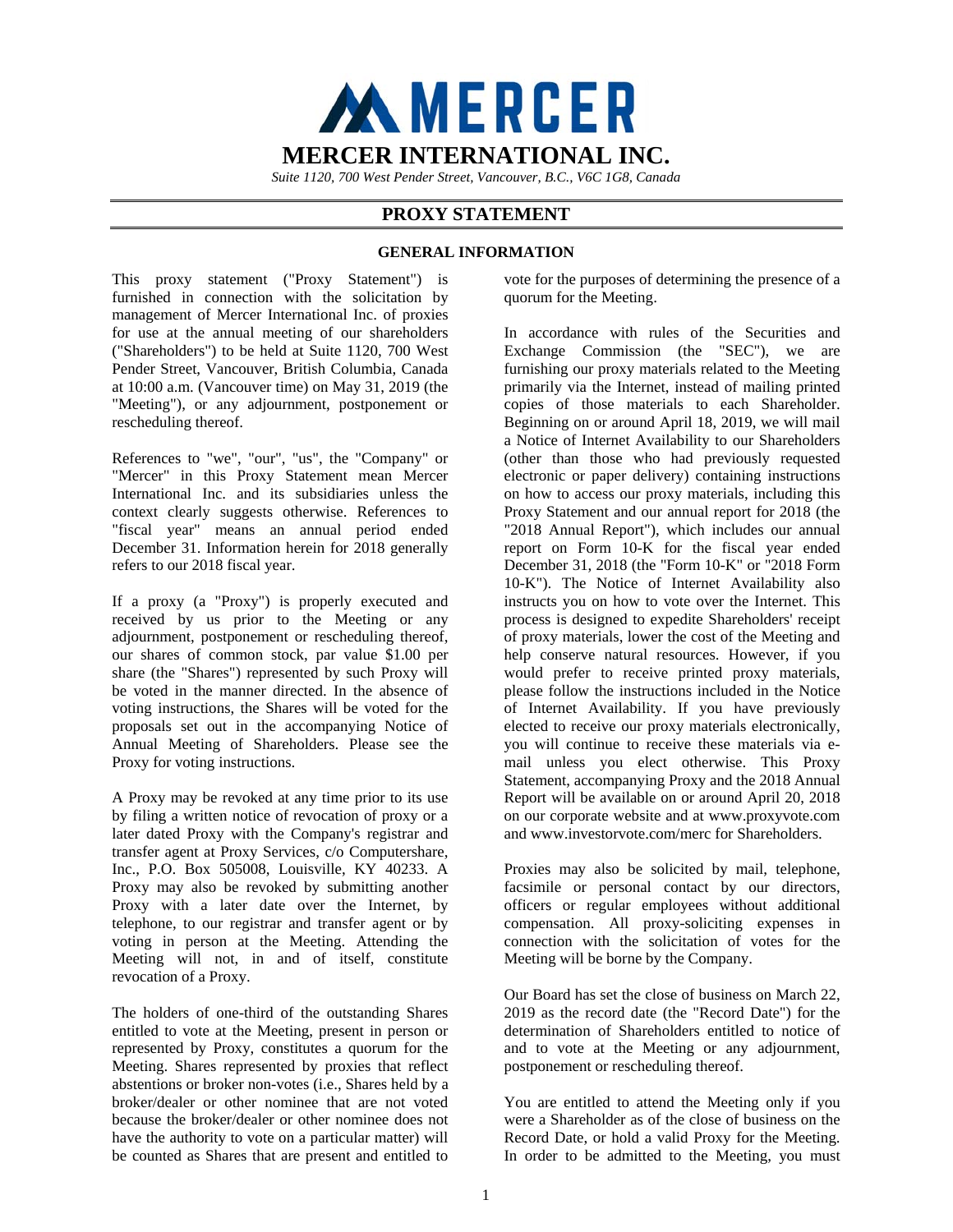# MERCER INTERNATIONAL INC.

*Suite 1120, 700 West Pender Street, Vancouver, B.C., V6C 1G8, Canada*

## PROXY STATEMENT

### GENERAL INFORMATION

This proxy statement ("Proxy Statement") is furnished in connection with the solicitation by management of Mercer International Inc. of proxies for use at the annual meeting of our shareholders ("Shareholders") to be held at Suite 1120, 700 West Pender Street, Vancouver, British Columbia, Canada at 10:00 a.m. (Vancouver time) on May 31, 2019 (the "Meeting"), or any adjournment, postponement or rescheduling thereof.

References to "we", "our", "us", the "Company" or "Mercer" in this Proxy Statement mean Mercer International Inc. and its subsidiaries unless the context clearly suggests otherwise. References to "fiscal year" means an annual period ended December 31. Information herein for 2018 generally refers to our 2018 fiscal year.

If a proxy (a "Proxy") is properly executed and received by us prior to the Meeting or any adjournment, postponement or rescheduling thereof, our shares of common stock, par value $1.00 per share (the "Shares") represented by such Proxy will be voted in the manner directed. In the absence of voting instructions, the Shares will be voted for the proposals set out in the accompanying Notice of Annual Meeting of Shareholders. Please see the Proxy for voting instructions.

A Proxy may be revoked at any time prior to its use by filing a written notice of revocation of proxy or a later dated Proxy with the Company's registrar and transfer agent at Proxy Services, c/o Computershare, Inc., P.O. Box 505008, Louisville, KY 40233. A Proxy may also be revoked by submitting another Proxy with a later date over the Internet, by telephone, to our registrar and transfer agent or by voting in person at the Meeting. Attending the Meeting will not, in and of itself, constitute revocation of a Proxy.

The holders of one-third of the outstanding Shares entitled to vote at the Meeting, present in person or represented by Proxy, constitutes a quorum for the Meeting. Shares represented by proxies that reflect abstentions or broker non-votes (i.e., Shares held by a broker/dealer or other nominee that are not voted because the broker/dealer or other nominee does not have the authority to vote on a particular matter) will be counted as Shares that are present and entitled to vote for the purposes of determining the presence of a quorum for the Meeting.

In accordance with rules of the Securities and Exchange Commission (the "SEC"), we are furnishing our proxy materials related to the Meeting primarily via the Internet, instead of mailing printed copies of those materials to each Shareholder. Beginning on or around April 18, 2019, we will mail a Notice of Internet Availability to our Shareholders (other than those who had previously requested electronic or paper delivery) containing instructions on how to access our proxy materials, including this Proxy Statement and our annual report for 2018 (the "2018 Annual Report"), which includes our annual report on Form 10-K for the fiscal year ended December 31, 2018 (the "Form 10-K" or "2018 Form 10-K"). The Notice of Internet Availability also instructs you on how to vote over the Internet. This process is designed to expedite Shareholders' receipt of proxy materials, lower the cost of the Meeting and help conserve natural resources. However, if you would prefer to receive printed proxy materials, please follow the instructions included in the Notice of Internet Availability. If you have previously elected to receive our proxy materials electronically, you will continue to receive these materials via e-mail unless you elect otherwise. This Proxy Statement, accompanying Proxy and the 2018 Annual Report will be available on or around April 20, 2018 on our corporate website and at www.proxyvote.com and www.investorvote.com/merc for Shareholders.

Proxies may also be solicited by mail, telephone, facsimile or personal contact by our directors, officers or regular employees without additional compensation. All proxy-soliciting expenses in connection with the solicitation of votes for the Meeting will be borne by the Company.

Our Board has set the close of business on March 22, 2019 as the record date (the "Record Date") for the determination of Shareholders entitled to notice of and to vote at the Meeting or any adjournment, postponement or rescheduling thereof.

You are entitled to attend the Meeting only if you were a Shareholder as of the close of business on the Record Date, or hold a valid Proxy for the Meeting. In order to be admitted to the Meeting, you must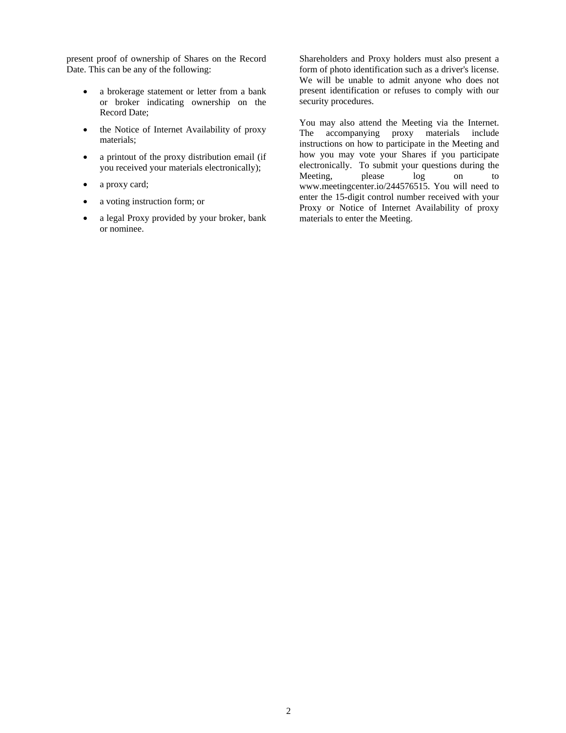present proof of ownership of Shares on the Record Date. This can be any of the following:

- a brokerage statement or letter from a bank or broker indicating ownership on the Record Date;
- the Notice of Internet Availability of proxy materials;
- a printout of the proxy distribution email (if you received your materials electronically);
- a proxy card;
- a voting instruction form; or
- a legal Proxy provided by your broker, bank or nominee.

Shareholders and Proxy holders must also present a form of photo identification such as a driver's license. We will be unable to admit anyone who does not present identification or refuses to comply with our security procedures.

You may also attend the Meeting via the Internet. The accompanying proxy materials include instructions on how to participate in the Meeting and how you may vote your Shares if you participate electronically. To submit your questions during the Meeting, please log on to www.meetingcenter.io/244576515. You will need to enter the 15-digit control number received with your Proxy or Notice of Internet Availability of proxy materials to enter the Meeting.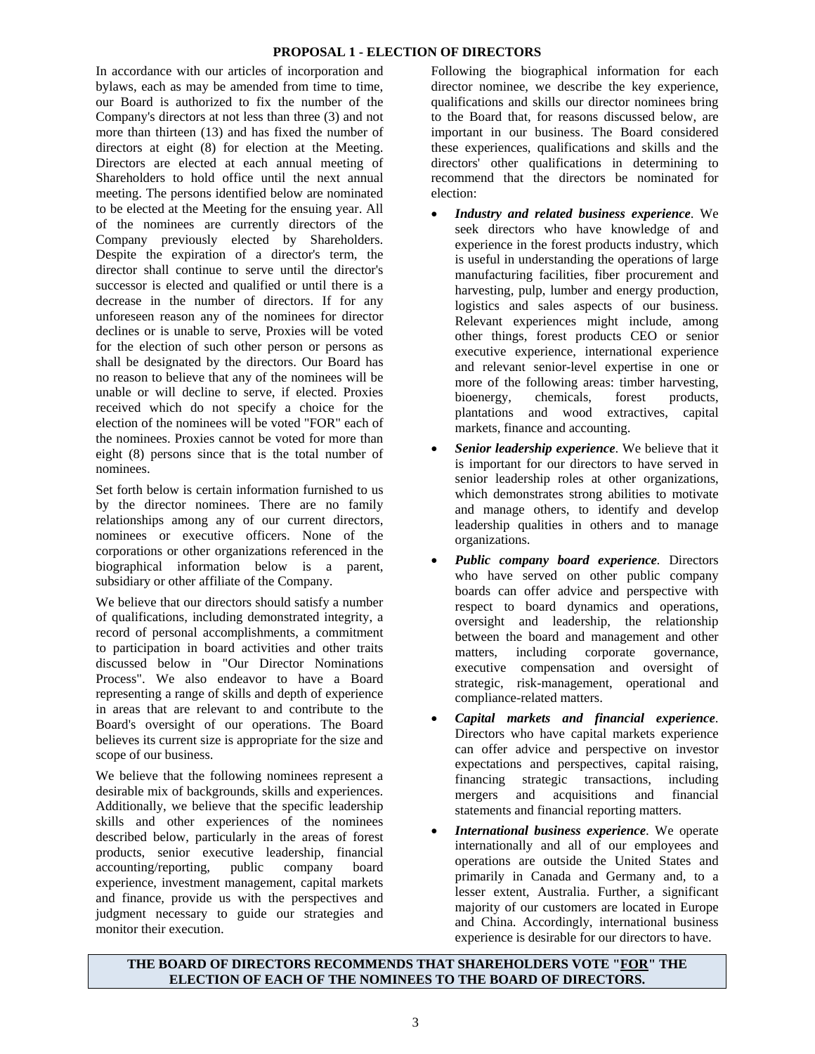## PROPOSAL 1 - ELECTION OF DIRECTORS

In accordance with our articles of incorporation and bylaws, each as may be amended from time to time, our Board is authorized to fix the number of the Company's directors at not less than three (3) and not more than thirteen (13) and has fixed the number of directors at eight (8) for election at the Meeting. Directors are elected at each annual meeting of Shareholders to hold office until the next annual meeting. The persons identified below are nominated to be elected at the Meeting for the ensuing year. All of the nominees are currently directors of the Company previously elected by Shareholders. Despite the expiration of a director's term, the director shall continue to serve until the director's successor is elected and qualified or until there is a decrease in the number of directors. If for any unforeseen reason any of the nominees for director declines or is unable to serve, Proxies will be voted for the election of such other person or persons as shall be designated by the directors. Our Board has no reason to believe that any of the nominees will be unable or will decline to serve, if elected. Proxies received which do not specify a choice for the election of the nominees will be voted "FOR" each of the nominees. Proxies cannot be voted for more than eight (8) persons since that is the total number of nominees.

Set forth below is certain information furnished to us by the director nominees. There are no family relationships among any of our current directors, nominees or executive officers. None of the corporations or other organizations referenced in the biographical information below is a parent, subsidiary or other affiliate of the Company.

We believe that our directors should satisfy a number of qualifications, including demonstrated integrity, a record of personal accomplishments, a commitment to participation in board activities and other traits discussed below in "Our Director Nominations Process". We also endeavor to have a Board representing a range of skills and depth of experience in areas that are relevant to and contribute to the Board's oversight of our operations. The Board believes its current size is appropriate for the size and scope of our business.

We believe that the following nominees represent a desirable mix of backgrounds, skills and experiences. Additionally, we believe that the specific leadership skills and other experiences of the nominees described below, particularly in the areas of forest products, senior executive leadership, financial accounting/reporting, public company board experience, investment management, capital markets and finance, provide us with the perspectives and judgment necessary to guide our strategies and monitor their execution.

Following the biographical information for each director nominee, we describe the key experience, qualifications and skills our director nominees bring to the Board that, for reasons discussed below, are important in our business. The Board considered these experiences, qualifications and skills and the directors' other qualifications in determining to recommend that the directors be nominated for election:

- ***Industry and related business experience***. We seek directors who have knowledge of and experience in the forest products industry, which is useful in understanding the operations of large manufacturing facilities, fiber procurement and harvesting, pulp, lumber and energy production, logistics and sales aspects of our business. Relevant experiences might include, among other things, forest products CEO or senior executive experience, international experience and relevant senior-level expertise in one or more of the following areas: timber harvesting, bioenergy, chemicals, forest products, plantations and wood extractives, capital markets, finance and accounting.
- ***Senior leadership experience***. We believe that it is important for our directors to have served in senior leadership roles at other organizations, which demonstrates strong abilities to motivate and manage others, to identify and develop leadership qualities in others and to manage organizations.
- ***Public company board experience***. Directors who have served on other public company boards can offer advice and perspective with respect to board dynamics and operations, oversight and leadership, the relationship between the board and management and other matters, including corporate governance, executive compensation and oversight of strategic, risk-management, operational and compliance-related matters.
- ***Capital markets and financial experience***. Directors who have capital markets experience can offer advice and perspective on investor expectations and perspectives, capital raising, financing strategic transactions, including mergers and acquisitions and financial statements and financial reporting matters.
- ***International business experience***. We operate internationally and all of our employees and operations are outside the United States and primarily in Canada and Germany and, to a lesser extent, Australia. Further, a significant majority of our customers are located in Europe and China. Accordingly, international business experience is desirable for our directors to have.

**THE BOARD OF DIRECTORS RECOMMENDS THAT SHAREHOLDERS VOTE "FOR" THE ELECTION OF EACH OF THE NOMINEES TO THE BOARD OF DIRECTORS.**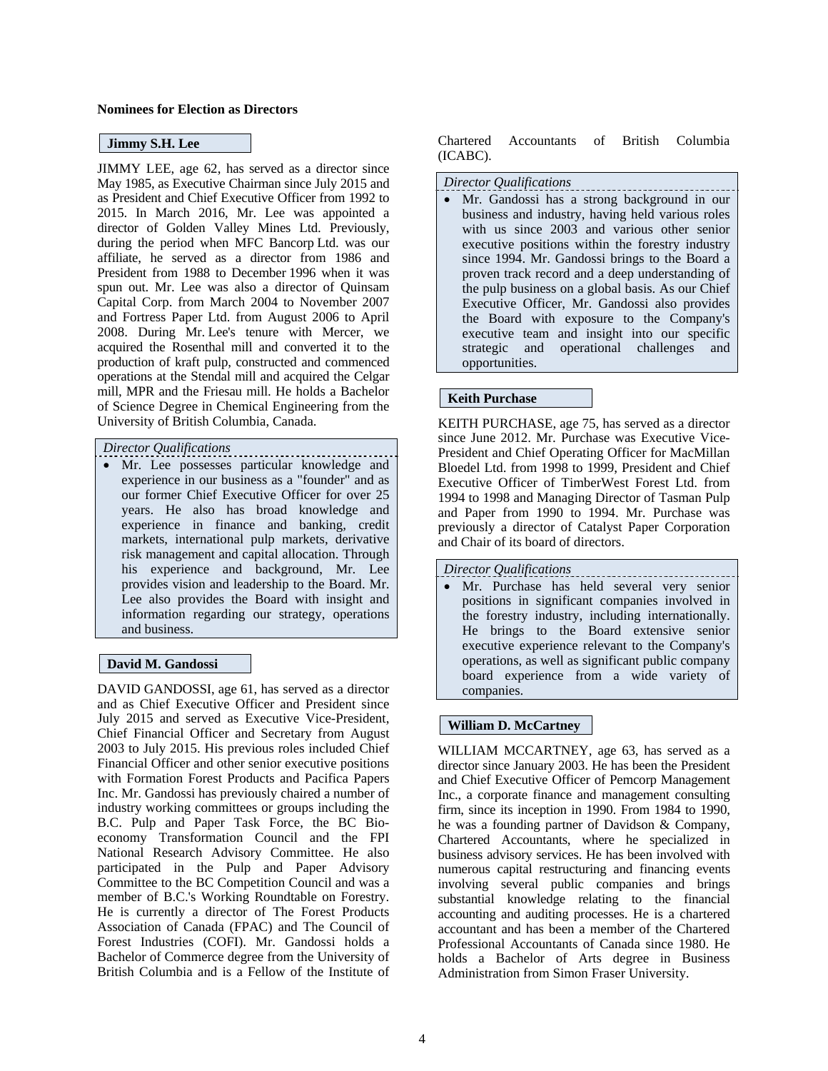**Nominees for Election as Directors**

**Jimmy S.H. Lee**

JIMMY LEE, age 62, has served as a director since May 1985, as Executive Chairman since July 2015 and as President and Chief Executive Officer from 1992 to 2015. In March 2016, Mr. Lee was appointed a director of Golden Valley Mines Ltd. Previously, during the period when MFC Bancorp Ltd. was our affiliate, he served as a director from 1986 and President from 1988 to December 1996 when it was spun out. Mr. Lee was also a director of Quinsam Capital Corp. from March 2004 to November 2007 and Fortress Paper Ltd. from August 2006 to April 2008. During Mr. Lee's tenure with Mercer, we acquired the Rosenthal mill and converted it to the production of kraft pulp, constructed and commenced operations at the Stendal mill and acquired the Celgar mill, MPR and the Friesau mill. He holds a Bachelor of Science Degree in Chemical Engineering from the University of British Columbia, Canada.

*Director Qualifications*

- Mr. Lee possesses particular knowledge and experience in our business as a "founder" and as our former Chief Executive Officer for over 25 years. He also has broad knowledge and experience in finance and banking, credit markets, international pulp markets, derivative risk management and capital allocation. Through his experience and background, Mr. Lee provides vision and leadership to the Board. Mr. Lee also provides the Board with insight and information regarding our strategy, operations and business.

**David M. Gandossi**

DAVID GANDOSSI, age 61, has served as a director and as Chief Executive Officer and President since July 2015 and served as Executive Vice-President, Chief Financial Officer and Secretary from August 2003 to July 2015. His previous roles included Chief Financial Officer and other senior executive positions with Formation Forest Products and Pacifica Papers Inc. Mr. Gandossi has previously chaired a number of industry working committees or groups including the B.C. Pulp and Paper Task Force, the BC Bio-economy Transformation Council and the FPI National Research Advisory Committee. He also participated in the Pulp and Paper Advisory Committee to the BC Competition Council and was a member of B.C.'s Working Roundtable on Forestry. He is currently a director of The Forest Products Association of Canada (FPAC) and The Council of Forest Industries (COFI). Mr. Gandossi holds a Bachelor of Commerce degree from the University of British Columbia and is a Fellow of the Institute of Chartered Accountants of British Columbia (ICABC).

*Director Qualifications*

- Mr. Gandossi has a strong background in our business and industry, having held various roles with us since 2003 and various other senior executive positions within the forestry industry since 1994. Mr. Gandossi brings to the Board a proven track record and a deep understanding of the pulp business on a global basis. As our Chief Executive Officer, Mr. Gandossi also provides the Board with exposure to the Company's executive team and insight into our specific strategic and operational challenges and opportunities.

**Keith Purchase**

KEITH PURCHASE, age 75, has served as a director since June 2012. Mr. Purchase was Executive Vice-President and Chief Operating Officer for MacMillan Bloedel Ltd. from 1998 to 1999, President and Chief Executive Officer of TimberWest Forest Ltd. from 1994 to 1998 and Managing Director of Tasman Pulp and Paper from 1990 to 1994. Mr. Purchase was previously a director of Catalyst Paper Corporation and Chair of its board of directors.

*Director Qualifications*

- Mr. Purchase has held several very senior positions in significant companies involved in the forestry industry, including internationally. He brings to the Board extensive senior executive experience relevant to the Company's operations, as well as significant public company board experience from a wide variety of companies.

**William D. McCartney**

WILLIAM MCCARTNEY, age 63, has served as a director since January 2003. He has been the President and Chief Executive Officer of Pemcorp Management Inc., a corporate finance and management consulting firm, since its inception in 1990. From 1984 to 1990, he was a founding partner of Davidson & Company, Chartered Accountants, where he specialized in business advisory services. He has been involved with numerous capital restructuring and financing events involving several public companies and brings substantial knowledge relating to the financial accounting and auditing processes. He is a chartered accountant and has been a member of the Chartered Professional Accountants of Canada since 1980. He holds a Bachelor of Arts degree in Business Administration from Simon Fraser University.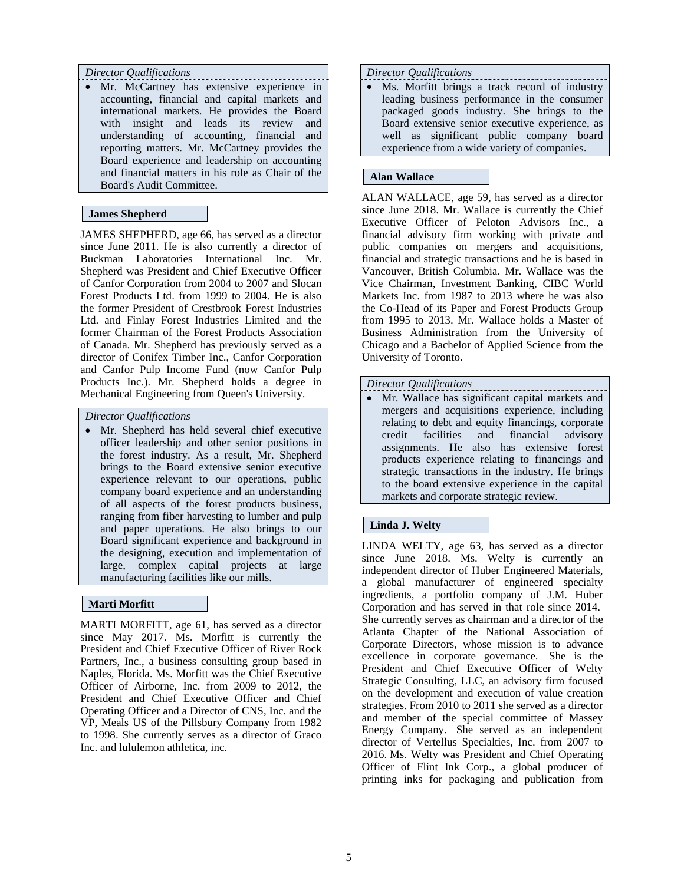*Director Qualifications*

- Mr. McCartney has extensive experience in accounting, financial and capital markets and international markets. He provides the Board with insight and leads its review and understanding of accounting, financial and reporting matters. Mr. McCartney provides the Board experience and leadership on accounting and financial matters in his role as Chair of the Board's Audit Committee.

**James Shepherd**

JAMES SHEPHERD, age 66, has served as a director since June 2011. He is also currently a director of Buckman Laboratories International Inc. Mr. Shepherd was President and Chief Executive Officer of Canfor Corporation from 2004 to 2007 and Slocan Forest Products Ltd. from 1999 to 2004. He is also the former President of Crestbrook Forest Industries Ltd. and Finlay Forest Industries Limited and the former Chairman of the Forest Products Association of Canada. Mr. Shepherd has previously served as a director of Conifex Timber Inc., Canfor Corporation and Canfor Pulp Income Fund (now Canfor Pulp Products Inc.). Mr. Shepherd holds a degree in Mechanical Engineering from Queen's University.

*Director Qualifications*

- Mr. Shepherd has held several chief executive officer leadership and other senior positions in the forest industry. As a result, Mr. Shepherd brings to the Board extensive senior executive experience relevant to our operations, public company board experience and an understanding of all aspects of the forest products business, ranging from fiber harvesting to lumber and pulp and paper operations. He also brings to our Board significant experience and background in the designing, execution and implementation of large, complex capital projects at large manufacturing facilities like our mills.

**Marti Morfitt**

MARTI MORFITT, age 61, has served as a director since May 2017. Ms. Morfitt is currently the President and Chief Executive Officer of River Rock Partners, Inc., a business consulting group based in Naples, Florida. Ms. Morfitt was the Chief Executive Officer of Airborne, Inc. from 2009 to 2012, the President and Chief Executive Officer and Chief Operating Officer and a Director of CNS, Inc. and the VP, Meals US of the Pillsbury Company from 1982 to 1998. She currently serves as a director of Graco Inc. and lululemon athletica, inc.

*Director Qualifications*

- Ms. Morfitt brings a track record of industry leading business performance in the consumer packaged goods industry. She brings to the Board extensive senior executive experience, as well as significant public company board experience from a wide variety of companies.

**Alan Wallace**

ALAN WALLACE, age 59, has served as a director since June 2018. Mr. Wallace is currently the Chief Executive Officer of Peloton Advisors Inc., a financial advisory firm working with private and public companies on mergers and acquisitions, financial and strategic transactions and he is based in Vancouver, British Columbia. Mr. Wallace was the Vice Chairman, Investment Banking, CIBC World Markets Inc. from 1987 to 2013 where he was also the Co-Head of its Paper and Forest Products Group from 1995 to 2013. Mr. Wallace holds a Master of Business Administration from the University of Chicago and a Bachelor of Applied Science from the University of Toronto.

*Director Qualifications*

- Mr. Wallace has significant capital markets and mergers and acquisitions experience, including relating to debt and equity financings, corporate credit facilities and financial advisory assignments. He also has extensive forest products experience relating to financings and strategic transactions in the industry. He brings to the board extensive experience in the capital markets and corporate strategic review.

**Linda J. Welty**

LINDA WELTY, age 63, has served as a director since June 2018. Ms. Welty is currently an independent director of Huber Engineered Materials, a global manufacturer of engineered specialty ingredients, a portfolio company of J.M. Huber Corporation and has served in that role since 2014. She currently serves as chairman and a director of the Atlanta Chapter of the National Association of Corporate Directors, whose mission is to advance excellence in corporate governance. She is the President and Chief Executive Officer of Welty Strategic Consulting, LLC, an advisory firm focused on the development and execution of value creation strategies. From 2010 to 2011 she served as a director and member of the special committee of Massey Energy Company. She served as an independent director of Vertellus Specialties, Inc. from 2007 to 2016. Ms. Welty was President and Chief Operating Officer of Flint Ink Corp., a global producer of printing inks for packaging and publication from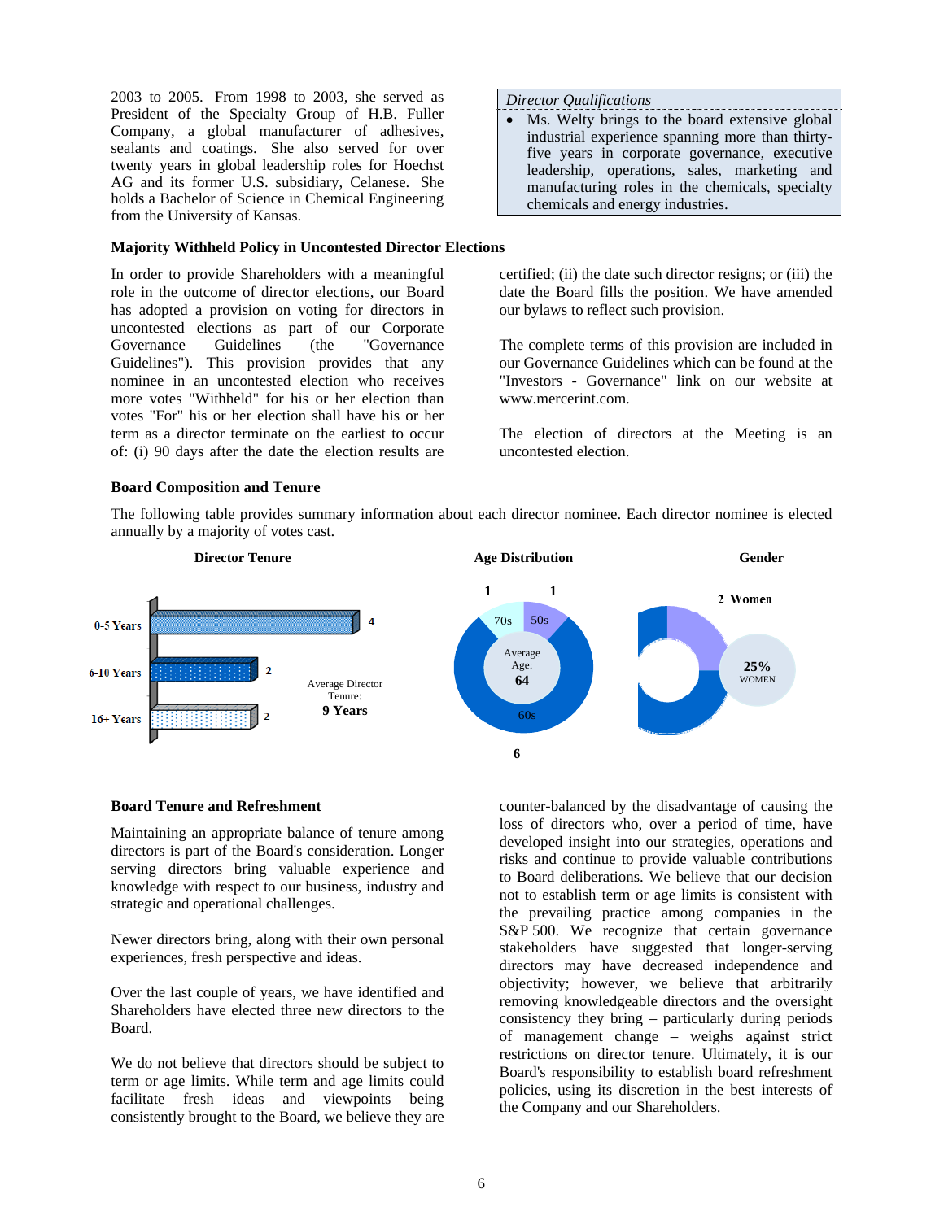2003 to 2005. From 1998 to 2003, she served as President of the Specialty Group of H.B. Fuller Company, a global manufacturer of adhesives, sealants and coatings. She also served for over twenty years in global leadership roles for Hoechst AG and its former U.S. subsidiary, Celanese. She holds a Bachelor of Science in Chemical Engineering from the University of Kansas.

*Director Qualifications*

- Ms. Welty brings to the board extensive global industrial experience spanning more than thirty-five years in corporate governance, executive leadership, operations, sales, marketing and manufacturing roles in the chemicals, specialty chemicals and energy industries.

### Majority Withheld Policy in Uncontested Director Elections

In order to provide Shareholders with a meaningful role in the outcome of director elections, our Board has adopted a provision on voting for directors in uncontested elections as part of our Corporate Governance Guidelines (the "Governance Guidelines"). This provision provides that any nominee in an uncontested election who receives more votes "Withheld" for his or her election than votes "For" his or her election shall have his or her term as a director terminate on the earliest to occur of: (i) 90 days after the date the election results are certified; (ii) the date such director resigns; or (iii) the date the Board fills the position. We have amended our bylaws to reflect such provision.

The complete terms of this provision are included in our Governance Guidelines which can be found at the "Investors - Governance" link on our website at www.mercerint.com.

The election of directors at the Meeting is an uncontested election.

### Board Composition and Tenure

The following table provides summary information about each director nominee. Each director nominee is elected annually by a majority of votes cast.

**Director Tenure**

| Tenure | Directors |
| --- | --- |
| 0-5 Years | 4 |
| 6-10 Years | 2 |
| 16+ Years | 2 |

Average Director Tenure: **9 Years**

**Age Distribution**

| Age | Directors |
| --- | --- |
| 50s | 1 |
| 60s | 6 |
| 70s | 1 |

Average Age: **64**

**Gender**

2 Women

**25%** WOMEN

### Board Tenure and Refreshment

Maintaining an appropriate balance of tenure among directors is part of the Board's consideration. Longer serving directors bring valuable experience and knowledge with respect to our business, industry and strategic and operational challenges.

Newer directors bring, along with their own personal experiences, fresh perspective and ideas.

Over the last couple of years, we have identified and Shareholders have elected three new directors to the Board.

We do not believe that directors should be subject to term or age limits. While term and age limits could facilitate fresh ideas and viewpoints being consistently brought to the Board, we believe they are counter-balanced by the disadvantage of causing the loss of directors who, over a period of time, have developed insight into our strategies, operations and risks and continue to provide valuable contributions to Board deliberations. We believe that our decision not to establish term or age limits is consistent with the prevailing practice among companies in the S&P 500. We recognize that certain governance stakeholders have suggested that longer-serving directors may have decreased independence and objectivity; however, we believe that arbitrarily removing knowledgeable directors and the oversight consistency they bring – particularly during periods of management change – weighs against strict restrictions on director tenure. Ultimately, it is our Board's responsibility to establish board refreshment policies, using its discretion in the best interests of the Company and our Shareholders.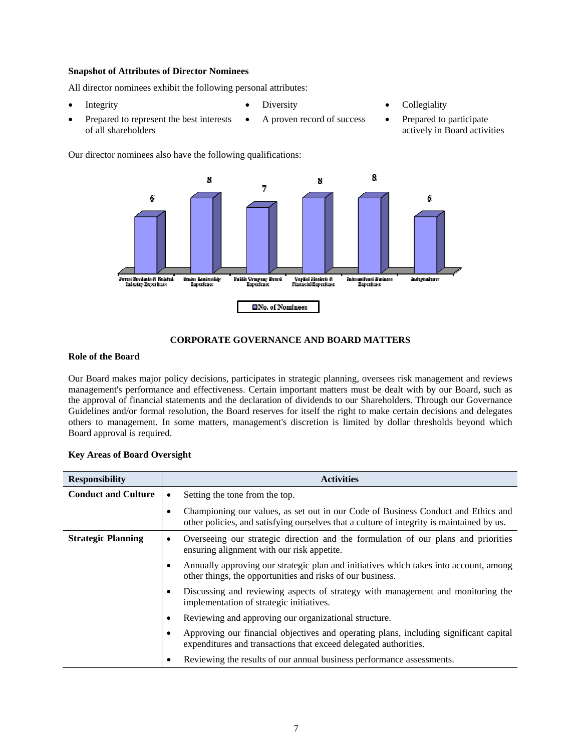**Snapshot of Attributes of Director Nominees**

All director nominees exhibit the following personal attributes:

- Integrity
- Diversity
- Collegiality
- Prepared to represent the best interests of all shareholders
- A proven record of success
- Prepared to participate actively in Board activities

Our director nominees also have the following qualifications:

| Qualification | No. of Nominees |
|---|---|
| Forest Products & Related Industry Experience | 6 |
| Senior Leadership Experience | 8 |
| Public Company Board Experience | 7 |
| Capital Markets & Financial Experience | 8 |
| International Business Experience | 8 |
| Independence | 6 |

## CORPORATE GOVERNANCE AND BOARD MATTERS

**Role of the Board**

Our Board makes major policy decisions, participates in strategic planning, oversees risk management and reviews management's performance and effectiveness. Certain important matters must be dealt with by our Board, such as the approval of financial statements and the declaration of dividends to our Shareholders. Through our Governance Guidelines and/or formal resolution, the Board reserves for itself the right to make certain decisions and delegates others to management. In some matters, management's discretion is limited by dollar thresholds beyond which Board approval is required.

**Key Areas of Board Oversight**

| Responsibility | Activities |
|---|---|
| **Conduct and Culture** | • Setting the tone from the top.<br>• Championing our values, as set out in our Code of Business Conduct and Ethics and other policies, and satisfying ourselves that a culture of integrity is maintained by us. |
| **Strategic Planning** | • Overseeing our strategic direction and the formulation of our plans and priorities ensuring alignment with our risk appetite.<br>• Annually approving our strategic plan and initiatives which takes into account, among other things, the opportunities and risks of our business.<br>• Discussing and reviewing aspects of strategy with management and monitoring the implementation of strategic initiatives.<br>• Reviewing and approving our organizational structure.<br>• Approving our financial objectives and operating plans, including significant capital expenditures and transactions that exceed delegated authorities.<br>• Reviewing the results of our annual business performance assessments. |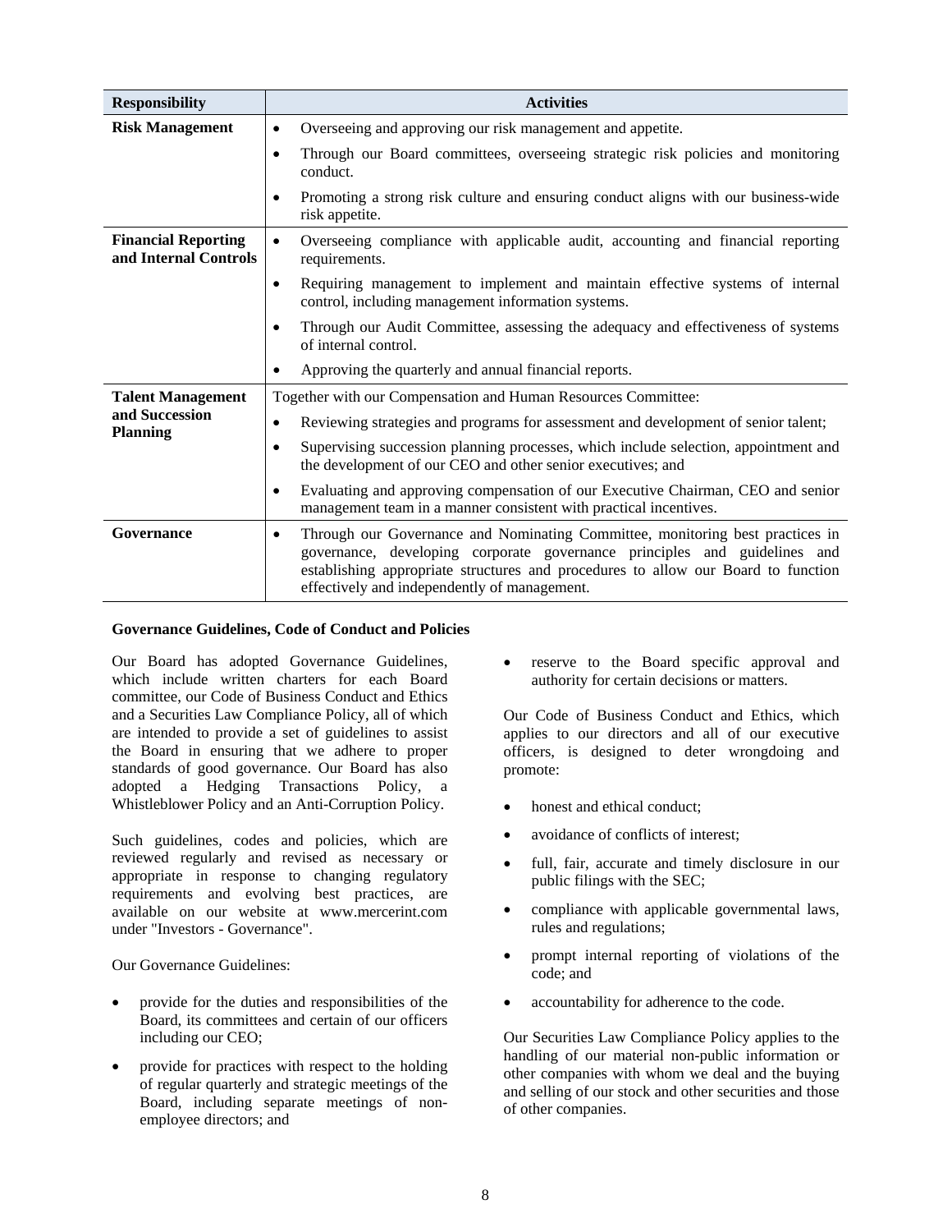| Responsibility | Activities |
|---|---|
| **Risk Management** | • Overseeing and approving our risk management and appetite.<br>• Through our Board committees, overseeing strategic risk policies and monitoring conduct.<br>• Promoting a strong risk culture and ensuring conduct aligns with our business-wide risk appetite. |
| **Financial Reporting and Internal Controls** | • Overseeing compliance with applicable audit, accounting and financial reporting requirements.<br>• Requiring management to implement and maintain effective systems of internal control, including management information systems.<br>• Through our Audit Committee, assessing the adequacy and effectiveness of systems of internal control.<br>• Approving the quarterly and annual financial reports. |
| **Talent Management and Succession Planning** | Together with our Compensation and Human Resources Committee:<br>• Reviewing strategies and programs for assessment and development of senior talent;<br>• Supervising succession planning processes, which include selection, appointment and the development of our CEO and other senior executives; and<br>• Evaluating and approving compensation of our Executive Chairman, CEO and senior management team in a manner consistent with practical incentives. |
| **Governance** | • Through our Governance and Nominating Committee, monitoring best practices in governance, developing corporate governance principles and guidelines and establishing appropriate structures and procedures to allow our Board to function effectively and independently of management. |

**Governance Guidelines, Code of Conduct and Policies**

Our Board has adopted Governance Guidelines, which include written charters for each Board committee, our Code of Business Conduct and Ethics and a Securities Law Compliance Policy, all of which are intended to provide a set of guidelines to assist the Board in ensuring that we adhere to proper standards of good governance. Our Board has also adopted a Hedging Transactions Policy, a Whistleblower Policy and an Anti-Corruption Policy.

Such guidelines, codes and policies, which are reviewed regularly and revised as necessary or appropriate in response to changing regulatory requirements and evolving best practices, are available on our website at www.mercerint.com under "Investors - Governance".

Our Governance Guidelines:

- provide for the duties and responsibilities of the Board, its committees and certain of our officers including our CEO;
- provide for practices with respect to the holding of regular quarterly and strategic meetings of the Board, including separate meetings of non-employee directors; and
- reserve to the Board specific approval and authority for certain decisions or matters.

Our Code of Business Conduct and Ethics, which applies to our directors and all of our executive officers, is designed to deter wrongdoing and promote:

- honest and ethical conduct;
- avoidance of conflicts of interest;
- full, fair, accurate and timely disclosure in our public filings with the SEC;
- compliance with applicable governmental laws, rules and regulations;
- prompt internal reporting of violations of the code; and
- accountability for adherence to the code.

Our Securities Law Compliance Policy applies to the handling of our material non-public information or other companies with whom we deal and the buying and selling of our stock and other securities and those of other companies.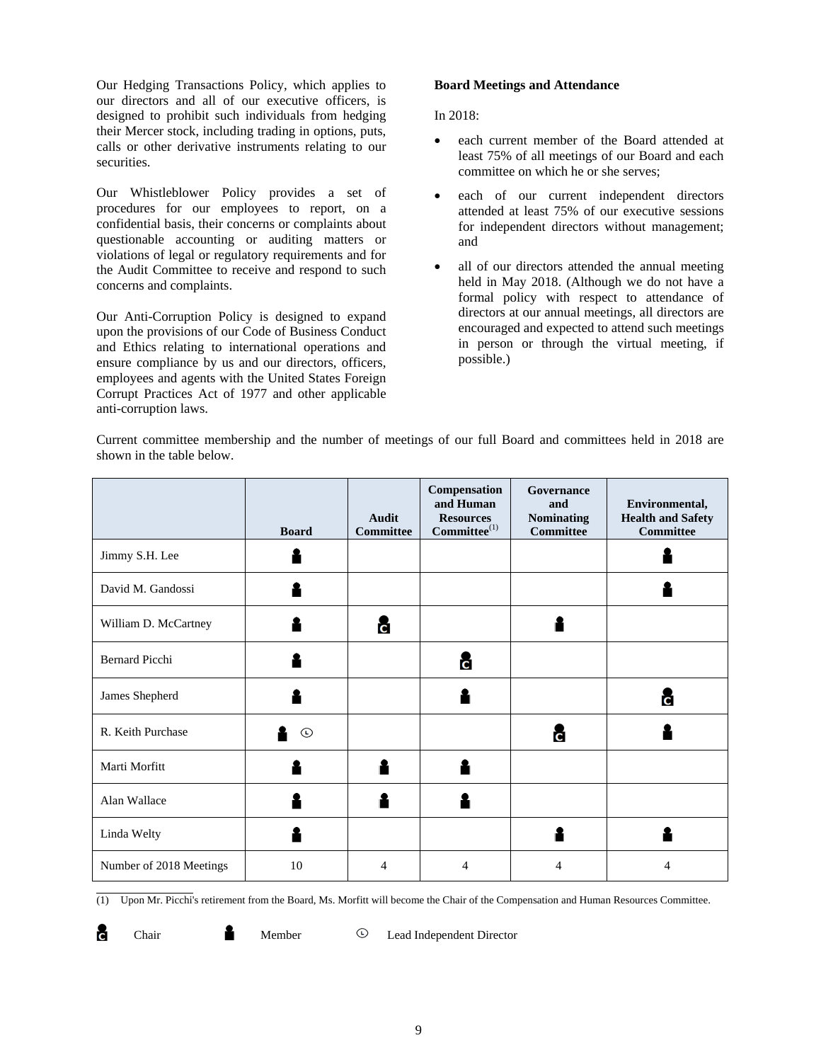Our Hedging Transactions Policy, which applies to our directors and all of our executive officers, is designed to prohibit such individuals from hedging their Mercer stock, including trading in options, puts, calls or other derivative instruments relating to our securities.

Our Whistleblower Policy provides a set of procedures for our employees to report, on a confidential basis, their concerns or complaints about questionable accounting or auditing matters or violations of legal or regulatory requirements and for the Audit Committee to receive and respond to such concerns and complaints.

Our Anti-Corruption Policy is designed to expand upon the provisions of our Code of Business Conduct and Ethics relating to international operations and ensure compliance by us and our directors, officers, employees and agents with the United States Foreign Corrupt Practices Act of 1977 and other applicable anti-corruption laws.

**Board Meetings and Attendance**

In 2018:

- each current member of the Board attended at least 75% of all meetings of our Board and each committee on which he or she serves;
- each of our current independent directors attended at least 75% of our executive sessions for independent directors without management; and
- all of our directors attended the annual meeting held in May 2018. (Although we do not have a formal policy with respect to attendance of directors at our annual meetings, all directors are encouraged and expected to attend such meetings in person or through the virtual meeting, if possible.)

Current committee membership and the number of meetings of our full Board and committees held in 2018 are shown in the table below.

| | Board | Audit Committee | Compensation and Human Resources Committee[(1)] | Governance and Nominating Committee | Environmental, Health and Safety Committee |
|---|---|---|---|---|---|
| Jimmy S.H. Lee | Member | | | | Member |
| David M. Gandossi | Member | | | | Member |
| William D. McCartney | Member | Chair | | Member | |
| Bernard Picchi | Member | | Chair | | |
| James Shepherd | Member | | Member | | Chair |
| R. Keith Purchase | Member, Lead Independent Director | | | Chair | Member |
| Marti Morfitt | Member | Member | Member | | |
| Alan Wallace | Member | Member | Member | | |
| Linda Welty | Member | | | Member | Member |
| Number of 2018 Meetings | 10 | 4 | 4 | 4 | 4 |

(1) Upon Mr. Picchi's retirement from the Board, Ms. Morfitt will become the Chair of the Compensation and Human Resources Committee.

Chair &nbsp;&nbsp; Member &nbsp;&nbsp; Lead Independent Director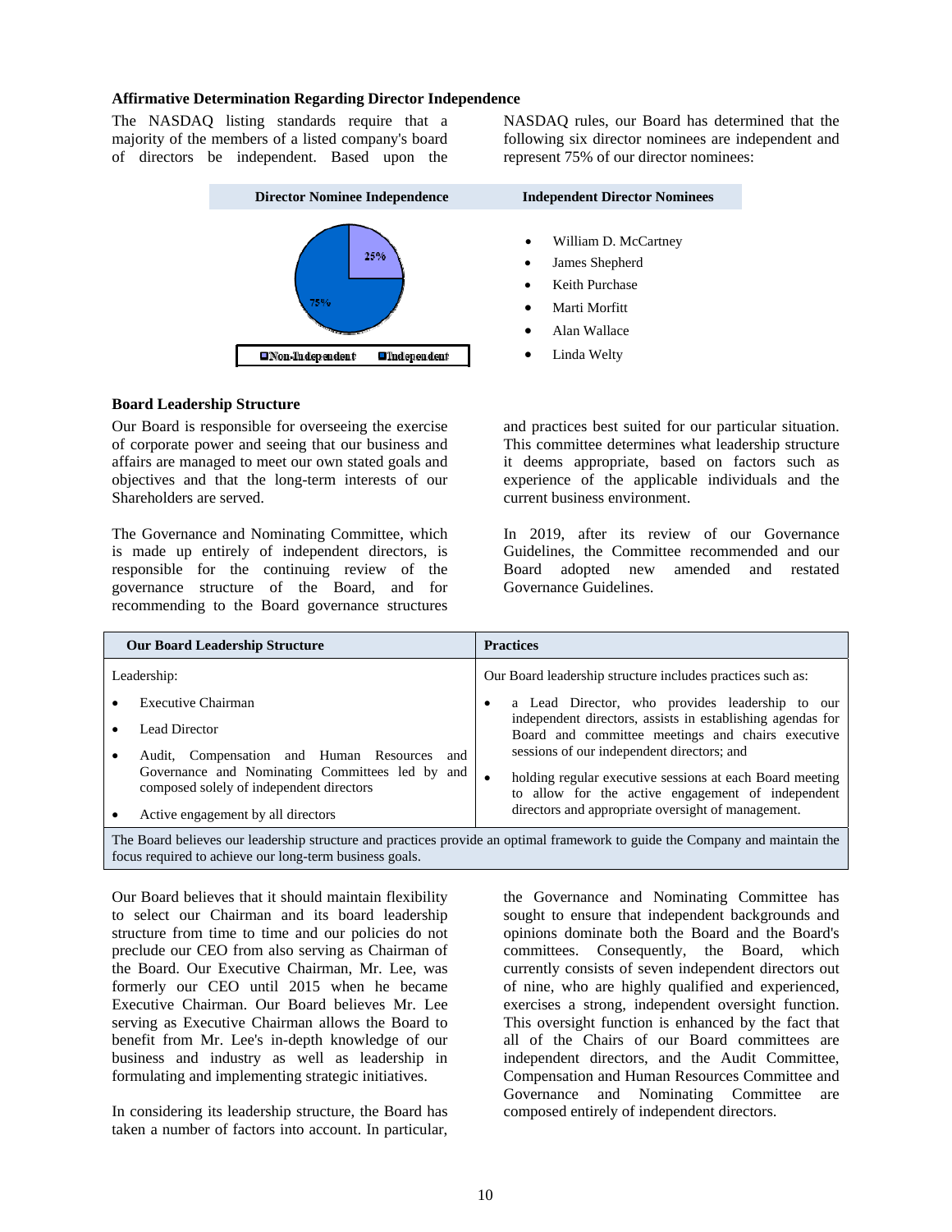### Affirmative Determination Regarding Director Independence

The NASDAQ listing standards require that a majority of the members of a listed company's board of directors be independent. Based upon the NASDAQ rules, our Board has determined that the following six director nominees are independent and represent 75% of our director nominees:

| Director Nominee Independence | Independent Director Nominees |
|---|---|
| 25% Non-Independent; 75% Independent | • William D. McCartney<br>• James Shepherd<br>• Keith Purchase<br>• Marti Morfitt<br>• Alan Wallace<br>• Linda Welty |

### Board Leadership Structure

Our Board is responsible for overseeing the exercise of corporate power and seeing that our business and affairs are managed to meet our own stated goals and objectives and that the long-term interests of our Shareholders are served.

The Governance and Nominating Committee, which is made up entirely of independent directors, is responsible for the continuing review of the governance structure of the Board, and for recommending to the Board governance structures and practices best suited for our particular situation. This committee determines what leadership structure it deems appropriate, based on factors such as experience of the applicable individuals and the current business environment.

In 2019, after its review of our Governance Guidelines, the Committee recommended and our Board adopted new amended and restated Governance Guidelines.

| Our Board Leadership Structure | Practices |
|---|---|
| Leadership:<br>• Executive Chairman<br>• Lead Director<br>• Audit, Compensation and Human Resources and Governance and Nominating Committees led by and composed solely of independent directors<br>• Active engagement by all directors | Our Board leadership structure includes practices such as:<br>• a Lead Director, who provides leadership to our independent directors, assists in establishing agendas for Board and committee meetings and chairs executive sessions of our independent directors; and<br>• holding regular executive sessions at each Board meeting to allow for the active engagement of independent directors and appropriate oversight of management. |
| The Board believes our leadership structure and practices provide an optimal framework to guide the Company and maintain the focus required to achieve our long-term business goals. | |

Our Board believes that it should maintain flexibility to select our Chairman and its board leadership structure from time to time and our policies do not preclude our CEO from also serving as Chairman of the Board. Our Executive Chairman, Mr. Lee, was formerly our CEO until 2015 when he became Executive Chairman. Our Board believes Mr. Lee serving as Executive Chairman allows the Board to benefit from Mr. Lee's in-depth knowledge of our business and industry as well as leadership in formulating and implementing strategic initiatives.

In considering its leadership structure, the Board has taken a number of factors into account. In particular, the Governance and Nominating Committee has sought to ensure that independent backgrounds and opinions dominate both the Board and the Board's committees. Consequently, the Board, which currently consists of seven independent directors out of nine, who are highly qualified and experienced, exercises a strong, independent oversight function. This oversight function is enhanced by the fact that all of the Chairs of our Board committees are independent directors, and the Audit Committee, Compensation and Human Resources Committee and Governance and Nominating Committee are composed entirely of independent directors.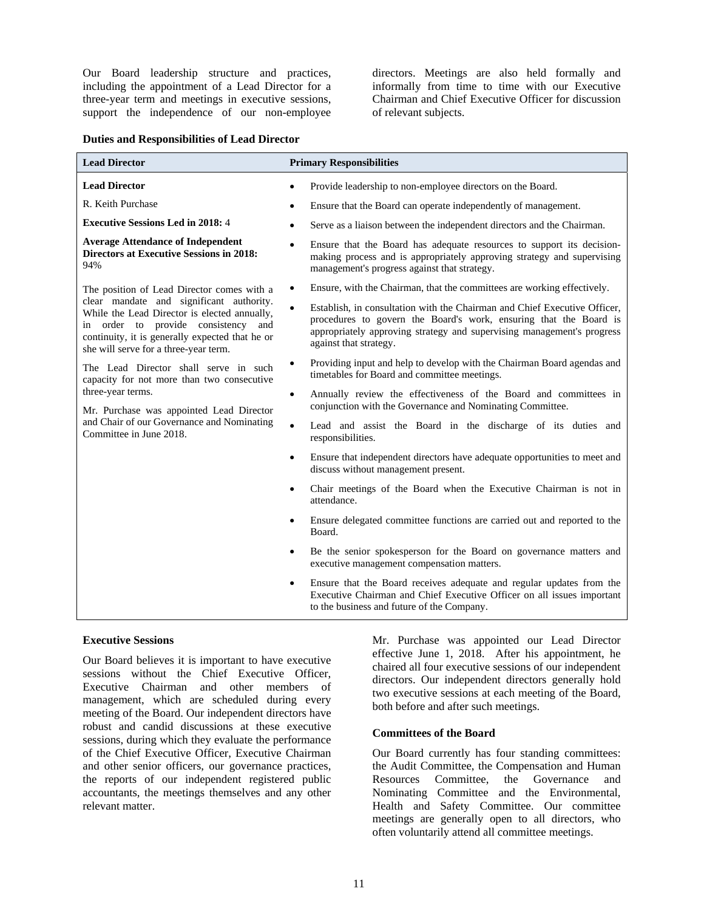Our Board leadership structure and practices, including the appointment of a Lead Director for a three-year term and meetings in executive sessions, support the independence of our non-employee directors. Meetings are also held formally and informally from time to time with our Executive Chairman and Chief Executive Officer for discussion of relevant subjects.

**Duties and Responsibilities of Lead Director**

| Lead Director | Primary Responsibilities |
| --- | --- |
| **Lead Director**<br>R. Keith Purchase<br>**Executive Sessions Led in 2018:** 4<br>**Average Attendance of Independent Directors at Executive Sessions in 2018:** 94%<br><br>The position of Lead Director comes with a clear mandate and significant authority. While the Lead Director is elected annually, in order to provide consistency and continuity, it is generally expected that he or she will serve for a three-year term.<br><br>The Lead Director shall serve in such capacity for not more than two consecutive three-year terms.<br><br>Mr. Purchase was appointed Lead Director and Chair of our Governance and Nominating Committee in June 2018. | • Provide leadership to non-employee directors on the Board.<br>• Ensure that the Board can operate independently of management.<br>• Serve as a liaison between the independent directors and the Chairman.<br>• Ensure that the Board has adequate resources to support its decision-making process and is appropriately approving strategy and supervising management's progress against that strategy.<br>• Ensure, with the Chairman, that the committees are working effectively.<br>• Establish, in consultation with the Chairman and Chief Executive Officer, procedures to govern the Board's work, ensuring that the Board is appropriately approving strategy and supervising management's progress against that strategy.<br>• Providing input and help to develop with the Chairman Board agendas and timetables for Board and committee meetings.<br>• Annually review the effectiveness of the Board and committees in conjunction with the Governance and Nominating Committee.<br>• Lead and assist the Board in the discharge of its duties and responsibilities.<br>• Ensure that independent directors have adequate opportunities to meet and discuss without management present.<br>• Chair meetings of the Board when the Executive Chairman is not in attendance.<br>• Ensure delegated committee functions are carried out and reported to the Board.<br>• Be the senior spokesperson for the Board on governance matters and executive management compensation matters.<br>• Ensure that the Board receives adequate and regular updates from the Executive Chairman and Chief Executive Officer on all issues important to the business and future of the Company. |

**Executive Sessions**

Our Board believes it is important to have executive sessions without the Chief Executive Officer, Executive Chairman and other members of management, which are scheduled during every meeting of the Board. Our independent directors have robust and candid discussions at these executive sessions, during which they evaluate the performance of the Chief Executive Officer, Executive Chairman and other senior officers, our governance practices, the reports of our independent registered public accountants, the meetings themselves and any other relevant matter.

Mr. Purchase was appointed our Lead Director effective June 1, 2018. After his appointment, he chaired all four executive sessions of our independent directors. Our independent directors generally hold two executive sessions at each meeting of the Board, both before and after such meetings.

**Committees of the Board**

Our Board currently has four standing committees: the Audit Committee, the Compensation and Human Resources Committee, the Governance and Nominating Committee and the Environmental, Health and Safety Committee. Our committee meetings are generally open to all directors, who often voluntarily attend all committee meetings.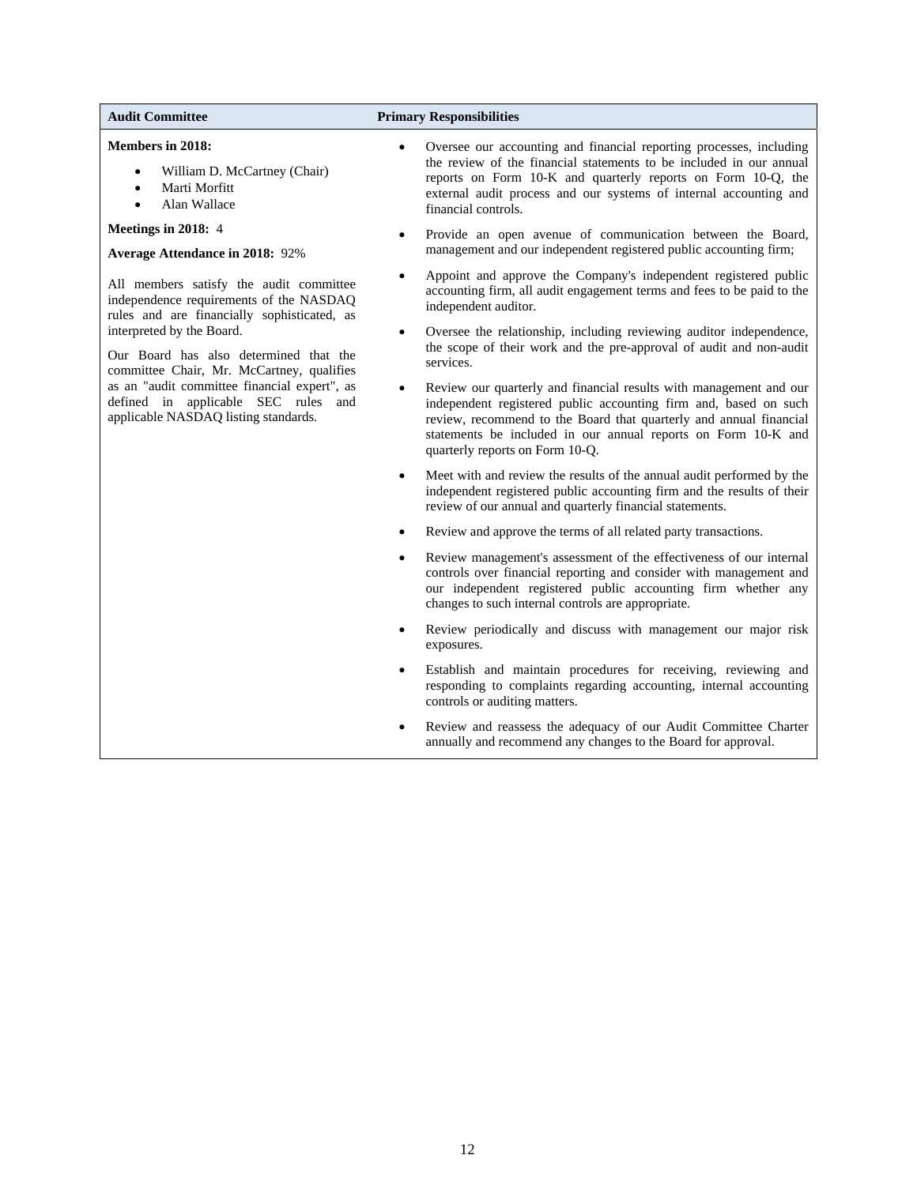| Audit Committee | Primary Responsibilities |
|---|---|
| **Members in 2018:**<br>• William D. McCartney (Chair)<br>• Marti Morfitt<br>• Alan Wallace<br><br>**Meetings in 2018:** 4<br><br>**Average Attendance in 2018:** 92%<br><br>All members satisfy the audit committee independence requirements of the NASDAQ rules and are financially sophisticated, as interpreted by the Board.<br><br>Our Board has also determined that the committee Chair, Mr. McCartney, qualifies as an "audit committee financial expert", as defined in applicable SEC rules and applicable NASDAQ listing standards. | • Oversee our accounting and financial reporting processes, including the review of the financial statements to be included in our annual reports on Form 10-K and quarterly reports on Form 10-Q, the external audit process and our systems of internal accounting and financial controls.<br>• Provide an open avenue of communication between the Board, management and our independent registered public accounting firm;<br>• Appoint and approve the Company's independent registered public accounting firm, all audit engagement terms and fees to be paid to the independent auditor.<br>• Oversee the relationship, including reviewing auditor independence, the scope of their work and the pre-approval of audit and non-audit services.<br>• Review our quarterly and financial results with management and our independent registered public accounting firm and, based on such review, recommend to the Board that quarterly and annual financial statements be included in our annual reports on Form 10-K and quarterly reports on Form 10-Q.<br>• Meet with and review the results of the annual audit performed by the independent registered public accounting firm and the results of their review of our annual and quarterly financial statements.<br>• Review and approve the terms of all related party transactions.<br>• Review management's assessment of the effectiveness of our internal controls over financial reporting and consider with management and our independent registered public accounting firm whether any changes to such internal controls are appropriate.<br>• Review periodically and discuss with management our major risk exposures.<br>• Establish and maintain procedures for receiving, reviewing and responding to complaints regarding accounting, internal accounting controls or auditing matters.<br>• Review and reassess the adequacy of our Audit Committee Charter annually and recommend any changes to the Board for approval. |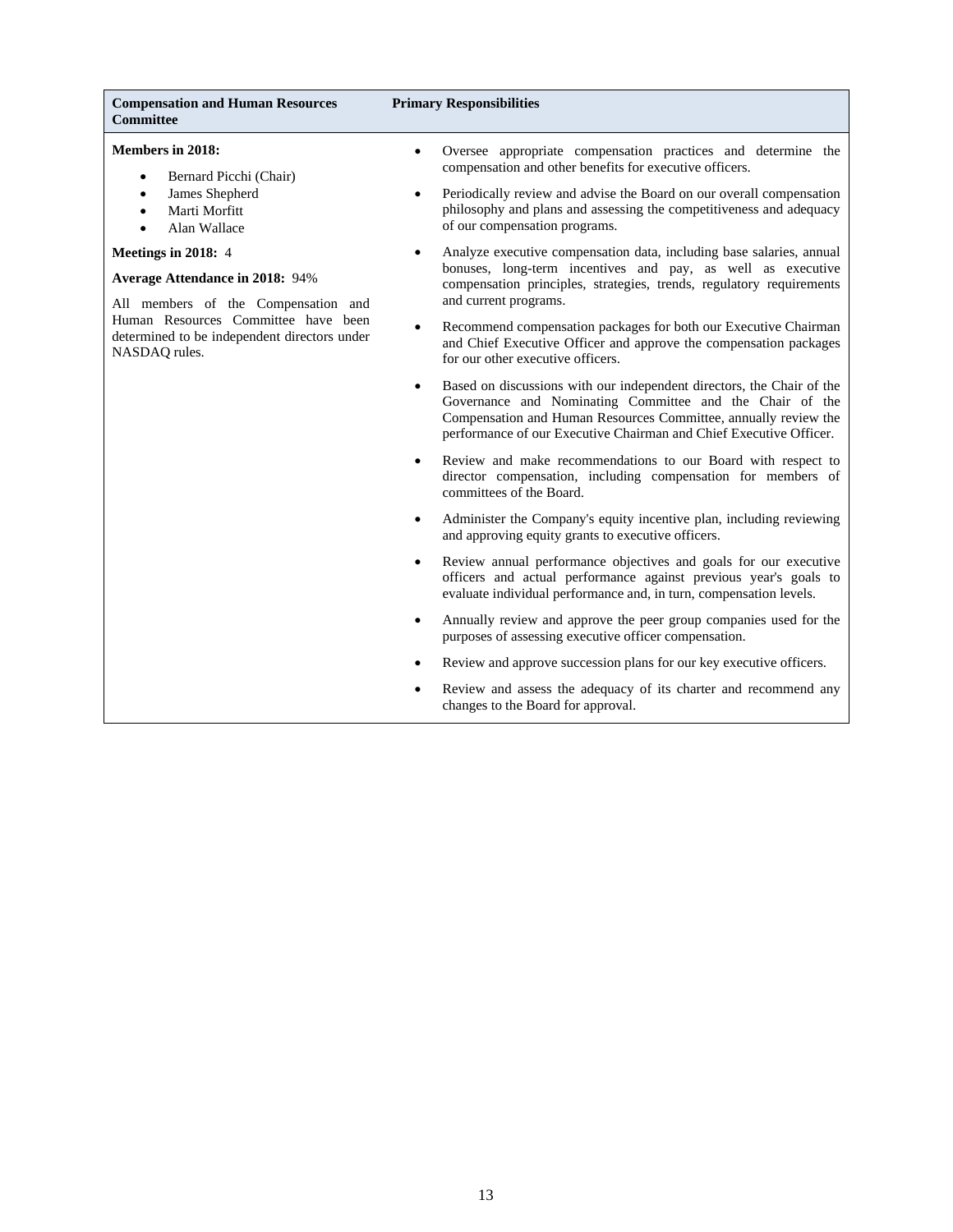| Compensation and Human Resources Committee | Primary Responsibilities |
| --- | --- |
| **Members in 2018:**<br>• Bernard Picchi (Chair)<br>• James Shepherd<br>• Marti Morfitt<br>• Alan Wallace<br><br>**Meetings in 2018:** 4<br><br>**Average Attendance in 2018:** 94%<br><br>All members of the Compensation and Human Resources Committee have been determined to be independent directors under NASDAQ rules. | • Oversee appropriate compensation practices and determine the compensation and other benefits for executive officers.<br>• Periodically review and advise the Board on our overall compensation philosophy and plans and assessing the competitiveness and adequacy of our compensation programs.<br>• Analyze executive compensation data, including base salaries, annual bonuses, long-term incentives and pay, as well as executive compensation principles, strategies, trends, regulatory requirements and current programs.<br>• Recommend compensation packages for both our Executive Chairman and Chief Executive Officer and approve the compensation packages for our other executive officers.<br>• Based on discussions with our independent directors, the Chair of the Governance and Nominating Committee and the Chair of the Compensation and Human Resources Committee, annually review the performance of our Executive Chairman and Chief Executive Officer.<br>• Review and make recommendations to our Board with respect to director compensation, including compensation for members of committees of the Board.<br>• Administer the Company's equity incentive plan, including reviewing and approving equity grants to executive officers.<br>• Review annual performance objectives and goals for our executive officers and actual performance against previous year's goals to evaluate individual performance and, in turn, compensation levels.<br>• Annually review and approve the peer group companies used for the purposes of assessing executive officer compensation.<br>• Review and approve succession plans for our key executive officers.<br>• Review and assess the adequacy of its charter and recommend any changes to the Board for approval. |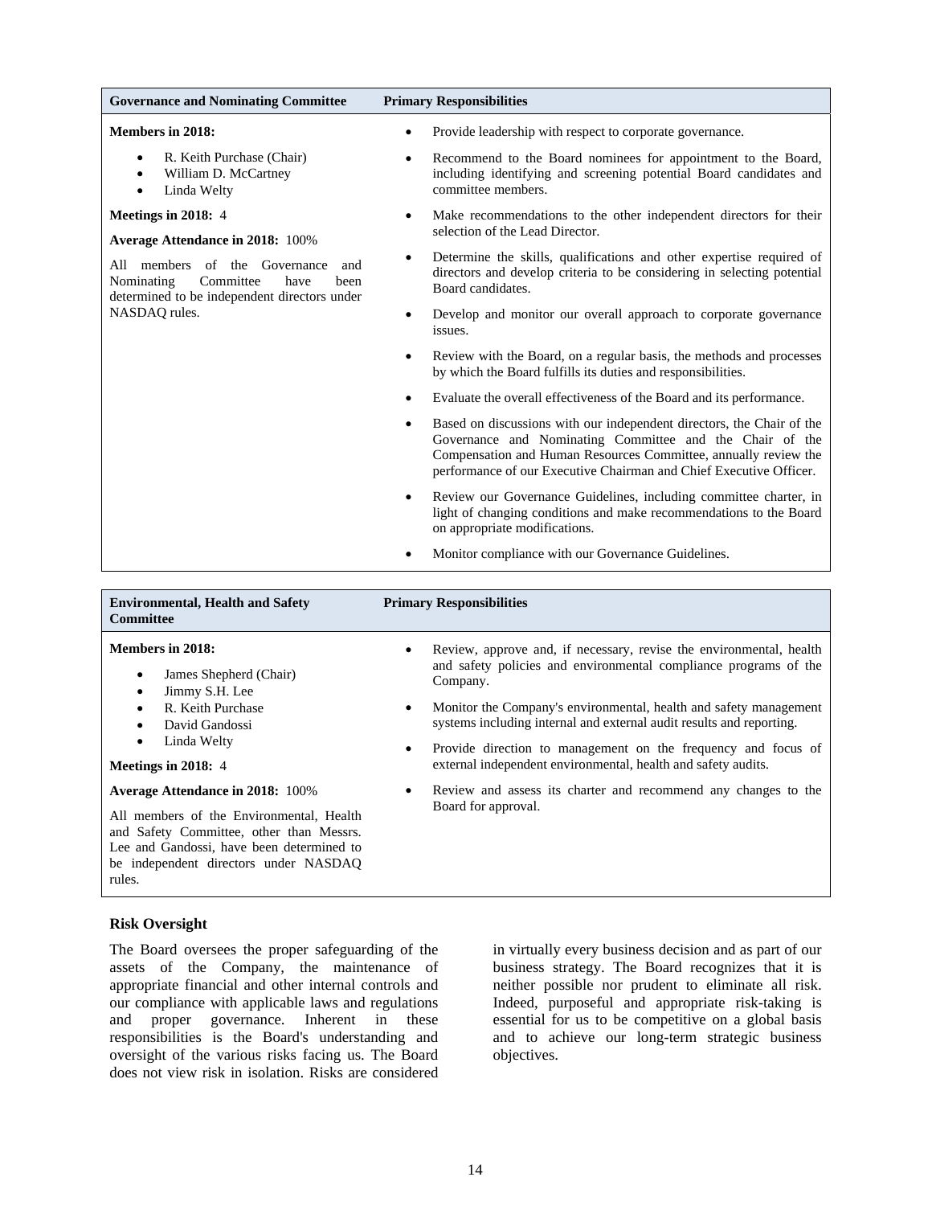| Governance and Nominating Committee | Primary Responsibilities |
|---|---|
| **Members in 2018:**<br>• R. Keith Purchase (Chair)<br>• William D. McCartney<br>• Linda Welty<br><br>**Meetings in 2018:** 4<br><br>**Average Attendance in 2018:** 100%<br><br>All members of the Governance and Nominating Committee have been determined to be independent directors under NASDAQ rules. | • Provide leadership with respect to corporate governance.<br>• Recommend to the Board nominees for appointment to the Board, including identifying and screening potential Board candidates and committee members.<br>• Make recommendations to the other independent directors for their selection of the Lead Director.<br>• Determine the skills, qualifications and other expertise required of directors and develop criteria to be considering in selecting potential Board candidates.<br>• Develop and monitor our overall approach to corporate governance issues.<br>• Review with the Board, on a regular basis, the methods and processes by which the Board fulfills its duties and responsibilities.<br>• Evaluate the overall effectiveness of the Board and its performance.<br>• Based on discussions with our independent directors, the Chair of the Governance and Nominating Committee and the Chair of the Compensation and Human Resources Committee, annually review the performance of our Executive Chairman and Chief Executive Officer.<br>• Review our Governance Guidelines, including committee charter, in light of changing conditions and make recommendations to the Board on appropriate modifications.<br>• Monitor compliance with our Governance Guidelines. |

| Environmental, Health and Safety Committee | Primary Responsibilities |
|---|---|
| **Members in 2018:**<br>• James Shepherd (Chair)<br>• Jimmy S.H. Lee<br>• R. Keith Purchase<br>• David Gandossi<br>• Linda Welty<br><br>**Meetings in 2018:** 4<br><br>**Average Attendance in 2018:** 100%<br><br>All members of the Environmental, Health and Safety Committee, other than Messrs. Lee and Gandossi, have been determined to be independent directors under NASDAQ rules. | • Review, approve and, if necessary, revise the environmental, health and safety policies and environmental compliance programs of the Company.<br>• Monitor the Company's environmental, health and safety management systems including internal and external audit results and reporting.<br>• Provide direction to management on the frequency and focus of external independent environmental, health and safety audits.<br>• Review and assess its charter and recommend any changes to the Board for approval. |

### Risk Oversight

The Board oversees the proper safeguarding of the assets of the Company, the maintenance of appropriate financial and other internal controls and our compliance with applicable laws and regulations and proper governance. Inherent in these responsibilities is the Board's understanding and oversight of the various risks facing us. The Board does not view risk in isolation. Risks are considered in virtually every business decision and as part of our business strategy. The Board recognizes that it is neither possible nor prudent to eliminate all risk. Indeed, purposeful and appropriate risk-taking is essential for us to be competitive on a global basis and to achieve our long-term strategic business objectives.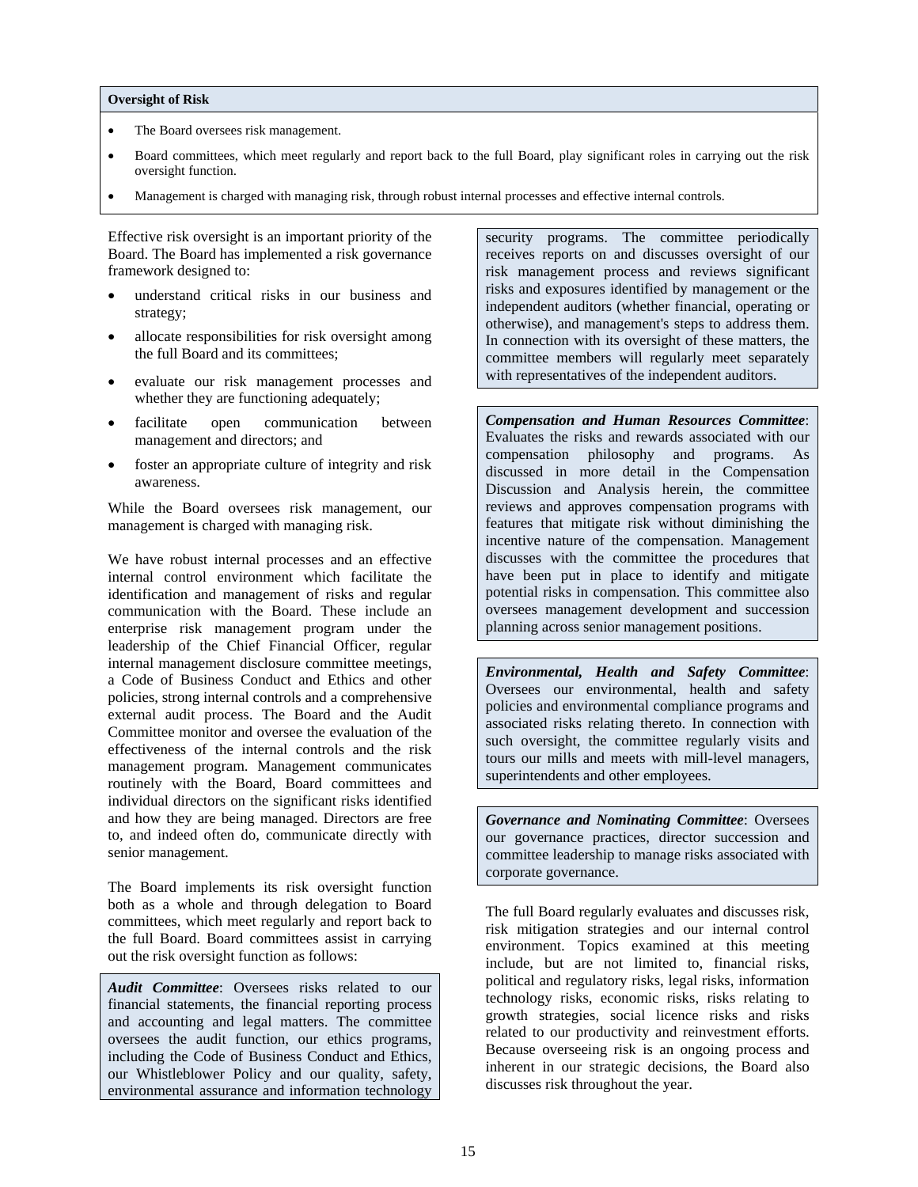**Oversight of Risk**

- The Board oversees risk management.
- Board committees, which meet regularly and report back to the full Board, play significant roles in carrying out the risk oversight function.
- Management is charged with managing risk, through robust internal processes and effective internal controls.

Effective risk oversight is an important priority of the Board. The Board has implemented a risk governance framework designed to:

- understand critical risks in our business and strategy;
- allocate responsibilities for risk oversight among the full Board and its committees;
- evaluate our risk management processes and whether they are functioning adequately;
- facilitate open communication between management and directors; and
- foster an appropriate culture of integrity and risk awareness.

While the Board oversees risk management, our management is charged with managing risk.

We have robust internal processes and an effective internal control environment which facilitate the identification and management of risks and regular communication with the Board. These include an enterprise risk management program under the leadership of the Chief Financial Officer, regular internal management disclosure committee meetings, a Code of Business Conduct and Ethics and other policies, strong internal controls and a comprehensive external audit process. The Board and the Audit Committee monitor and oversee the evaluation of the effectiveness of the internal controls and the risk management program. Management communicates routinely with the Board, Board committees and individual directors on the significant risks identified and how they are being managed. Directors are free to, and indeed often do, communicate directly with senior management.

The Board implements its risk oversight function both as a whole and through delegation to Board committees, which meet regularly and report back to the full Board. Board committees assist in carrying out the risk oversight function as follows:

***Audit Committee***: Oversees risks related to our financial statements, the financial reporting process and accounting and legal matters. The committee oversees the audit function, our ethics programs, including the Code of Business Conduct and Ethics, our Whistleblower Policy and our quality, safety, environmental assurance and information technology security programs. The committee periodically receives reports on and discusses oversight of our risk management process and reviews significant risks and exposures identified by management or the independent auditors (whether financial, operating or otherwise), and management's steps to address them. In connection with its oversight of these matters, the committee members will regularly meet separately with representatives of the independent auditors.

***Compensation and Human Resources Committee***: Evaluates the risks and rewards associated with our compensation philosophy and programs. As discussed in more detail in the Compensation Discussion and Analysis herein, the committee reviews and approves compensation programs with features that mitigate risk without diminishing the incentive nature of the compensation. Management discusses with the committee the procedures that have been put in place to identify and mitigate potential risks in compensation. This committee also oversees management development and succession planning across senior management positions.

***Environmental, Health and Safety Committee***: Oversees our environmental, health and safety policies and environmental compliance programs and associated risks relating thereto. In connection with such oversight, the committee regularly visits and tours our mills and meets with mill-level managers, superintendents and other employees.

***Governance and Nominating Committee***: Oversees our governance practices, director succession and committee leadership to manage risks associated with corporate governance.

The full Board regularly evaluates and discusses risk, risk mitigation strategies and our internal control environment. Topics examined at this meeting include, but are not limited to, financial risks, political and regulatory risks, legal risks, information technology risks, economic risks, risks relating to growth strategies, social licence risks and risks related to our productivity and reinvestment efforts. Because overseeing risk is an ongoing process and inherent in our strategic decisions, the Board also discusses risk throughout the year.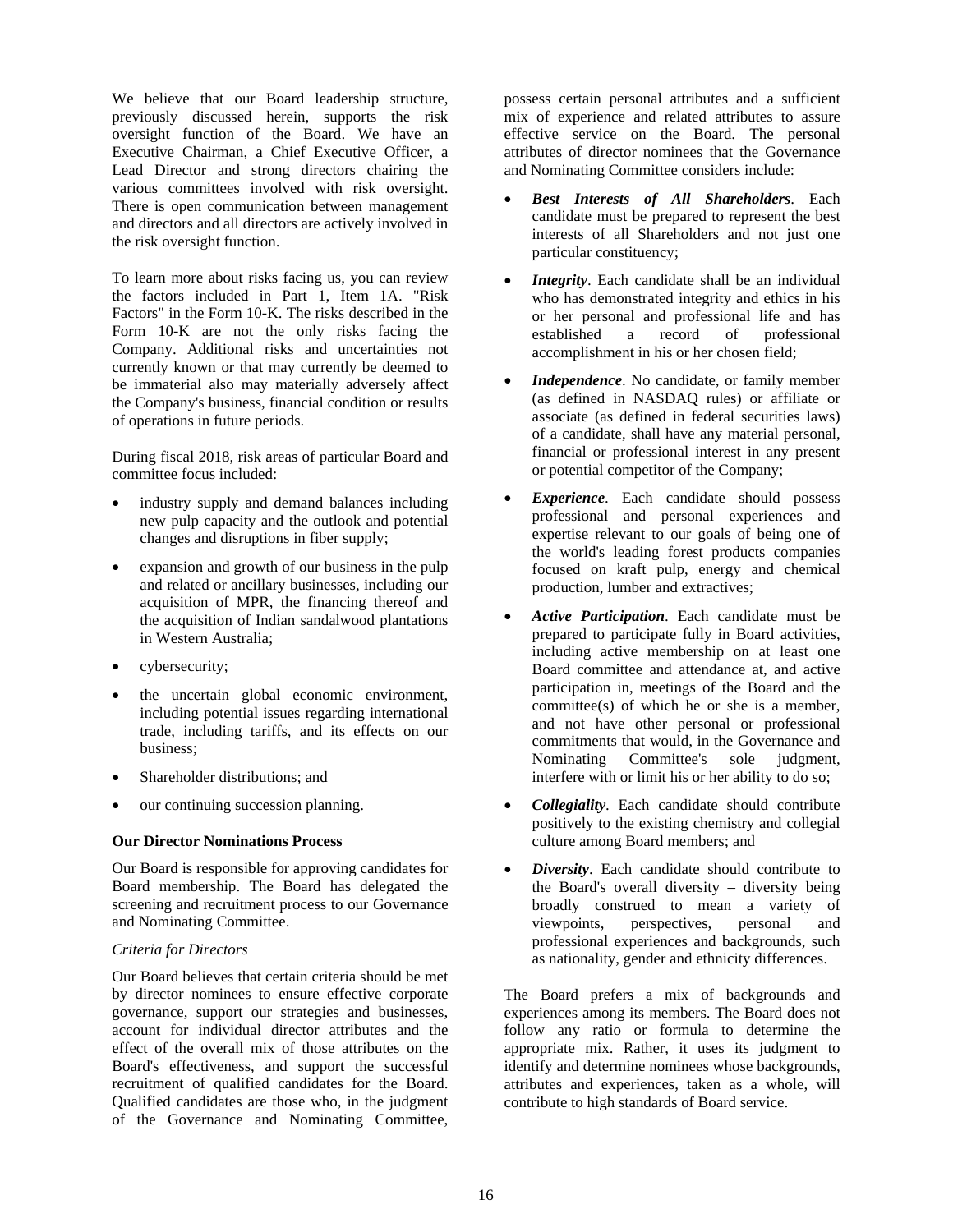We believe that our Board leadership structure, previously discussed herein, supports the risk oversight function of the Board. We have an Executive Chairman, a Chief Executive Officer, a Lead Director and strong directors chairing the various committees involved with risk oversight. There is open communication between management and directors and all directors are actively involved in the risk oversight function.

To learn more about risks facing us, you can review the factors included in Part 1, Item 1A. "Risk Factors" in the Form 10-K. The risks described in the Form 10-K are not the only risks facing the Company. Additional risks and uncertainties not currently known or that may currently be deemed to be immaterial also may materially adversely affect the Company's business, financial condition or results of operations in future periods.

During fiscal 2018, risk areas of particular Board and committee focus included:

- industry supply and demand balances including new pulp capacity and the outlook and potential changes and disruptions in fiber supply;
- expansion and growth of our business in the pulp and related or ancillary businesses, including our acquisition of MPR, the financing thereof and the acquisition of Indian sandalwood plantations in Western Australia;
- cybersecurity;
- the uncertain global economic environment, including potential issues regarding international trade, including tariffs, and its effects on our business;
- Shareholder distributions; and
- our continuing succession planning.

**Our Director Nominations Process**

Our Board is responsible for approving candidates for Board membership. The Board has delegated the screening and recruitment process to our Governance and Nominating Committee.

*Criteria for Directors*

Our Board believes that certain criteria should be met by director nominees to ensure effective corporate governance, support our strategies and businesses, account for individual director attributes and the effect of the overall mix of those attributes on the Board's effectiveness, and support the successful recruitment of qualified candidates for the Board. Qualified candidates are those who, in the judgment of the Governance and Nominating Committee, possess certain personal attributes and a sufficient mix of experience and related attributes to assure effective service on the Board. The personal attributes of director nominees that the Governance and Nominating Committee considers include:

- ***Best Interests of All Shareholders***. Each candidate must be prepared to represent the best interests of all Shareholders and not just one particular constituency;
- ***Integrity***. Each candidate shall be an individual who has demonstrated integrity and ethics in his or her personal and professional life and has established a record of professional accomplishment in his or her chosen field;
- ***Independence***. No candidate, or family member (as defined in NASDAQ rules) or affiliate or associate (as defined in federal securities laws) of a candidate, shall have any material personal, financial or professional interest in any present or potential competitor of the Company;
- ***Experience***. Each candidate should possess professional and personal experiences and expertise relevant to our goals of being one of the world's leading forest products companies focused on kraft pulp, energy and chemical production, lumber and extractives;
- ***Active Participation***. Each candidate must be prepared to participate fully in Board activities, including active membership on at least one Board committee and attendance at, and active participation in, meetings of the Board and the committee(s) of which he or she is a member, and not have other personal or professional commitments that would, in the Governance and Nominating Committee's sole judgment, interfere with or limit his or her ability to do so;
- ***Collegiality***. Each candidate should contribute positively to the existing chemistry and collegial culture among Board members; and
- ***Diversity***. Each candidate should contribute to the Board's overall diversity – diversity being broadly construed to mean a variety of viewpoints, perspectives, personal and professional experiences and backgrounds, such as nationality, gender and ethnicity differences.

The Board prefers a mix of backgrounds and experiences among its members. The Board does not follow any ratio or formula to determine the appropriate mix. Rather, it uses its judgment to identify and determine nominees whose backgrounds, attributes and experiences, taken as a whole, will contribute to high standards of Board service.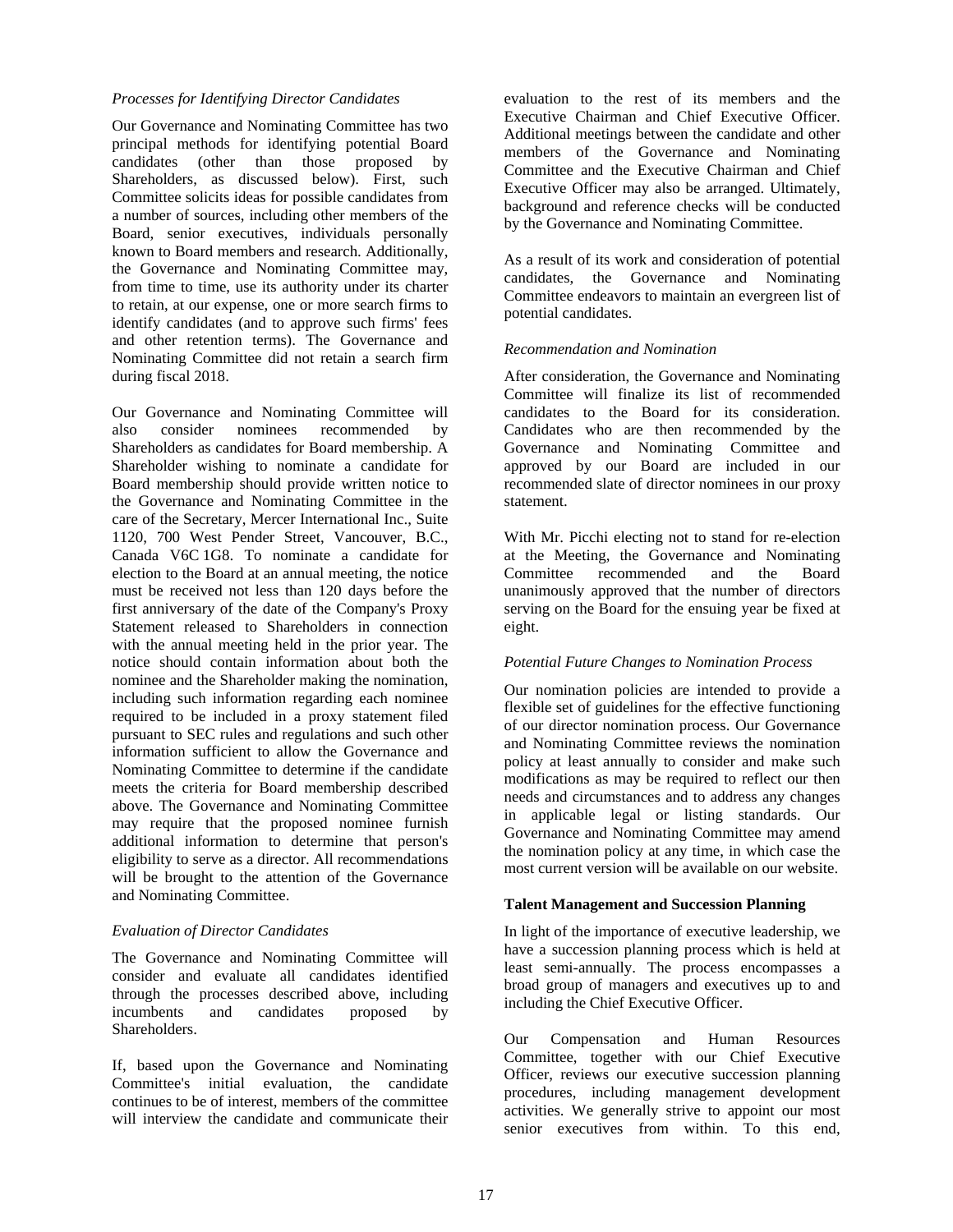*Processes for Identifying Director Candidates*

Our Governance and Nominating Committee has two principal methods for identifying potential Board candidates (other than those proposed by Shareholders, as discussed below). First, such Committee solicits ideas for possible candidates from a number of sources, including other members of the Board, senior executives, individuals personally known to Board members and research. Additionally, the Governance and Nominating Committee may, from time to time, use its authority under its charter to retain, at our expense, one or more search firms to identify candidates (and to approve such firms' fees and other retention terms). The Governance and Nominating Committee did not retain a search firm during fiscal 2018.

Our Governance and Nominating Committee will also consider nominees recommended by Shareholders as candidates for Board membership. A Shareholder wishing to nominate a candidate for Board membership should provide written notice to the Governance and Nominating Committee in the care of the Secretary, Mercer International Inc., Suite 1120, 700 West Pender Street, Vancouver, B.C., Canada V6C 1G8. To nominate a candidate for election to the Board at an annual meeting, the notice must be received not less than 120 days before the first anniversary of the date of the Company's Proxy Statement released to Shareholders in connection with the annual meeting held in the prior year. The notice should contain information about both the nominee and the Shareholder making the nomination, including such information regarding each nominee required to be included in a proxy statement filed pursuant to SEC rules and regulations and such other information sufficient to allow the Governance and Nominating Committee to determine if the candidate meets the criteria for Board membership described above. The Governance and Nominating Committee may require that the proposed nominee furnish additional information to determine that person's eligibility to serve as a director. All recommendations will be brought to the attention of the Governance and Nominating Committee.

*Evaluation of Director Candidates*

The Governance and Nominating Committee will consider and evaluate all candidates identified through the processes described above, including incumbents and candidates proposed by Shareholders.

If, based upon the Governance and Nominating Committee's initial evaluation, the candidate continues to be of interest, members of the committee will interview the candidate and communicate their evaluation to the rest of its members and the Executive Chairman and Chief Executive Officer. Additional meetings between the candidate and other members of the Governance and Nominating Committee and the Executive Chairman and Chief Executive Officer may also be arranged. Ultimately, background and reference checks will be conducted by the Governance and Nominating Committee.

As a result of its work and consideration of potential candidates, the Governance and Nominating Committee endeavors to maintain an evergreen list of potential candidates.

*Recommendation and Nomination*

After consideration, the Governance and Nominating Committee will finalize its list of recommended candidates to the Board for its consideration. Candidates who are then recommended by the Governance and Nominating Committee and approved by our Board are included in our recommended slate of director nominees in our proxy statement.

With Mr. Picchi electing not to stand for re-election at the Meeting, the Governance and Nominating Committee recommended and the Board unanimously approved that the number of directors serving on the Board for the ensuing year be fixed at eight.

*Potential Future Changes to Nomination Process*

Our nomination policies are intended to provide a flexible set of guidelines for the effective functioning of our director nomination process. Our Governance and Nominating Committee reviews the nomination policy at least annually to consider and make such modifications as may be required to reflect our then needs and circumstances and to address any changes in applicable legal or listing standards. Our Governance and Nominating Committee may amend the nomination policy at any time, in which case the most current version will be available on our website.

**Talent Management and Succession Planning**

In light of the importance of executive leadership, we have a succession planning process which is held at least semi-annually. The process encompasses a broad group of managers and executives up to and including the Chief Executive Officer.

Our Compensation and Human Resources Committee, together with our Chief Executive Officer, reviews our executive succession planning procedures, including management development activities. We generally strive to appoint our most senior executives from within. To this end,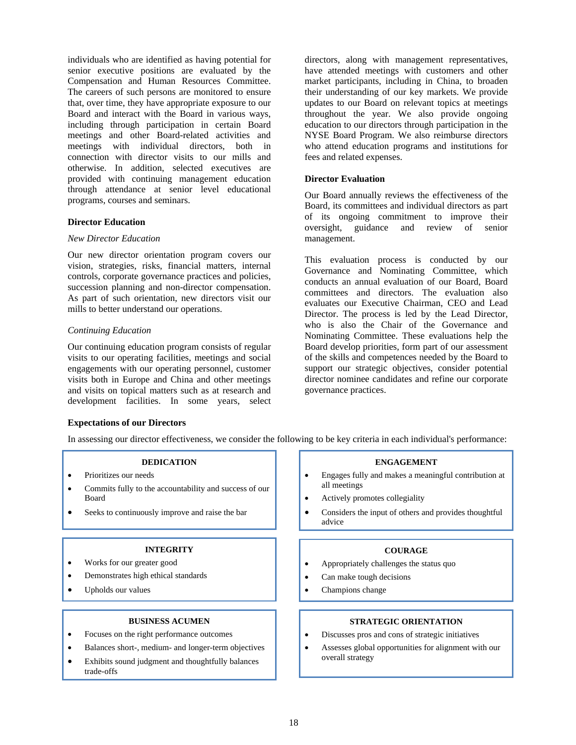individuals who are identified as having potential for senior executive positions are evaluated by the Compensation and Human Resources Committee. The careers of such persons are monitored to ensure that, over time, they have appropriate exposure to our Board and interact with the Board in various ways, including through participation in certain Board meetings and other Board-related activities and meetings with individual directors, both in connection with director visits to our mills and otherwise. In addition, selected executives are provided with continuing management education through attendance at senior level educational programs, courses and seminars.

### Director Education

*New Director Education*

Our new director orientation program covers our vision, strategies, risks, financial matters, internal controls, corporate governance practices and policies, succession planning and non-director compensation. As part of such orientation, new directors visit our mills to better understand our operations.

*Continuing Education*

Our continuing education program consists of regular visits to our operating facilities, meetings and social engagements with our operating personnel, customer visits both in Europe and China and other meetings and visits on topical matters such as at research and development facilities. In some years, select directors, along with management representatives, have attended meetings with customers and other market participants, including in China, to broaden their understanding of our key markets. We provide updates to our Board on relevant topics at meetings throughout the year. We also provide ongoing education to our directors through participation in the NYSE Board Program. We also reimburse directors who attend education programs and institutions for fees and related expenses.

### Director Evaluation

Our Board annually reviews the effectiveness of the Board, its committees and individual directors as part of its ongoing commitment to improve their oversight, guidance and review of senior management.

This evaluation process is conducted by our Governance and Nominating Committee, which conducts an annual evaluation of our Board, Board committees and directors. The evaluation also evaluates our Executive Chairman, CEO and Lead Director. The process is led by the Lead Director, who is also the Chair of the Governance and Nominating Committee. These evaluations help the Board develop priorities, form part of our assessment of the skills and competences needed by the Board to support our strategic objectives, consider potential director nominee candidates and refine our corporate governance practices.

### Expectations of our Directors

In assessing our director effectiveness, we consider the following to be key criteria in each individual's performance:

**DEDICATION**

- Prioritizes our needs
- Commits fully to the accountability and success of our Board
- Seeks to continuously improve and raise the bar

**ENGAGEMENT**

- Engages fully and makes a meaningful contribution at all meetings
- Actively promotes collegiality
- Considers the input of others and provides thoughtful advice

**INTEGRITY**

- Works for our greater good
- Demonstrates high ethical standards
- Upholds our values

**COURAGE**

- Appropriately challenges the status quo
- Can make tough decisions
- Champions change

**BUSINESS ACUMEN**

- Focuses on the right performance outcomes
- Balances short-, medium- and longer-term objectives
- Exhibits sound judgment and thoughtfully balances trade-offs

**STRATEGIC ORIENTATION**

- Discusses pros and cons of strategic initiatives
- Assesses global opportunities for alignment with our overall strategy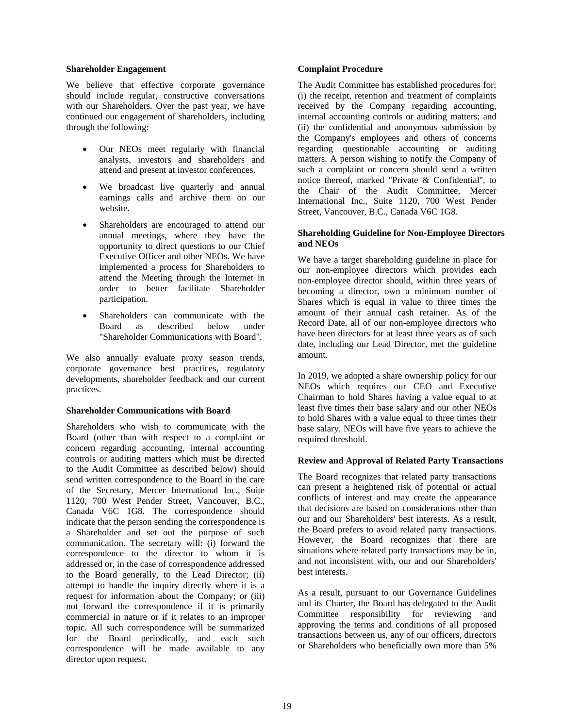### Shareholder Engagement

We believe that effective corporate governance should include regular, constructive conversations with our Shareholders. Over the past year, we have continued our engagement of shareholders, including through the following:

- Our NEOs meet regularly with financial analysts, investors and shareholders and attend and present at investor conferences.
- We broadcast live quarterly and annual earnings calls and archive them on our website.
- Shareholders are encouraged to attend our annual meetings, where they have the opportunity to direct questions to our Chief Executive Officer and other NEOs. We have implemented a process for Shareholders to attend the Meeting through the Internet in order to better facilitate Shareholder participation.
- Shareholders can communicate with the Board as described below under "Shareholder Communications with Board".

We also annually evaluate proxy season trends, corporate governance best practices, regulatory developments, shareholder feedback and our current practices.

### Shareholder Communications with Board

Shareholders who wish to communicate with the Board (other than with respect to a complaint or concern regarding accounting, internal accounting controls or auditing matters which must be directed to the Audit Committee as described below) should send written correspondence to the Board in the care of the Secretary, Mercer International Inc., Suite 1120, 700 West Pender Street, Vancouver, B.C., Canada V6C 1G8. The correspondence should indicate that the person sending the correspondence is a Shareholder and set out the purpose of such communication. The secretary will: (i) forward the correspondence to the director to whom it is addressed or, in the case of correspondence addressed to the Board generally, to the Lead Director; (ii) attempt to handle the inquiry directly where it is a request for information about the Company; or (iii) not forward the correspondence if it is primarily commercial in nature or if it relates to an improper topic. All such correspondence will be summarized for the Board periodically, and each such correspondence will be made available to any director upon request.

### Complaint Procedure

The Audit Committee has established procedures for: (i) the receipt, retention and treatment of complaints received by the Company regarding accounting, internal accounting controls or auditing matters; and (ii) the confidential and anonymous submission by the Company's employees and others of concerns regarding questionable accounting or auditing matters. A person wishing to notify the Company of such a complaint or concern should send a written notice thereof, marked "Private & Confidential", to the Chair of the Audit Committee, Mercer International Inc., Suite 1120, 700 West Pender Street, Vancouver, B.C., Canada V6C 1G8.

### Shareholding Guideline for Non-Employee Directors and NEOs

We have a target shareholding guideline in place for our non-employee directors which provides each non-employee director should, within three years of becoming a director, own a minimum number of Shares which is equal in value to three times the amount of their annual cash retainer. As of the Record Date, all of our non-employee directors who have been directors for at least three years as of such date, including our Lead Director, met the guideline amount.

In 2019, we adopted a share ownership policy for our NEOs which requires our CEO and Executive Chairman to hold Shares having a value equal to at least five times their base salary and our other NEOs to hold Shares with a value equal to three times their base salary. NEOs will have five years to achieve the required threshold.

### Review and Approval of Related Party Transactions

The Board recognizes that related party transactions can present a heightened risk of potential or actual conflicts of interest and may create the appearance that decisions are based on considerations other than our and our Shareholders' best interests. As a result, the Board prefers to avoid related party transactions. However, the Board recognizes that there are situations where related party transactions may be in, and not inconsistent with, our and our Shareholders' best interests.

As a result, pursuant to our Governance Guidelines and its Charter, the Board has delegated to the Audit Committee responsibility for reviewing and approving the terms and conditions of all proposed transactions between us, any of our officers, directors or Shareholders who beneficially own more than 5%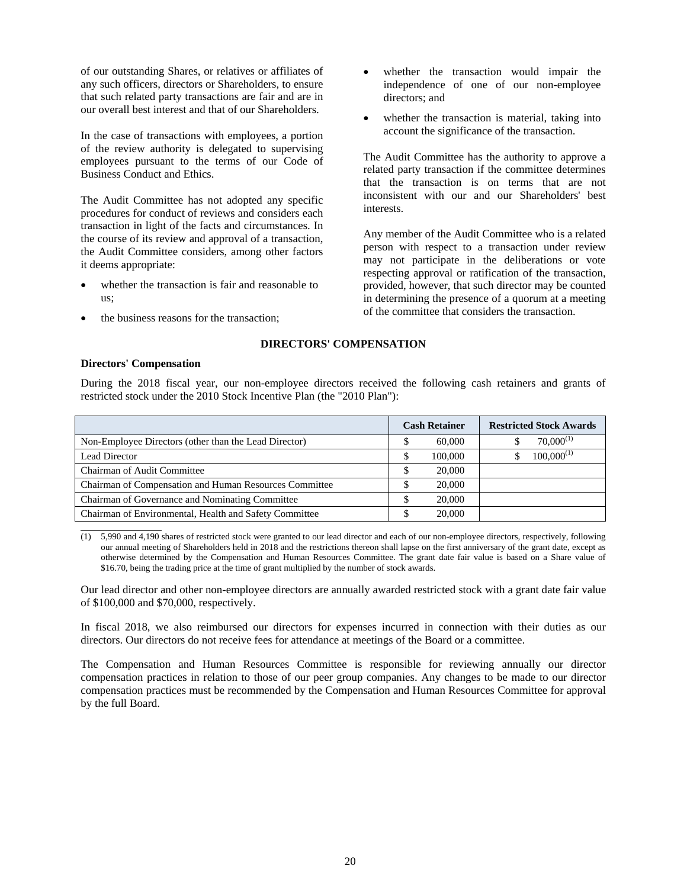of our outstanding Shares, or relatives or affiliates of any such officers, directors or Shareholders, to ensure that such related party transactions are fair and are in our overall best interest and that of our Shareholders.

In the case of transactions with employees, a portion of the review authority is delegated to supervising employees pursuant to the terms of our Code of Business Conduct and Ethics.

The Audit Committee has not adopted any specific procedures for conduct of reviews and considers each transaction in light of the facts and circumstances. In the course of its review and approval of a transaction, the Audit Committee considers, among other factors it deems appropriate:

- whether the transaction is fair and reasonable to us;
- the business reasons for the transaction;
- whether the transaction would impair the independence of one of our non-employee directors; and
- whether the transaction is material, taking into account the significance of the transaction.

The Audit Committee has the authority to approve a related party transaction if the committee determines that the transaction is on terms that are not inconsistent with our and our Shareholders' best interests.

Any member of the Audit Committee who is a related person with respect to a transaction under review may not participate in the deliberations or vote respecting approval or ratification of the transaction, provided, however, that such director may be counted in determining the presence of a quorum at a meeting of the committee that considers the transaction.

## DIRECTORS' COMPENSATION

### Directors' Compensation

During the 2018 fiscal year, our non-employee directors received the following cash retainers and grants of restricted stock under the 2010 Stock Incentive Plan (the "2010 Plan"):

| | Cash Retainer | Restricted Stock Awards |
|---|---|---|
| Non-Employee Directors (other than the Lead Director) | $ 60,000 | $ 70,000[(1)] |
| Lead Director | $ 100,000 | $ 100,000[(1)] |
| Chairman of Audit Committee | $ 20,000 | |
| Chairman of Compensation and Human Resources Committee | $ 20,000 | |
| Chairman of Governance and Nominating Committee | $ 20,000 | |
| Chairman of Environmental, Health and Safety Committee | $ 20,000 | |

(1) 5,990 and 4,190 shares of restricted stock were granted to our lead director and each of our non-employee directors, respectively, following our annual meeting of Shareholders held in 2018 and the restrictions thereon shall lapse on the first anniversary of the grant date, except as otherwise determined by the Compensation and Human Resources Committee. The grant date fair value is based on a Share value of $16.70, being the trading price at the time of grant multiplied by the number of stock awards.

Our lead director and other non-employee directors are annually awarded restricted stock with a grant date fair value of $100,000 and $70,000, respectively.

In fiscal 2018, we also reimbursed our directors for expenses incurred in connection with their duties as our directors. Our directors do not receive fees for attendance at meetings of the Board or a committee.

The Compensation and Human Resources Committee is responsible for reviewing annually our director compensation practices in relation to those of our peer group companies. Any changes to be made to our director compensation practices must be recommended by the Compensation and Human Resources Committee for approval by the full Board.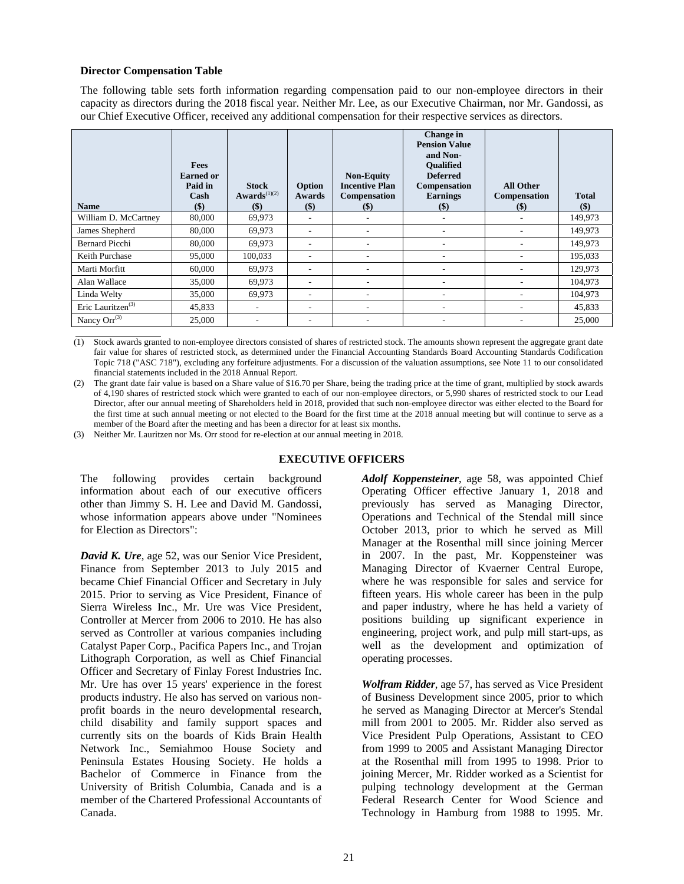**Director Compensation Table**

The following table sets forth information regarding compensation paid to our non-employee directors in their capacity as directors during the 2018 fiscal year. Neither Mr. Lee, as our Executive Chairman, nor Mr. Gandossi, as our Chief Executive Officer, received any additional compensation for their respective services as directors.

| Name | Fees Earned or Paid in Cash ($) | Stock Awards[(1)(2)] ($) | Option Awards ($) | Non-Equity Incentive Plan Compensation ($) | Change in Pension Value and Non-Qualified Deferred Compensation Earnings ($) | All Other Compensation ($) | Total ($) |
|---|---|---|---|---|---|---|---|
| William D. McCartney | 80,000 | 69,973 | - | - | - | - | 149,973 |
| James Shepherd | 80,000 | 69,973 | - | - | - | - | 149,973 |
| Bernard Picchi | 80,000 | 69,973 | - | - | - | - | 149,973 |
| Keith Purchase | 95,000 | 100,033 | - | - | - | - | 195,033 |
| Marti Morfitt | 60,000 | 69,973 | - | - | - | - | 129,973 |
| Alan Wallace | 35,000 | 69,973 | - | - | - | - | 104,973 |
| Linda Welty | 35,000 | 69,973 | - | - | - | - | 104,973 |
| Eric Lauritzen[(3)] | 45,833 | - | - | - | - | - | 45,833 |
| Nancy Orr[(3)] | 25,000 | - | - | - | - | - | 25,000 |

(1) Stock awards granted to non-employee directors consisted of shares of restricted stock. The amounts shown represent the aggregate grant date fair value for shares of restricted stock, as determined under the Financial Accounting Standards Board Accounting Standards Codification Topic 718 ("ASC 718"), excluding any forfeiture adjustments. For a discussion of the valuation assumptions, see Note 11 to our consolidated financial statements included in the 2018 Annual Report.

(2) The grant date fair value is based on a Share value of $16.70 per Share, being the trading price at the time of grant, multiplied by stock awards of 4,190 shares of restricted stock which were granted to each of our non-employee directors, or 5,990 shares of restricted stock to our Lead Director, after our annual meeting of Shareholders held in 2018, provided that such non-employee director was either elected to the Board for the first time at such annual meeting or not elected to the Board for the first time at the 2018 annual meeting but will continue to serve as a member of the Board after the meeting and has been a director for at least six months.

(3) Neither Mr. Lauritzen nor Ms. Orr stood for re-election at our annual meeting in 2018.

## EXECUTIVE OFFICERS

The following provides certain background information about each of our executive officers other than Jimmy S. H. Lee and David M. Gandossi, whose information appears above under "Nominees for Election as Directors":

***David K. Ure***, age 52, was our Senior Vice President, Finance from September 2013 to July 2015 and became Chief Financial Officer and Secretary in July 2015. Prior to serving as Vice President, Finance of Sierra Wireless Inc., Mr. Ure was Vice President, Controller at Mercer from 2006 to 2010. He has also served as Controller at various companies including Catalyst Paper Corp., Pacifica Papers Inc., and Trojan Lithograph Corporation, as well as Chief Financial Officer and Secretary of Finlay Forest Industries Inc. Mr. Ure has over 15 years' experience in the forest products industry. He also has served on various non-profit boards in the neuro developmental research, child disability and family support spaces and currently sits on the boards of Kids Brain Health Network Inc., Semiahmoo House Society and Peninsula Estates Housing Society. He holds a Bachelor of Commerce in Finance from the University of British Columbia, Canada and is a member of the Chartered Professional Accountants of Canada.

***Adolf Koppensteiner***, age 58, was appointed Chief Operating Officer effective January 1, 2018 and previously has served as Managing Director, Operations and Technical of the Stendal mill since October 2013, prior to which he served as Mill Manager at the Rosenthal mill since joining Mercer in 2007. In the past, Mr. Koppensteiner was Managing Director of Kvaerner Central Europe, where he was responsible for sales and service for fifteen years. His whole career has been in the pulp and paper industry, where he has held a variety of positions building up significant experience in engineering, project work, and pulp mill start-ups, as well as the development and optimization of operating processes.

***Wolfram Ridder***, age 57, has served as Vice President of Business Development since 2005, prior to which he served as Managing Director at Mercer's Stendal mill from 2001 to 2005. Mr. Ridder also served as Vice President Pulp Operations, Assistant to CEO from 1999 to 2005 and Assistant Managing Director at the Rosenthal mill from 1995 to 1998. Prior to joining Mercer, Mr. Ridder worked as a Scientist for pulping technology development at the German Federal Research Center for Wood Science and Technology in Hamburg from 1988 to 1995. Mr.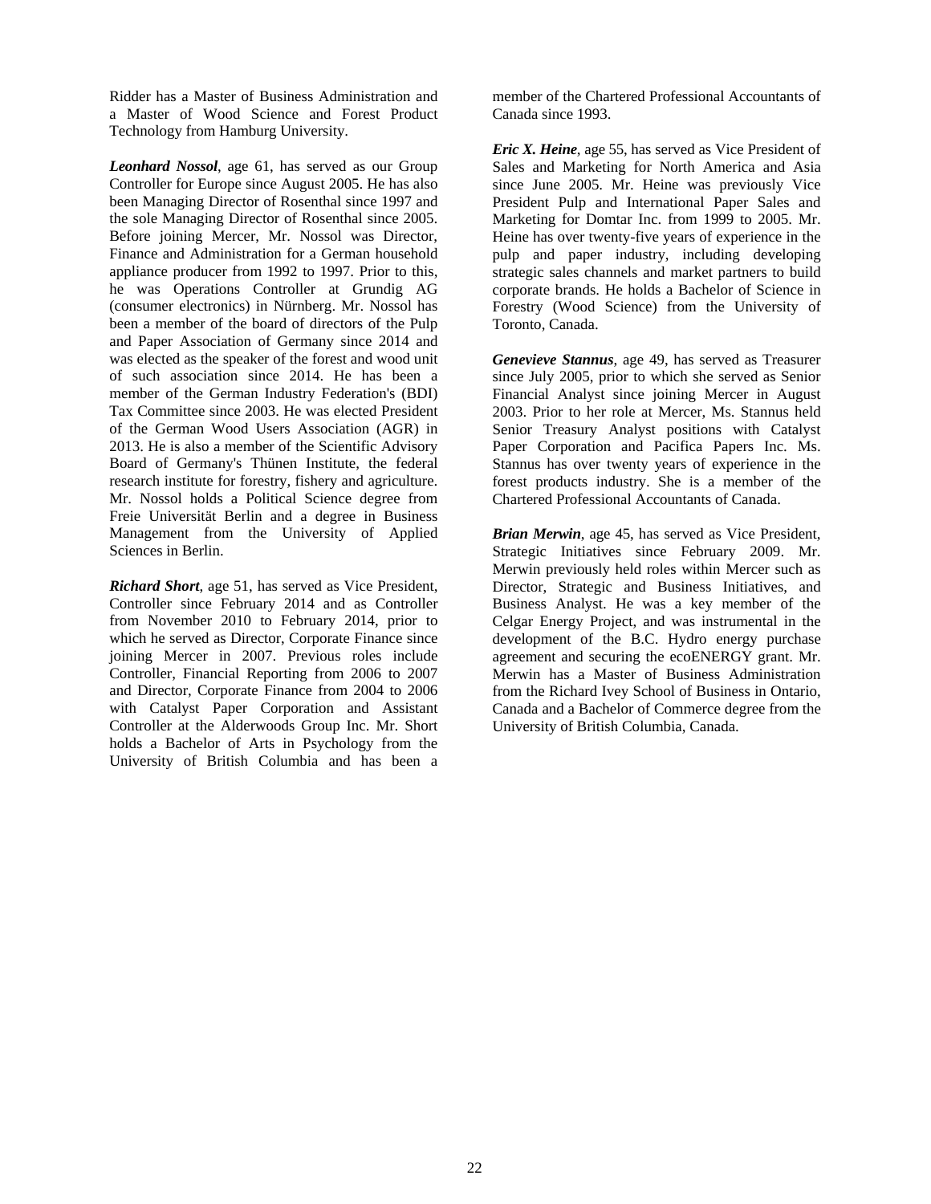Ridder has a Master of Business Administration and a Master of Wood Science and Forest Product Technology from Hamburg University.

***Leonhard Nossol***, age 61, has served as our Group Controller for Europe since August 2005. He has also been Managing Director of Rosenthal since 1997 and the sole Managing Director of Rosenthal since 2005. Before joining Mercer, Mr. Nossol was Director, Finance and Administration for a German household appliance producer from 1992 to 1997. Prior to this, he was Operations Controller at Grundig AG (consumer electronics) in Nürnberg. Mr. Nossol has been a member of the board of directors of the Pulp and Paper Association of Germany since 2014 and was elected as the speaker of the forest and wood unit of such association since 2014. He has been a member of the German Industry Federation's (BDI) Tax Committee since 2003. He was elected President of the German Wood Users Association (AGR) in 2013. He is also a member of the Scientific Advisory Board of Germany's Thünen Institute, the federal research institute for forestry, fishery and agriculture. Mr. Nossol holds a Political Science degree from Freie Universität Berlin and a degree in Business Management from the University of Applied Sciences in Berlin.

***Richard Short***, age 51, has served as Vice President, Controller since February 2014 and as Controller from November 2010 to February 2014, prior to which he served as Director, Corporate Finance since joining Mercer in 2007. Previous roles include Controller, Financial Reporting from 2006 to 2007 and Director, Corporate Finance from 2004 to 2006 with Catalyst Paper Corporation and Assistant Controller at the Alderwoods Group Inc. Mr. Short holds a Bachelor of Arts in Psychology from the University of British Columbia and has been a member of the Chartered Professional Accountants of Canada since 1993.

***Eric X. Heine***, age 55, has served as Vice President of Sales and Marketing for North America and Asia since June 2005. Mr. Heine was previously Vice President Pulp and International Paper Sales and Marketing for Domtar Inc. from 1999 to 2005. Mr. Heine has over twenty-five years of experience in the pulp and paper industry, including developing strategic sales channels and market partners to build corporate brands. He holds a Bachelor of Science in Forestry (Wood Science) from the University of Toronto, Canada.

***Genevieve Stannus***, age 49, has served as Treasurer since July 2005, prior to which she served as Senior Financial Analyst since joining Mercer in August 2003. Prior to her role at Mercer, Ms. Stannus held Senior Treasury Analyst positions with Catalyst Paper Corporation and Pacifica Papers Inc. Ms. Stannus has over twenty years of experience in the forest products industry. She is a member of the Chartered Professional Accountants of Canada.

***Brian Merwin***, age 45, has served as Vice President, Strategic Initiatives since February 2009. Mr. Merwin previously held roles within Mercer such as Director, Strategic and Business Initiatives, and Business Analyst. He was a key member of the Celgar Energy Project, and was instrumental in the development of the B.C. Hydro energy purchase agreement and securing the ecoENERGY grant. Mr. Merwin has a Master of Business Administration from the Richard Ivey School of Business in Ontario, Canada and a Bachelor of Commerce degree from the University of British Columbia, Canada.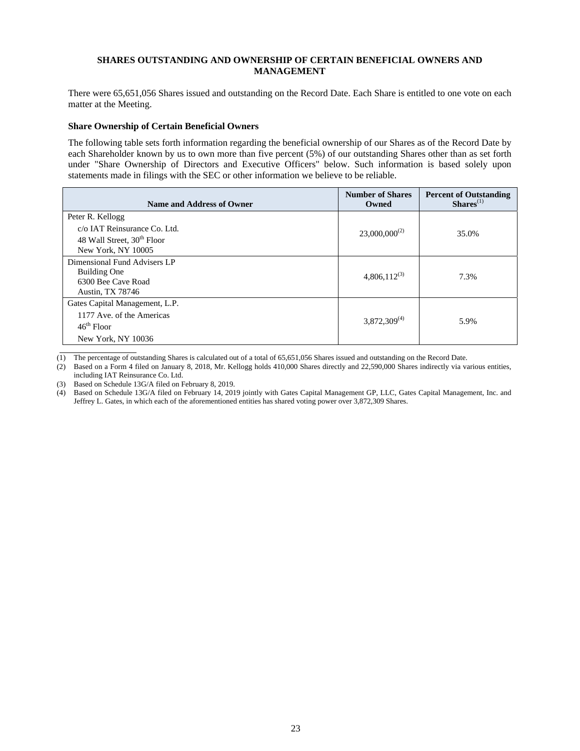## SHARES OUTSTANDING AND OWNERSHIP OF CERTAIN BENEFICIAL OWNERS AND MANAGEMENT

There were 65,651,056 Shares issued and outstanding on the Record Date. Each Share is entitled to one vote on each matter at the Meeting.

### Share Ownership of Certain Beneficial Owners

The following table sets forth information regarding the beneficial ownership of our Shares as of the Record Date by each Shareholder known by us to own more than five percent (5%) of our outstanding Shares other than as set forth under "Share Ownership of Directors and Executive Officers" below. Such information is based solely upon statements made in filings with the SEC or other information we believe to be reliable.

| Name and Address of Owner | Number of Shares Owned | Percent of Outstanding Shares(1) |
|---|---|---|
| Peter R. Kellogg<br>c/o IAT Reinsurance Co. Ltd.<br>48 Wall Street, 30th Floor<br>New York, NY 10005 | 23,000,000(2) | 35.0% |
| Dimensional Fund Advisers LP<br>Building One<br>6300 Bee Cave Road<br>Austin, TX 78746 | 4,806,112(3) | 7.3% |
| Gates Capital Management, L.P.<br>1177 Ave. of the Americas<br>46th Floor<br>New York, NY 10036 | 3,872,309(4) | 5.9% |

(1) The percentage of outstanding Shares is calculated out of a total of 65,651,056 Shares issued and outstanding on the Record Date.

(2) Based on a Form 4 filed on January 8, 2018, Mr. Kellogg holds 410,000 Shares directly and 22,590,000 Shares indirectly via various entities, including IAT Reinsurance Co. Ltd.

(3) Based on Schedule 13G/A filed on February 8, 2019.

(4) Based on Schedule 13G/A filed on February 14, 2019 jointly with Gates Capital Management GP, LLC, Gates Capital Management, Inc. and Jeffrey L. Gates, in which each of the aforementioned entities has shared voting power over 3,872,309 Shares.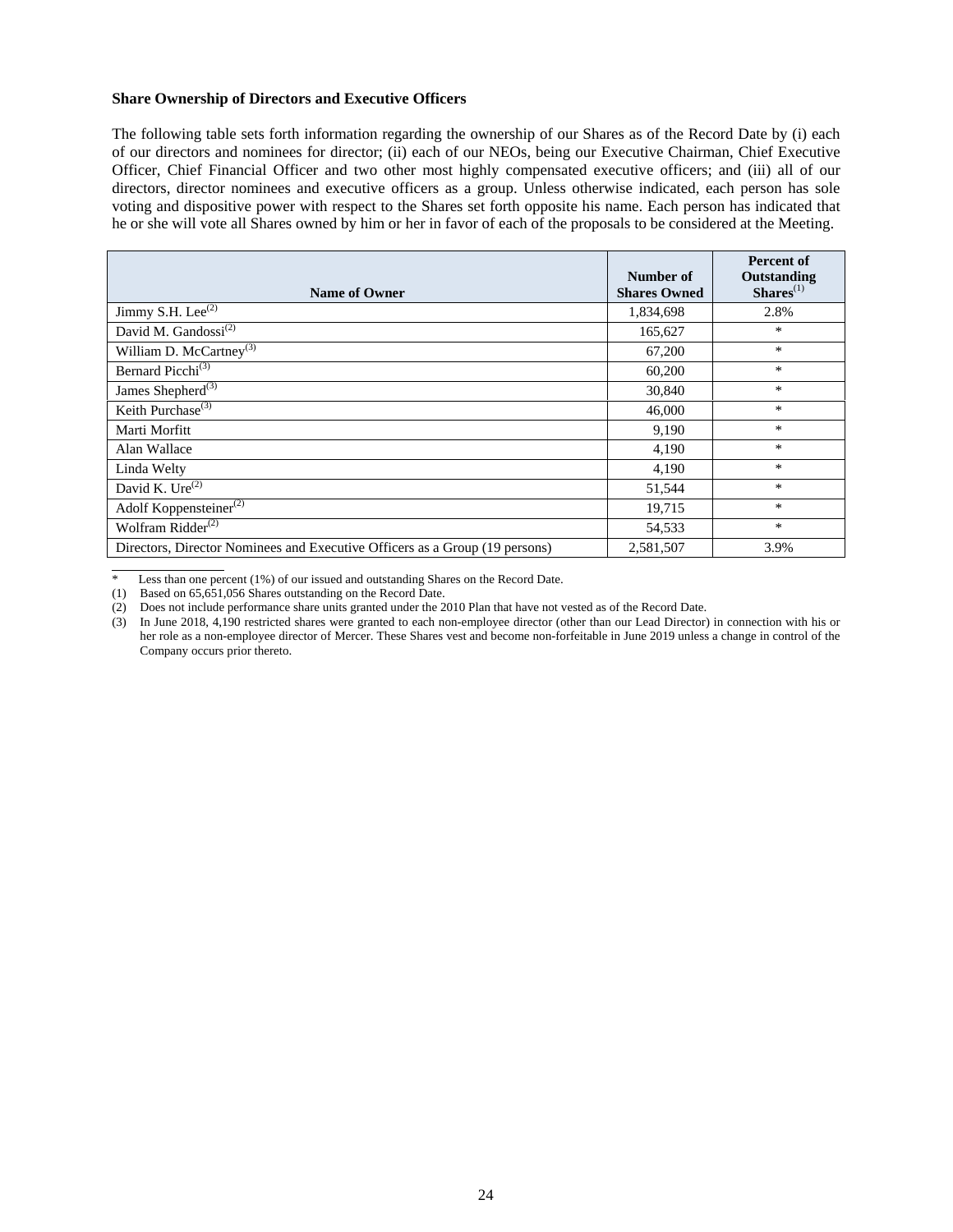**Share Ownership of Directors and Executive Officers**

The following table sets forth information regarding the ownership of our Shares as of the Record Date by (i) each of our directors and nominees for director; (ii) each of our NEOs, being our Executive Chairman, Chief Executive Officer, Chief Financial Officer and two other most highly compensated executive officers; and (iii) all of our directors, director nominees and executive officers as a group. Unless otherwise indicated, each person has sole voting and dispositive power with respect to the Shares set forth opposite his name. Each person has indicated that he or she will vote all Shares owned by him or her in favor of each of the proposals to be considered at the Meeting.

| Name of Owner | Number of Shares Owned | Percent of Outstanding Shares[1] |
|---|---|---|
| Jimmy S.H. Lee[2] | 1,834,698 | 2.8% |
| David M. Gandossi[2] | 165,627 | * |
| William D. McCartney[3] | 67,200 | * |
| Bernard Picchi[3] | 60,200 | * |
| James Shepherd[3] | 30,840 | * |
| Keith Purchase[3] | 46,000 | * |
| Marti Morfitt | 9,190 | * |
| Alan Wallace | 4,190 | * |
| Linda Welty | 4,190 | * |
| David K. Ure[2] | 51,544 | * |
| Adolf Koppensteiner[2] | 19,715 | * |
| Wolfram Ridder[2] | 54,533 | * |
| Directors, Director Nominees and Executive Officers as a Group (19 persons) | 2,581,507 | 3.9% |

\* Less than one percent (1%) of our issued and outstanding Shares on the Record Date.

(1) Based on 65,651,056 Shares outstanding on the Record Date.

(2) Does not include performance share units granted under the 2010 Plan that have not vested as of the Record Date.

(3) In June 2018, 4,190 restricted shares were granted to each non-employee director (other than our Lead Director) in connection with his or her role as a non-employee director of Mercer. These Shares vest and become non-forfeitable in June 2019 unless a change in control of the Company occurs prior thereto.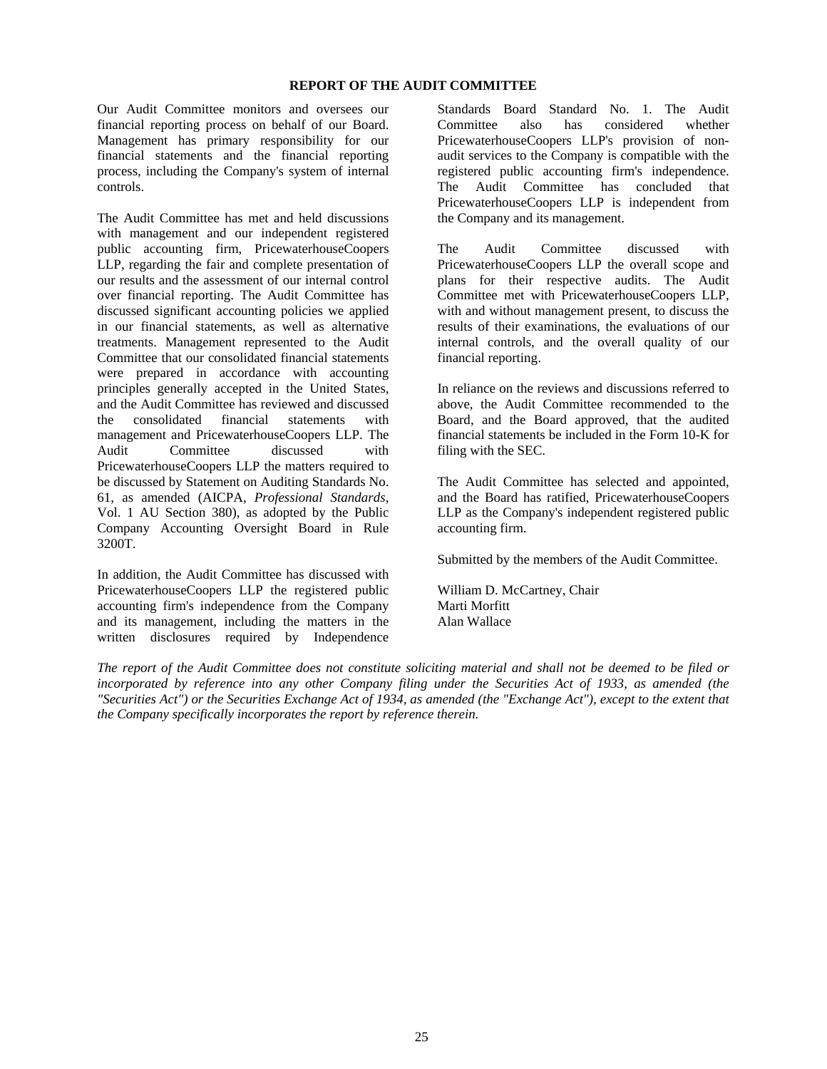## REPORT OF THE AUDIT COMMITTEE

Our Audit Committee monitors and oversees our financial reporting process on behalf of our Board. Management has primary responsibility for our financial statements and the financial reporting process, including the Company's system of internal controls.

The Audit Committee has met and held discussions with management and our independent registered public accounting firm, PricewaterhouseCoopers LLP, regarding the fair and complete presentation of our results and the assessment of our internal control over financial reporting. The Audit Committee has discussed significant accounting policies we applied in our financial statements, as well as alternative treatments. Management represented to the Audit Committee that our consolidated financial statements were prepared in accordance with accounting principles generally accepted in the United States, and the Audit Committee has reviewed and discussed the consolidated financial statements with management and PricewaterhouseCoopers LLP. The Audit Committee discussed with PricewaterhouseCoopers LLP the matters required to be discussed by Statement on Auditing Standards No. 61, as amended (AICPA, *Professional Standards*, Vol. 1 AU Section 380), as adopted by the Public Company Accounting Oversight Board in Rule 3200T.

In addition, the Audit Committee has discussed with PricewaterhouseCoopers LLP the registered public accounting firm's independence from the Company and its management, including the matters in the written disclosures required by Independence Standards Board Standard No. 1. The Audit Committee also has considered whether PricewaterhouseCoopers LLP's provision of non-audit services to the Company is compatible with the registered public accounting firm's independence. The Audit Committee has concluded that PricewaterhouseCoopers LLP is independent from the Company and its management.

The Audit Committee discussed with PricewaterhouseCoopers LLP the overall scope and plans for their respective audits. The Audit Committee met with PricewaterhouseCoopers LLP, with and without management present, to discuss the results of their examinations, the evaluations of our internal controls, and the overall quality of our financial reporting.

In reliance on the reviews and discussions referred to above, the Audit Committee recommended to the Board, and the Board approved, that the audited financial statements be included in the Form 10-K for filing with the SEC.

The Audit Committee has selected and appointed, and the Board has ratified, PricewaterhouseCoopers LLP as the Company's independent registered public accounting firm.

Submitted by the members of the Audit Committee.

William D. McCartney, Chair
Marti Morfitt
Alan Wallace

*The report of the Audit Committee does not constitute soliciting material and shall not be deemed to be filed or incorporated by reference into any other Company filing under the Securities Act of 1933, as amended (the "Securities Act") or the Securities Exchange Act of 1934, as amended (the "Exchange Act"), except to the extent that the Company specifically incorporates the report by reference therein.*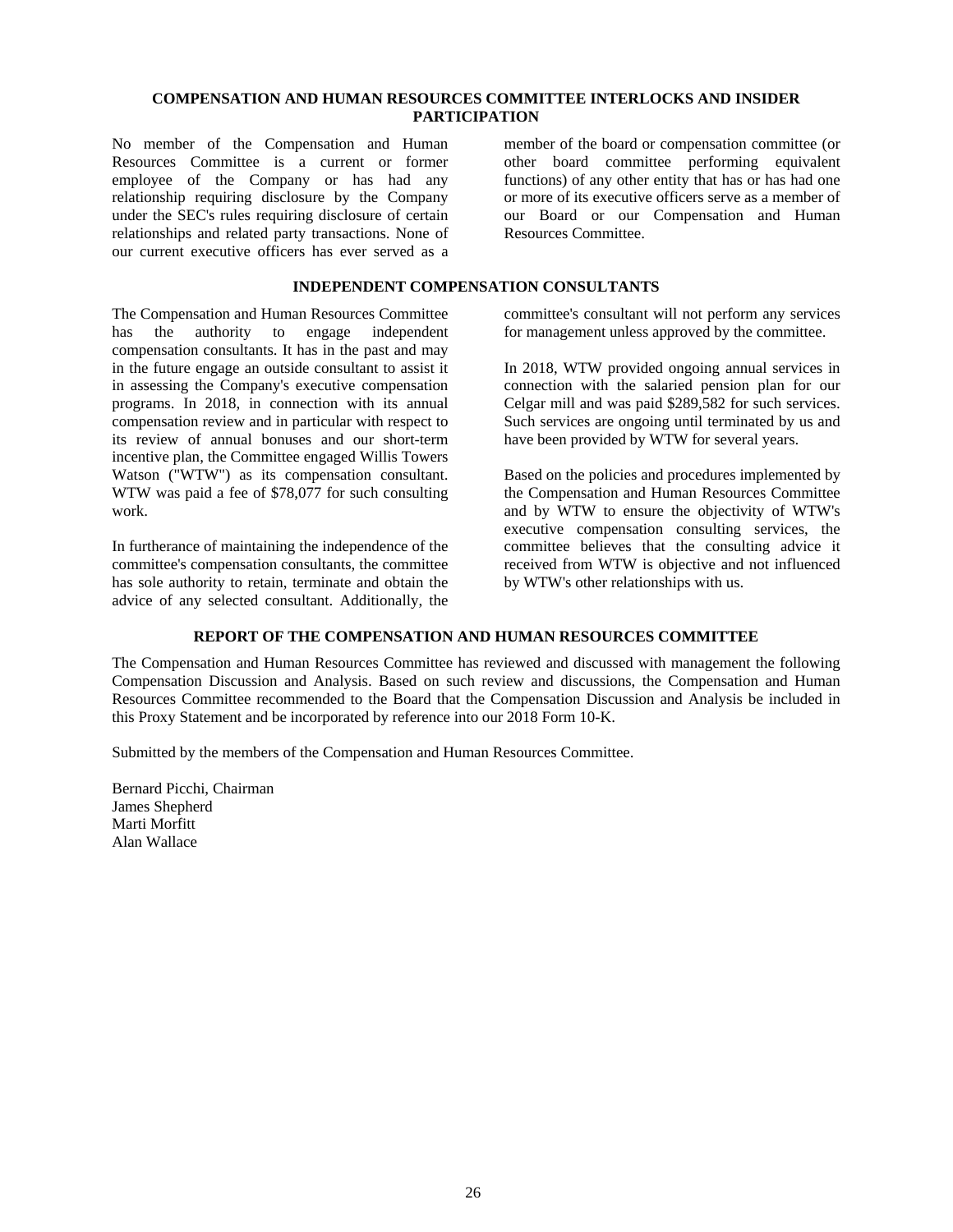## COMPENSATION AND HUMAN RESOURCES COMMITTEE INTERLOCKS AND INSIDER PARTICIPATION

No member of the Compensation and Human Resources Committee is a current or former employee of the Company or has had any relationship requiring disclosure by the Company under the SEC's rules requiring disclosure of certain relationships and related party transactions. None of our current executive officers has ever served as a member of the board or compensation committee (or other board committee performing equivalent functions) of any other entity that has or has had one or more of its executive officers serve as a member of our Board or our Compensation and Human Resources Committee.

## INDEPENDENT COMPENSATION CONSULTANTS

The Compensation and Human Resources Committee has the authority to engage independent compensation consultants. It has in the past and may in the future engage an outside consultant to assist it in assessing the Company's executive compensation programs. In 2018, in connection with its annual compensation review and in particular with respect to its review of annual bonuses and our short-term incentive plan, the Committee engaged Willis Towers Watson ("WTW") as its compensation consultant. WTW was paid a fee of $78,077 for such consulting work.

In furtherance of maintaining the independence of the committee's compensation consultants, the committee has sole authority to retain, terminate and obtain the advice of any selected consultant. Additionally, the committee's consultant will not perform any services for management unless approved by the committee.

In 2018, WTW provided ongoing annual services in connection with the salaried pension plan for our Celgar mill and was paid $289,582 for such services. Such services are ongoing until terminated by us and have been provided by WTW for several years.

Based on the policies and procedures implemented by the Compensation and Human Resources Committee and by WTW to ensure the objectivity of WTW's executive compensation consulting services, the committee believes that the consulting advice it received from WTW is objective and not influenced by WTW's other relationships with us.

## REPORT OF THE COMPENSATION AND HUMAN RESOURCES COMMITTEE

The Compensation and Human Resources Committee has reviewed and discussed with management the following Compensation Discussion and Analysis. Based on such review and discussions, the Compensation and Human Resources Committee recommended to the Board that the Compensation Discussion and Analysis be included in this Proxy Statement and be incorporated by reference into our 2018 Form 10-K.

Submitted by the members of the Compensation and Human Resources Committee.

Bernard Picchi, Chairman
James Shepherd
Marti Morfitt
Alan Wallace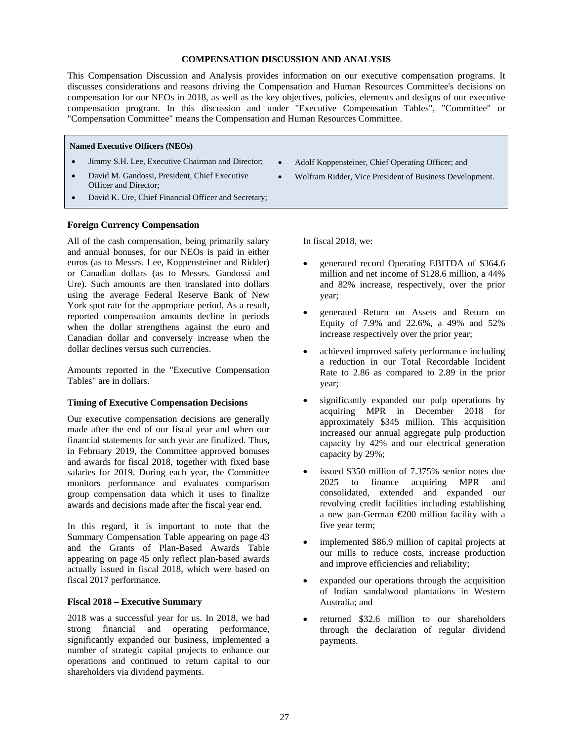## COMPENSATION DISCUSSION AND ANALYSIS

This Compensation Discussion and Analysis provides information on our executive compensation programs. It discusses considerations and reasons driving the Compensation and Human Resources Committee's decisions on compensation for our NEOs in 2018, as well as the key objectives, policies, elements and designs of our executive compensation program. In this discussion and under "Executive Compensation Tables", "Committee" or "Compensation Committee" means the Compensation and Human Resources Committee.

**Named Executive Officers (NEOs)**

- Jimmy S.H. Lee, Executive Chairman and Director;
- David M. Gandossi, President, Chief Executive Officer and Director;
- David K. Ure, Chief Financial Officer and Secretary;
- Adolf Koppensteiner, Chief Operating Officer; and
- Wolfram Ridder, Vice President of Business Development.

### Foreign Currency Compensation

All of the cash compensation, being primarily salary and annual bonuses, for our NEOs is paid in either euros (as to Messrs. Lee, Koppensteiner and Ridder) or Canadian dollars (as to Messrs. Gandossi and Ure). Such amounts are then translated into dollars using the average Federal Reserve Bank of New York spot rate for the appropriate period. As a result, reported compensation amounts decline in periods when the dollar strengthens against the euro and Canadian dollar and conversely increase when the dollar declines versus such currencies.

Amounts reported in the "Executive Compensation Tables" are in dollars.

### Timing of Executive Compensation Decisions

Our executive compensation decisions are generally made after the end of our fiscal year and when our financial statements for such year are finalized. Thus, in February 2019, the Committee approved bonuses and awards for fiscal 2018, together with fixed base salaries for 2019. During each year, the Committee monitors performance and evaluates comparison group compensation data which it uses to finalize awards and decisions made after the fiscal year end.

In this regard, it is important to note that the Summary Compensation Table appearing on page 43 and the Grants of Plan-Based Awards Table appearing on page 45 only reflect plan-based awards actually issued in fiscal 2018, which were based on fiscal 2017 performance.

### Fiscal 2018 – Executive Summary

2018 was a successful year for us. In 2018, we had strong financial and operating performance, significantly expanded our business, implemented a number of strategic capital projects to enhance our operations and continued to return capital to our shareholders via dividend payments.

In fiscal 2018, we:

- generated record Operating EBITDA of $364.6 million and net income of $128.6 million, a 44% and 82% increase, respectively, over the prior year;
- generated Return on Assets and Return on Equity of 7.9% and 22.6%, a 49% and 52% increase respectively over the prior year;
- achieved improved safety performance including a reduction in our Total Recordable Incident Rate to 2.86 as compared to 2.89 in the prior year;
- significantly expanded our pulp operations by acquiring MPR in December 2018 for approximately $345 million. This acquisition increased our annual aggregate pulp production capacity by 42% and our electrical generation capacity by 29%;
- issued $350 million of 7.375% senior notes due 2025 to finance acquiring MPR and consolidated, extended and expanded our revolving credit facilities including establishing a new pan-German €200 million facility with a five year term;
- implemented $86.9 million of capital projects at our mills to reduce costs, increase production and improve efficiencies and reliability;
- expanded our operations through the acquisition of Indian sandalwood plantations in Western Australia; and
- returned $32.6 million to our shareholders through the declaration of regular dividend payments.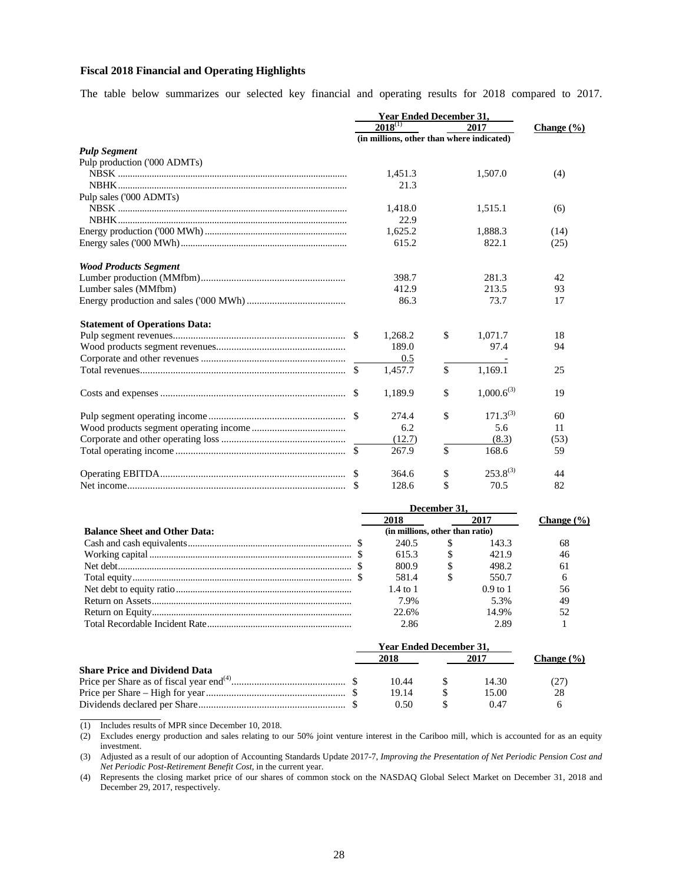**Fiscal 2018 Financial and Operating Highlights**

The table below summarizes our selected key financial and operating results for 2018 compared to 2017.

| | Year Ended December 31, | | |
|---|---|---|---|
| | 2018[(1)] | 2017 | Change (%) |
| | (in millions, other than where indicated) | | |
| ***Pulp Segment*** | | | |
| Pulp production ('000 ADMTs) | | | |
| NBSK | 1,451.3 | 1,507.0 | (4) |
| NBHK | 21.3 | | |
| Pulp sales ('000 ADMTs) | | | |
| NBSK | 1,418.0 | 1,515.1 | (6) |
| NBHK | 22.9 | | |
| Energy production ('000 MWh) | 1,625.2 | 1,888.3 | (14) |
| Energy sales ('000 MWh) | 615.2 | 822.1 | (25) |
| ***Wood Products Segment*** | | | |
| Lumber production (MMfbm) | 398.7 | 281.3 | 42 |
| Lumber sales (MMfbm) | 412.9 | 213.5 | 93 |
| Energy production and sales ('000 MWh) | 86.3 | 73.7 | 17 |
| **Statement of Operations Data:** | | | |
| Pulp segment revenues | $ 1,268.2 | $ 1,071.7 | 18 |
| Wood products segment revenues | 189.0 | 97.4 | 94 |
| Corporate and other revenues | 0.5 | - | |
| Total revenues | $ 1,457.7 | $ 1,169.1 | 25 |
| Costs and expenses | $ 1,189.9 | $ 1,000.6[(3)] | 19 |
| Pulp segment operating income | $ 274.4 | $ 171.3[(3)] | 60 |
| Wood products segment operating income | 6.2 | 5.6 | 11 |
| Corporate and other operating loss | (12.7) | (8.3) | (53) |
| Total operating income | $ 267.9 | $ 168.6 | 59 |
| Operating EBITDA | $ 364.6 | $ 253.8[(3)] | 44 |
| Net income | $ 128.6 | $ 70.5 | 82 |

| | December 31, | | |
|---|---|---|---|
| | 2018 | 2017 | Change (%) |
| **Balance Sheet and Other Data:** | (in millions, other than ratio) | | |
| Cash and cash equivalents | $ 240.5 | $ 143.3 | 68 |
| Working capital | $ 615.3 | $ 421.9 | 46 |
| Net debt | $ 800.9 | $ 498.2 | 61 |
| Total equity | $ 581.4 | $ 550.7 | 6 |
| Net debt to equity ratio | 1.4 to 1 | 0.9 to 1 | 56 |
| Return on Assets | 7.9% | 5.3% | 49 |
| Return on Equity | 22.6% | 14.9% | 52 |
| Total Recordable Incident Rate | 2.86 | 2.89 | 1 |

| | Year Ended December 31, | | |
|---|---|---|---|
| | 2018 | 2017 | Change (%) |
| **Share Price and Dividend Data** | | | |
| Price per Share as of fiscal year end[(4)] | $ 10.44 | $ 14.30 | (27) |
| Price per Share – High for year | $ 19.14 | $ 15.00 | 28 |
| Dividends declared per Share | $ 0.50 | $ 0.47 | 6 |

(1) Includes results of MPR since December 10, 2018.

(2) Excludes energy production and sales relating to our 50% joint venture interest in the Cariboo mill, which is accounted for as an equity investment.

(3) Adjusted as a result of our adoption of Accounting Standards Update 2017-7, *Improving the Presentation of Net Periodic Pension Cost and Net Periodic Post-Retirement Benefit Cost*, in the current year.

(4) Represents the closing market price of our shares of common stock on the NASDAQ Global Select Market on December 31, 2018 and December 29, 2017, respectively.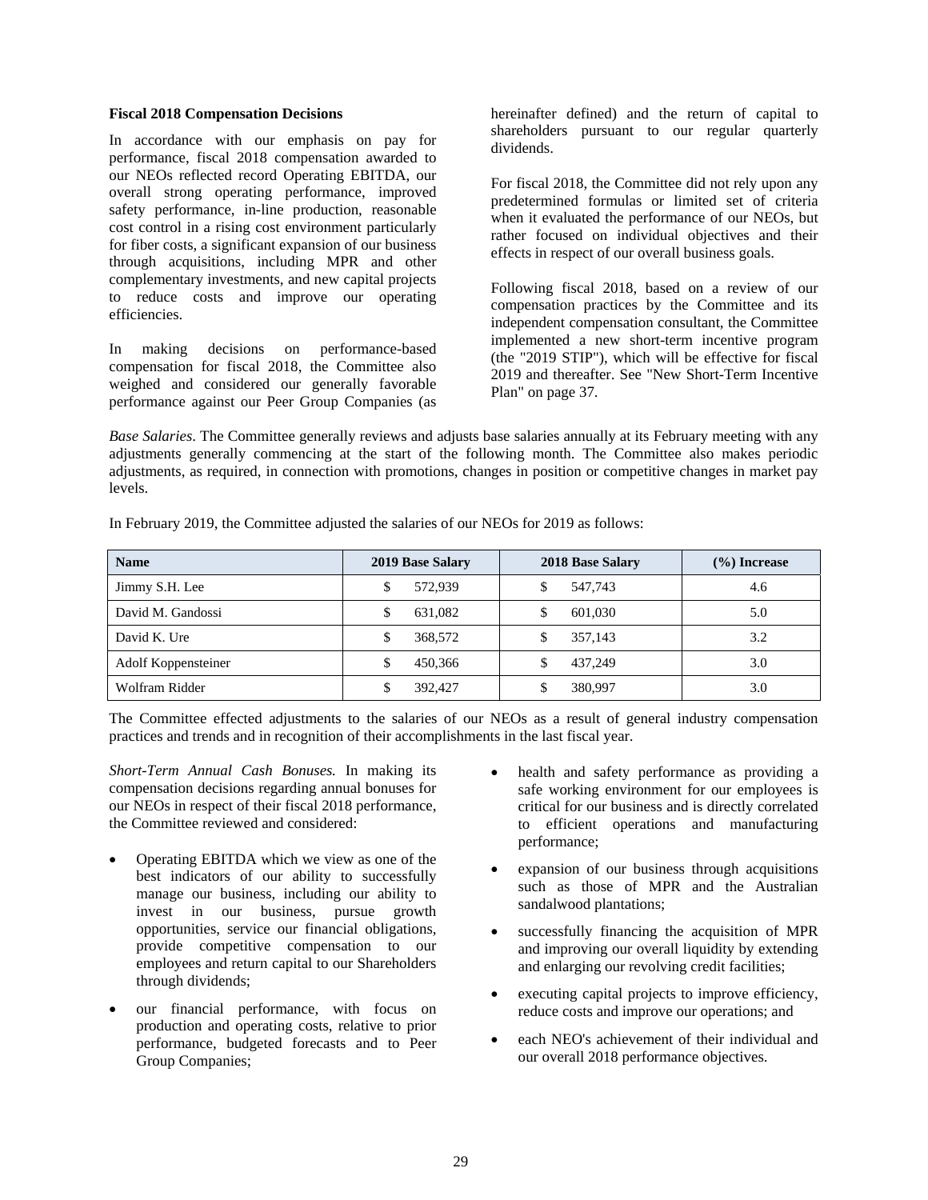### Fiscal 2018 Compensation Decisions

In accordance with our emphasis on pay for performance, fiscal 2018 compensation awarded to our NEOs reflected record Operating EBITDA, our overall strong operating performance, improved safety performance, in-line production, reasonable cost control in a rising cost environment particularly for fiber costs, a significant expansion of our business through acquisitions, including MPR and other complementary investments, and new capital projects to reduce costs and improve our operating efficiencies.

In making decisions on performance-based compensation for fiscal 2018, the Committee also weighed and considered our generally favorable performance against our Peer Group Companies (as hereinafter defined) and the return of capital to shareholders pursuant to our regular quarterly dividends.

For fiscal 2018, the Committee did not rely upon any predetermined formulas or limited set of criteria when it evaluated the performance of our NEOs, but rather focused on individual objectives and their effects in respect of our overall business goals.

Following fiscal 2018, based on a review of our compensation practices by the Committee and its independent compensation consultant, the Committee implemented a new short-term incentive program (the "2019 STIP"), which will be effective for fiscal 2019 and thereafter. See "New Short-Term Incentive Plan" on page 37.

*Base Salaries.* The Committee generally reviews and adjusts base salaries annually at its February meeting with any adjustments generally commencing at the start of the following month. The Committee also makes periodic adjustments, as required, in connection with promotions, changes in position or competitive changes in market pay levels.

In February 2019, the Committee adjusted the salaries of our NEOs for 2019 as follows:

| Name | 2019 Base Salary | 2018 Base Salary | (%) Increase |
|---|---|---|---|
| Jimmy S.H. Lee | $ 572,939 | $ 547,743 | 4.6 |
| David M. Gandossi | $ 631,082 | $ 601,030 | 5.0 |
| David K. Ure | $ 368,572 | $ 357,143 | 3.2 |
| Adolf Koppensteiner | $ 450,366 | $ 437,249 | 3.0 |
| Wolfram Ridder | $ 392,427 | $ 380,997 | 3.0 |

The Committee effected adjustments to the salaries of our NEOs as a result of general industry compensation practices and trends and in recognition of their accomplishments in the last fiscal year.

*Short-Term Annual Cash Bonuses.* In making its compensation decisions regarding annual bonuses for our NEOs in respect of their fiscal 2018 performance, the Committee reviewed and considered:

- Operating EBITDA which we view as one of the best indicators of our ability to successfully manage our business, including our ability to invest in our business, pursue growth opportunities, service our financial obligations, provide competitive compensation to our employees and return capital to our Shareholders through dividends;
- our financial performance, with focus on production and operating costs, relative to prior performance, budgeted forecasts and to Peer Group Companies;
- health and safety performance as providing a safe working environment for our employees is critical for our business and is directly correlated to efficient operations and manufacturing performance;
- expansion of our business through acquisitions such as those of MPR and the Australian sandalwood plantations;
- successfully financing the acquisition of MPR and improving our overall liquidity by extending and enlarging our revolving credit facilities;
- executing capital projects to improve efficiency, reduce costs and improve our operations; and
- each NEO's achievement of their individual and our overall 2018 performance objectives.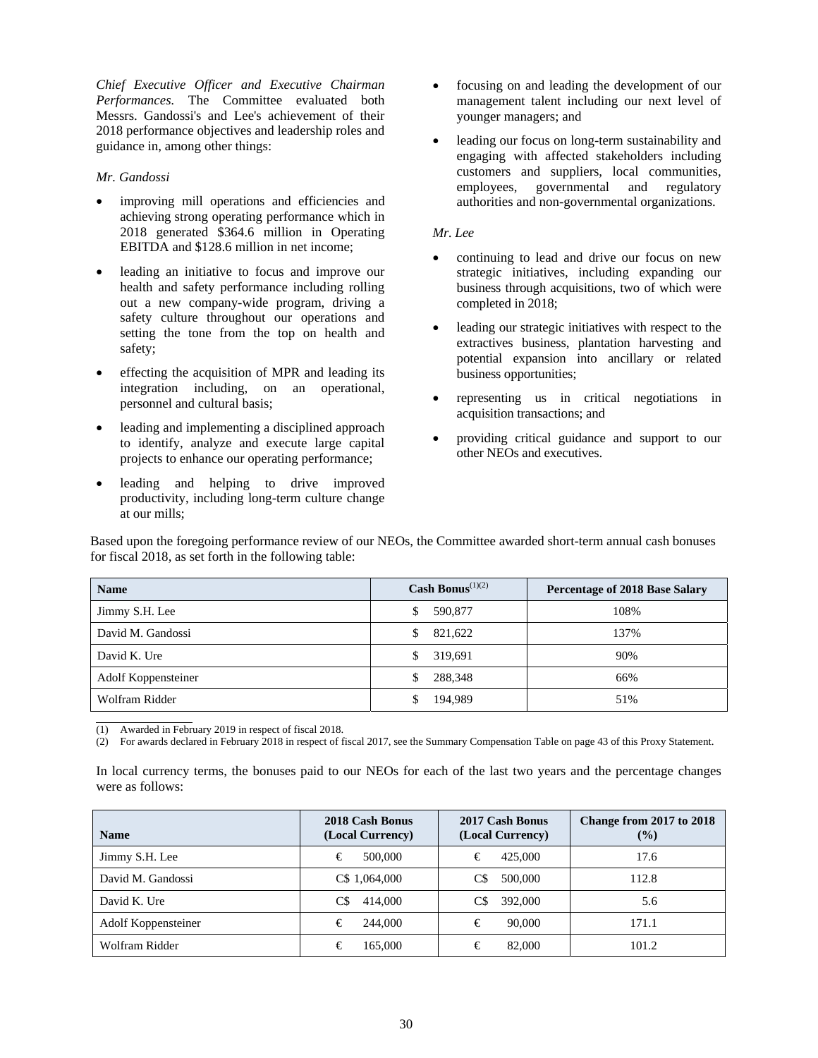*Chief Executive Officer and Executive Chairman Performances.* The Committee evaluated both Messrs. Gandossi's and Lee's achievement of their 2018 performance objectives and leadership roles and guidance in, among other things:

*Mr. Gandossi*

- improving mill operations and efficiencies and achieving strong operating performance which in 2018 generated $364.6 million in Operating EBITDA and $128.6 million in net income;
- leading an initiative to focus and improve our health and safety performance including rolling out a new company-wide program, driving a safety culture throughout our operations and setting the tone from the top on health and safety;
- effecting the acquisition of MPR and leading its integration including, on an operational, personnel and cultural basis;
- leading and implementing a disciplined approach to identify, analyze and execute large capital projects to enhance our operating performance;
- leading and helping to drive improved productivity, including long-term culture change at our mills;
- focusing on and leading the development of our management talent including our next level of younger managers; and
- leading our focus on long-term sustainability and engaging with affected stakeholders including customers and suppliers, local communities, employees, governmental and regulatory authorities and non-governmental organizations.

*Mr. Lee*

- continuing to lead and drive our focus on new strategic initiatives, including expanding our business through acquisitions, two of which were completed in 2018;
- leading our strategic initiatives with respect to the extractives business, plantation harvesting and potential expansion into ancillary or related business opportunities;
- representing us in critical negotiations in acquisition transactions; and
- providing critical guidance and support to our other NEOs and executives.

Based upon the foregoing performance review of our NEOs, the Committee awarded short-term annual cash bonuses for fiscal 2018, as set forth in the following table:

| Name | Cash Bonus[(1)(2)] | Percentage of 2018 Base Salary |
|---|---|---|
| Jimmy S.H. Lee | $ 590,877 | 108% |
| David M. Gandossi | $ 821,622 | 137% |
| David K. Ure | $ 319,691 | 90% |
| Adolf Koppensteiner | $ 288,348 | 66% |
| Wolfram Ridder | $ 194,989 | 51% |

(1) Awarded in February 2019 in respect of fiscal 2018.
(2) For awards declared in February 2018 in respect of fiscal 2017, see the Summary Compensation Table on page 43 of this Proxy Statement.

In local currency terms, the bonuses paid to our NEOs for each of the last two years and the percentage changes were as follows:

| Name | 2018 Cash Bonus (Local Currency) | 2017 Cash Bonus (Local Currency) | Change from 2017 to 2018 (%) |
|---|---|---|---|
| Jimmy S.H. Lee | € 500,000 | € 425,000 | 17.6 |
| David M. Gandossi | C$ 1,064,000 | C$ 500,000 | 112.8 |
| David K. Ure | C$ 414,000 | C$ 392,000 | 5.6 |
| Adolf Koppensteiner | € 244,000 | € 90,000 | 171.1 |
| Wolfram Ridder | € 165,000 | € 82,000 | 101.2 |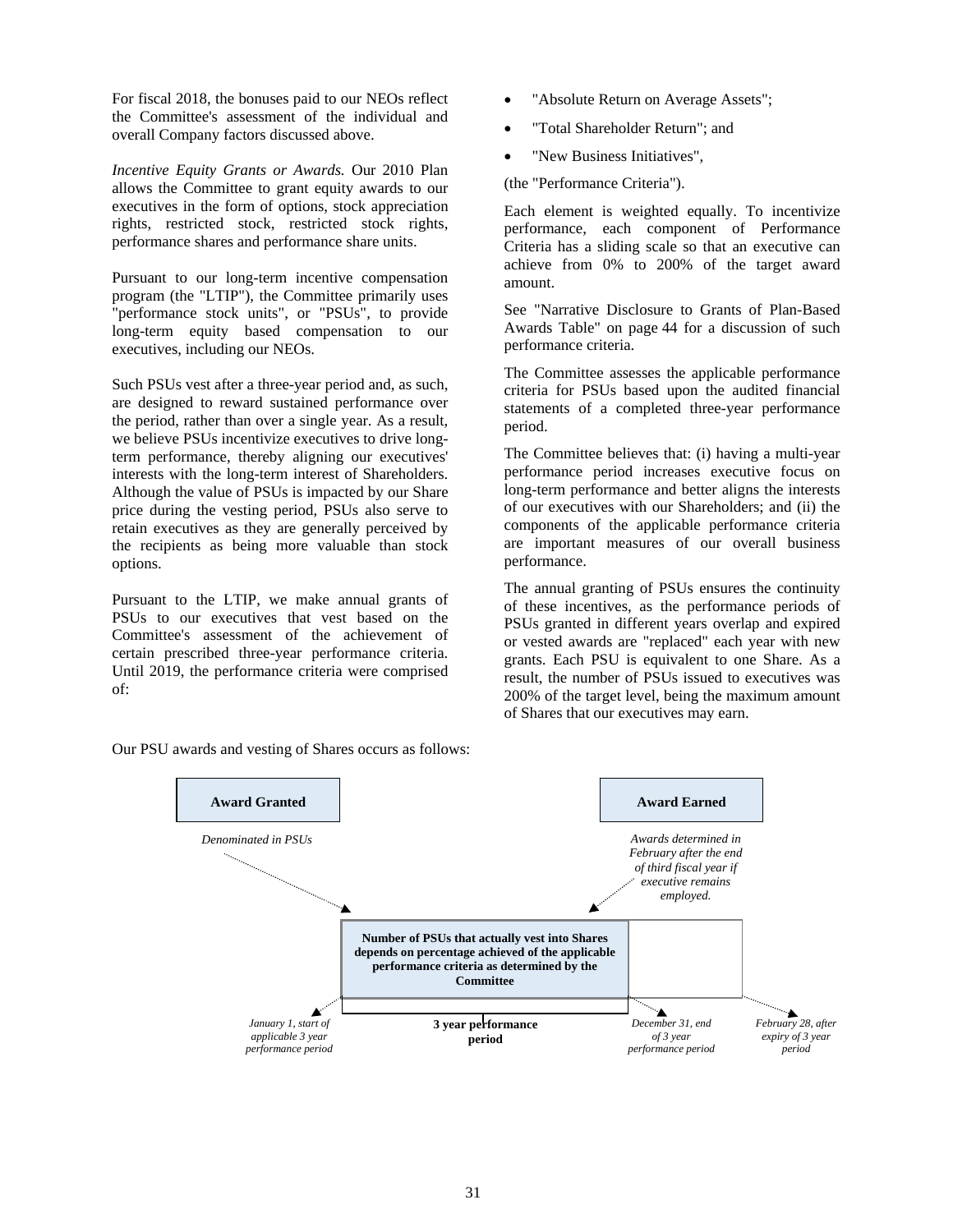For fiscal 2018, the bonuses paid to our NEOs reflect the Committee's assessment of the individual and overall Company factors discussed above.

*Incentive Equity Grants or Awards.* Our 2010 Plan allows the Committee to grant equity awards to our executives in the form of options, stock appreciation rights, restricted stock, restricted stock rights, performance shares and performance share units.

Pursuant to our long-term incentive compensation program (the "LTIP"), the Committee primarily uses "performance stock units", or "PSUs", to provide long-term equity based compensation to our executives, including our NEOs.

Such PSUs vest after a three-year period and, as such, are designed to reward sustained performance over the period, rather than over a single year. As a result, we believe PSUs incentivize executives to drive long-term performance, thereby aligning our executives' interests with the long-term interest of Shareholders. Although the value of PSUs is impacted by our Share price during the vesting period, PSUs also serve to retain executives as they are generally perceived by the recipients as being more valuable than stock options.

Pursuant to the LTIP, we make annual grants of PSUs to our executives that vest based on the Committee's assessment of the achievement of certain prescribed three-year performance criteria. Until 2019, the performance criteria were comprised of:

- "Absolute Return on Average Assets";
- "Total Shareholder Return"; and
- "New Business Initiatives",

(the "Performance Criteria").

Each element is weighted equally. To incentivize performance, each component of Performance Criteria has a sliding scale so that an executive can achieve from 0% to 200% of the target award amount.

See "Narrative Disclosure to Grants of Plan-Based Awards Table" on page 44 for a discussion of such performance criteria.

The Committee assesses the applicable performance criteria for PSUs based upon the audited financial statements of a completed three-year performance period.

The Committee believes that: (i) having a multi-year performance period increases executive focus on long-term performance and better aligns the interests of our executives with our Shareholders; and (ii) the components of the applicable performance criteria are important measures of our overall business performance.

The annual granting of PSUs ensures the continuity of these incentives, as the performance periods of PSUs granted in different years overlap and expired or vested awards are "replaced" each year with new grants. Each PSU is equivalent to one Share. As a result, the number of PSUs issued to executives was 200% of the target level, being the maximum amount of Shares that our executives may earn.

Our PSU awards and vesting of Shares occurs as follows:

**Award Granted**

*Denominated in PSUs*

**Award Earned**

*Awards determined in February after the end of third fiscal year if executive remains employed.*

**Number of PSUs that actually vest into Shares depends on percentage achieved of the applicable performance criteria as determined by the Committee**

*January 1, start of applicable 3 year performance period*

**3 year performance period**

*December 31, end of 3 year performance period*

*February 28, after expiry of 3 year period*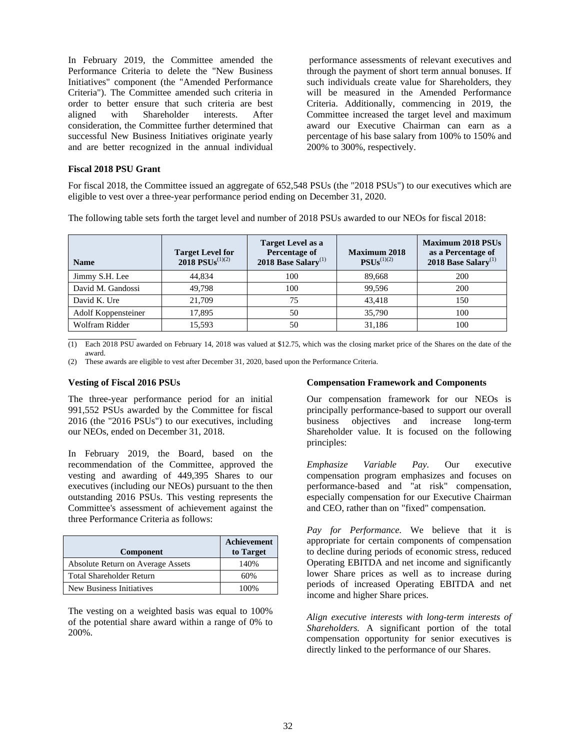In February 2019, the Committee amended the Performance Criteria to delete the "New Business Initiatives" component (the "Amended Performance Criteria"). The Committee amended such criteria in order to better ensure that such criteria are best aligned with Shareholder interests. After consideration, the Committee further determined that successful New Business Initiatives originate yearly and are better recognized in the annual individual performance assessments of relevant executives and through the payment of short term annual bonuses. If such individuals create value for Shareholders, they will be measured in the Amended Performance Criteria. Additionally, commencing in 2019, the Committee increased the target level and maximum award our Executive Chairman can earn as a percentage of his base salary from 100% to 150% and 200% to 300%, respectively.

**Fiscal 2018 PSU Grant**

For fiscal 2018, the Committee issued an aggregate of 652,548 PSUs (the "2018 PSUs") to our executives which are eligible to vest over a three-year performance period ending on December 31, 2020.

The following table sets forth the target level and number of 2018 PSUs awarded to our NEOs for fiscal 2018:

| Name | Target Level for 2018 PSUs(1)(2) | Target Level as a Percentage of 2018 Base Salary(1) | Maximum 2018 PSUs(1)(2) | Maximum 2018 PSUs as a Percentage of 2018 Base Salary(1) |
|---|---|---|---|---|
| Jimmy S.H. Lee | 44,834 | 100 | 89,668 | 200 |
| David M. Gandossi | 49,798 | 100 | 99,596 | 200 |
| David K. Ure | 21,709 | 75 | 43,418 | 150 |
| Adolf Koppensteiner | 17,895 | 50 | 35,790 | 100 |
| Wolfram Ridder | 15,593 | 50 | 31,186 | 100 |

(1) Each 2018 PSU awarded on February 14, 2018 was valued at $12.75, which was the closing market price of the Shares on the date of the award.

(2) These awards are eligible to vest after December 31, 2020, based upon the Performance Criteria.

**Vesting of Fiscal 2016 PSUs**

The three-year performance period for an initial 991,552 PSUs awarded by the Committee for fiscal 2016 (the "2016 PSUs") to our executives, including our NEOs, ended on December 31, 2018.

In February 2019, the Board, based on the recommendation of the Committee, approved the vesting and awarding of 449,395 Shares to our executives (including our NEOs) pursuant to the then outstanding 2016 PSUs. This vesting represents the Committee's assessment of achievement against the three Performance Criteria as follows:

| Component | Achievement to Target |
|---|---|
| Absolute Return on Average Assets | 140% |
| Total Shareholder Return | 60% |
| New Business Initiatives | 100% |

The vesting on a weighted basis was equal to 100% of the potential share award within a range of 0% to 200%.

**Compensation Framework and Components**

Our compensation framework for our NEOs is principally performance-based to support our overall business objectives and increase long-term Shareholder value. It is focused on the following principles:

*Emphasize Variable Pay.* Our executive compensation program emphasizes and focuses on performance-based and "at risk" compensation, especially compensation for our Executive Chairman and CEO, rather than on "fixed" compensation.

*Pay for Performance.* We believe that it is appropriate for certain components of compensation to decline during periods of economic stress, reduced Operating EBITDA and net income and significantly lower Share prices as well as to increase during periods of increased Operating EBITDA and net income and higher Share prices.

*Align executive interests with long-term interests of Shareholders.* A significant portion of the total compensation opportunity for senior executives is directly linked to the performance of our Shares.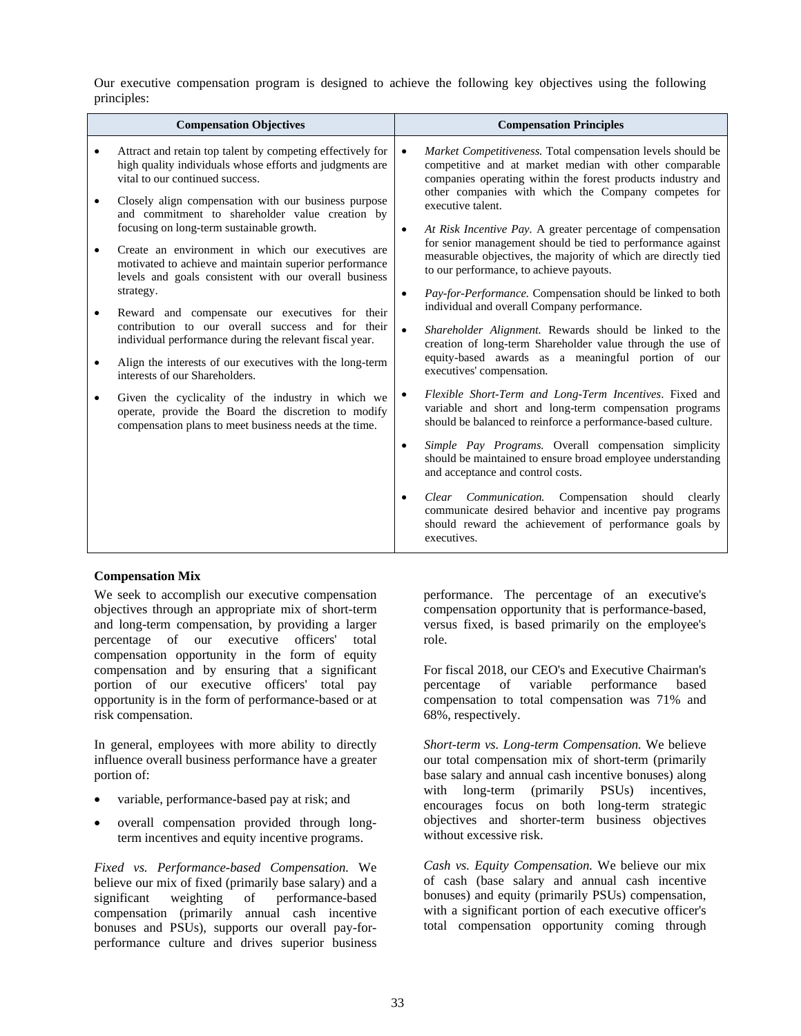Our executive compensation program is designed to achieve the following key objectives using the following principles:

| Compensation Objectives | Compensation Principles |
|---|---|
| • Attract and retain top talent by competing effectively for high quality individuals whose efforts and judgments are vital to our continued success.<br>• Closely align compensation with our business purpose and commitment to shareholder value creation by focusing on long-term sustainable growth.<br>• Create an environment in which our executives are motivated to achieve and maintain superior performance levels and goals consistent with our overall business strategy.<br>• Reward and compensate our executives for their contribution to our overall success and for their individual performance during the relevant fiscal year.<br>• Align the interests of our executives with the long-term interests of our Shareholders.<br>• Given the cyclicality of the industry in which we operate, provide the Board the discretion to modify compensation plans to meet business needs at the time. | • *Market Competitiveness.* Total compensation levels should be competitive and at market median with other comparable companies operating within the forest products industry and other companies with which the Company competes for executive talent.<br>• *At Risk Incentive Pay.* A greater percentage of compensation for senior management should be tied to performance against measurable objectives, the majority of which are directly tied to our performance, to achieve payouts.<br>• *Pay-for-Performance.* Compensation should be linked to both individual and overall Company performance.<br>• *Shareholder Alignment.* Rewards should be linked to the creation of long-term Shareholder value through the use of equity-based awards as a meaningful portion of our executives' compensation.<br>• *Flexible Short-Term and Long-Term Incentives*. Fixed and variable and short and long-term compensation programs should be balanced to reinforce a performance-based culture.<br>• *Simple Pay Programs.* Overall compensation simplicity should be maintained to ensure broad employee understanding and acceptance and control costs.<br>• *Clear Communication.* Compensation should clearly communicate desired behavior and incentive pay programs should reward the achievement of performance goals by executives. |

**Compensation Mix**

We seek to accomplish our executive compensation objectives through an appropriate mix of short-term and long-term compensation, by providing a larger percentage of our executive officers' total compensation opportunity in the form of equity compensation and by ensuring that a significant portion of our executive officers' total pay opportunity is in the form of performance-based or at risk compensation.

In general, employees with more ability to directly influence overall business performance have a greater portion of:

- variable, performance-based pay at risk; and
- overall compensation provided through long-term incentives and equity incentive programs.

*Fixed vs. Performance-based Compensation.* We believe our mix of fixed (primarily base salary) and a significant weighting of performance-based compensation (primarily annual cash incentive bonuses and PSUs), supports our overall pay-for-performance culture and drives superior business performance. The percentage of an executive's compensation opportunity that is performance-based, versus fixed, is based primarily on the employee's role.

For fiscal 2018, our CEO's and Executive Chairman's percentage of variable performance based compensation to total compensation was 71% and 68%, respectively.

*Short-term vs. Long-term Compensation.* We believe our total compensation mix of short-term (primarily base salary and annual cash incentive bonuses) along with long-term (primarily PSUs) incentives, encourages focus on both long-term strategic objectives and shorter-term business objectives without excessive risk.

*Cash vs. Equity Compensation.* We believe our mix of cash (base salary and annual cash incentive bonuses) and equity (primarily PSUs) compensation, with a significant portion of each executive officer's total compensation opportunity coming through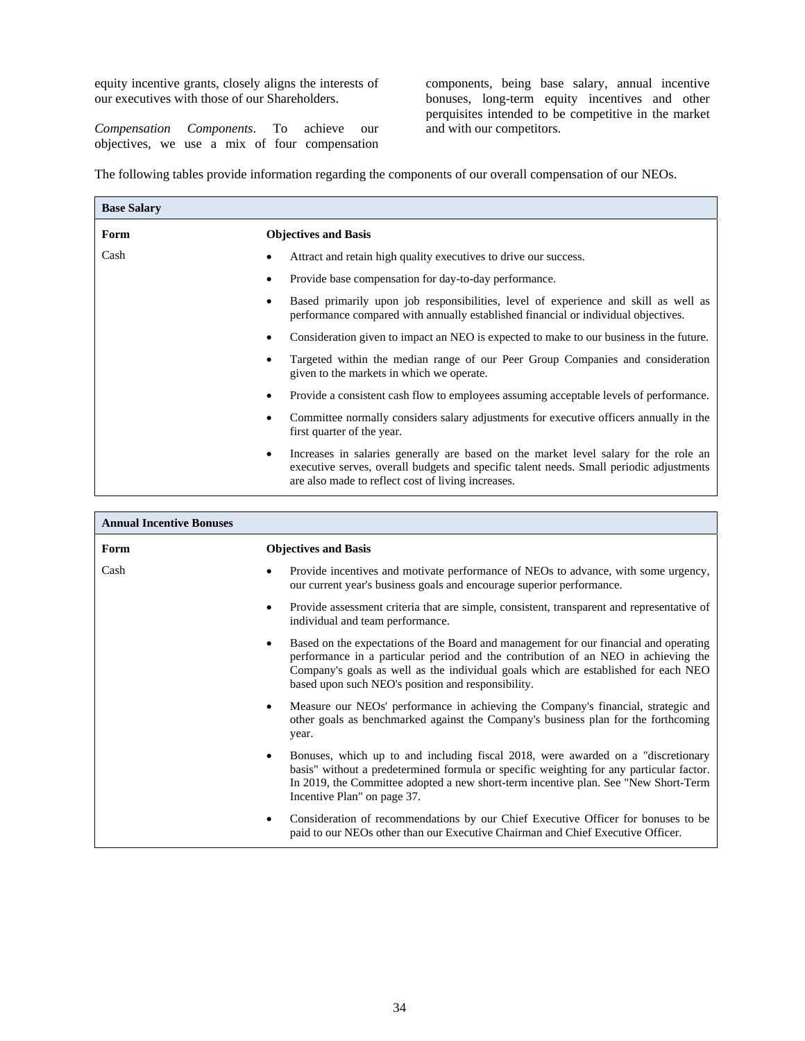equity incentive grants, closely aligns the interests of our executives with those of our Shareholders.

*Compensation Components*. To achieve our objectives, we use a mix of four compensation components, being base salary, annual incentive bonuses, long-term equity incentives and other perquisites intended to be competitive in the market and with our competitors.

The following tables provide information regarding the components of our overall compensation of our NEOs.

| **Base Salary** | |
|---|---|
| **Form** | **Objectives and Basis** |
| Cash | • Attract and retain high quality executives to drive our success.<br>• Provide base compensation for day-to-day performance.<br>• Based primarily upon job responsibilities, level of experience and skill as well as performance compared with annually established financial or individual objectives.<br>• Consideration given to impact an NEO is expected to make to our business in the future.<br>• Targeted within the median range of our Peer Group Companies and consideration given to the markets in which we operate.<br>• Provide a consistent cash flow to employees assuming acceptable levels of performance.<br>• Committee normally considers salary adjustments for executive officers annually in the first quarter of the year.<br>• Increases in salaries generally are based on the market level salary for the role an executive serves, overall budgets and specific talent needs. Small periodic adjustments are also made to reflect cost of living increases. |

| **Annual Incentive Bonuses** | |
|---|---|
| **Form** | **Objectives and Basis** |
| Cash | • Provide incentives and motivate performance of NEOs to advance, with some urgency, our current year's business goals and encourage superior performance.<br>• Provide assessment criteria that are simple, consistent, transparent and representative of individual and team performance.<br>• Based on the expectations of the Board and management for our financial and operating performance in a particular period and the contribution of an NEO in achieving the Company's goals as well as the individual goals which are established for each NEO based upon such NEO's position and responsibility.<br>• Measure our NEOs' performance in achieving the Company's financial, strategic and other goals as benchmarked against the Company's business plan for the forthcoming year.<br>• Bonuses, which up to and including fiscal 2018, were awarded on a "discretionary basis" without a predetermined formula or specific weighting for any particular factor. In 2019, the Committee adopted a new short-term incentive plan. See "New Short-Term Incentive Plan" on page 37.<br>• Consideration of recommendations by our Chief Executive Officer for bonuses to be paid to our NEOs other than our Executive Chairman and Chief Executive Officer. |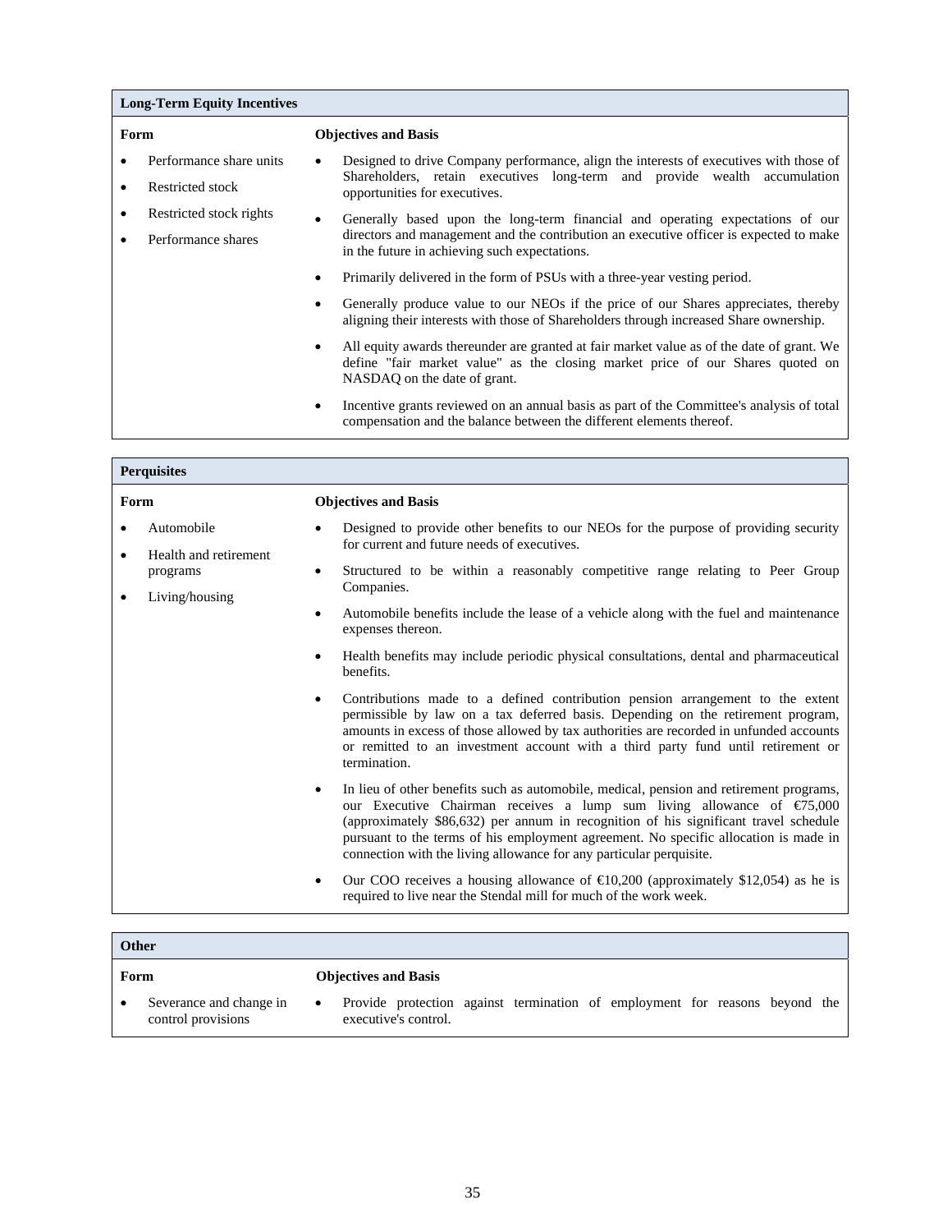| Long-Term Equity Incentives | |
|---|---|
| **Form** | **Objectives and Basis** |
| • Performance share units<br>• Restricted stock<br>• Restricted stock rights<br>• Performance shares | • Designed to drive Company performance, align the interests of executives with those of Shareholders, retain executives long-term and provide wealth accumulation opportunities for executives.<br>• Generally based upon the long-term financial and operating expectations of our directors and management and the contribution an executive officer is expected to make in the future in achieving such expectations.<br>• Primarily delivered in the form of PSUs with a three-year vesting period.<br>• Generally produce value to our NEOs if the price of our Shares appreciates, thereby aligning their interests with those of Shareholders through increased Share ownership.<br>• All equity awards thereunder are granted at fair market value as of the date of grant. We define "fair market value" as the closing market price of our Shares quoted on NASDAQ on the date of grant.<br>• Incentive grants reviewed on an annual basis as part of the Committee's analysis of total compensation and the balance between the different elements thereof. |

| Perquisites | |
|---|---|
| **Form** | **Objectives and Basis** |
| • Automobile<br>• Health and retirement programs<br>• Living/housing | • Designed to provide other benefits to our NEOs for the purpose of providing security for current and future needs of executives.<br>• Structured to be within a reasonably competitive range relating to Peer Group Companies.<br>• Automobile benefits include the lease of a vehicle along with the fuel and maintenance expenses thereon.<br>• Health benefits may include periodic physical consultations, dental and pharmaceutical benefits.<br>• Contributions made to a defined contribution pension arrangement to the extent permissible by law on a tax deferred basis. Depending on the retirement program, amounts in excess of those allowed by tax authorities are recorded in unfunded accounts or remitted to an investment account with a third party fund until retirement or termination.<br>• In lieu of other benefits such as automobile, medical, pension and retirement programs, our Executive Chairman receives a lump sum living allowance of €75,000 (approximately $86,632) per annum in recognition of his significant travel schedule pursuant to the terms of his employment agreement. No specific allocation is made in connection with the living allowance for any particular perquisite.<br>• Our COO receives a housing allowance of €10,200 (approximately $12,054) as he is required to live near the Stendal mill for much of the work week. |

| Other | |
|---|---|
| **Form** | **Objectives and Basis** |
| • Severance and change in control provisions | • Provide protection against termination of employment for reasons beyond the executive's control. |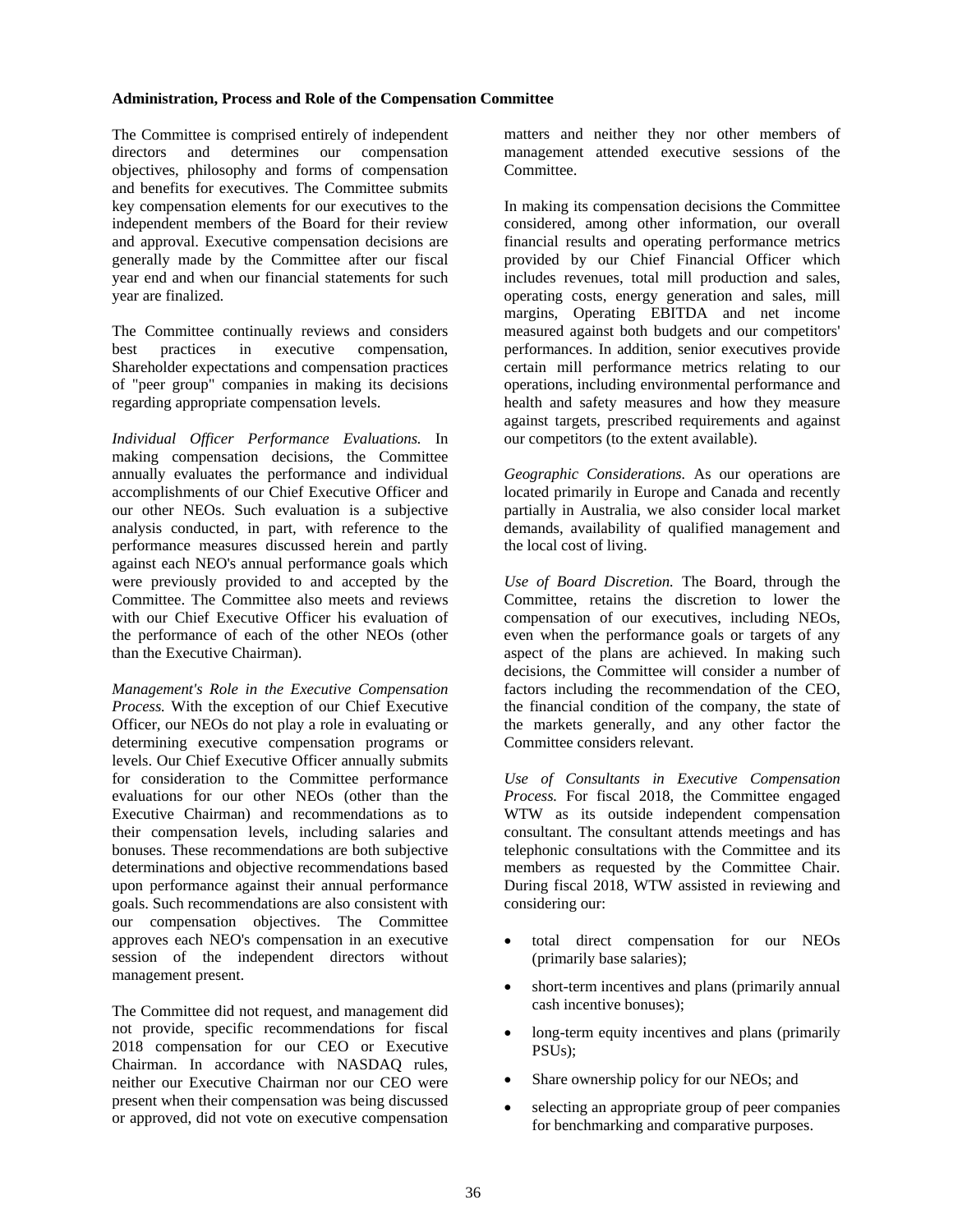**Administration, Process and Role of the Compensation Committee**

The Committee is comprised entirely of independent directors and determines our compensation objectives, philosophy and forms of compensation and benefits for executives. The Committee submits key compensation elements for our executives to the independent members of the Board for their review and approval. Executive compensation decisions are generally made by the Committee after our fiscal year end and when our financial statements for such year are finalized.

The Committee continually reviews and considers best practices in executive compensation, Shareholder expectations and compensation practices of "peer group" companies in making its decisions regarding appropriate compensation levels.

*Individual Officer Performance Evaluations.* In making compensation decisions, the Committee annually evaluates the performance and individual accomplishments of our Chief Executive Officer and our other NEOs. Such evaluation is a subjective analysis conducted, in part, with reference to the performance measures discussed herein and partly against each NEO's annual performance goals which were previously provided to and accepted by the Committee. The Committee also meets and reviews with our Chief Executive Officer his evaluation of the performance of each of the other NEOs (other than the Executive Chairman).

*Management's Role in the Executive Compensation Process.* With the exception of our Chief Executive Officer, our NEOs do not play a role in evaluating or determining executive compensation programs or levels. Our Chief Executive Officer annually submits for consideration to the Committee performance evaluations for our other NEOs (other than the Executive Chairman) and recommendations as to their compensation levels, including salaries and bonuses. These recommendations are both subjective determinations and objective recommendations based upon performance against their annual performance goals. Such recommendations are also consistent with our compensation objectives. The Committee approves each NEO's compensation in an executive session of the independent directors without management present.

The Committee did not request, and management did not provide, specific recommendations for fiscal 2018 compensation for our CEO or Executive Chairman. In accordance with NASDAQ rules, neither our Executive Chairman nor our CEO were present when their compensation was being discussed or approved, did not vote on executive compensation matters and neither they nor other members of management attended executive sessions of the Committee.

In making its compensation decisions the Committee considered, among other information, our overall financial results and operating performance metrics provided by our Chief Financial Officer which includes revenues, total mill production and sales, operating costs, energy generation and sales, mill margins, Operating EBITDA and net income measured against both budgets and our competitors' performances. In addition, senior executives provide certain mill performance metrics relating to our operations, including environmental performance and health and safety measures and how they measure against targets, prescribed requirements and against our competitors (to the extent available).

*Geographic Considerations.* As our operations are located primarily in Europe and Canada and recently partially in Australia, we also consider local market demands, availability of qualified management and the local cost of living.

*Use of Board Discretion.* The Board, through the Committee, retains the discretion to lower the compensation of our executives, including NEOs, even when the performance goals or targets of any aspect of the plans are achieved. In making such decisions, the Committee will consider a number of factors including the recommendation of the CEO, the financial condition of the company, the state of the markets generally, and any other factor the Committee considers relevant.

*Use of Consultants in Executive Compensation Process.* For fiscal 2018, the Committee engaged WTW as its outside independent compensation consultant. The consultant attends meetings and has telephonic consultations with the Committee and its members as requested by the Committee Chair. During fiscal 2018, WTW assisted in reviewing and considering our:

- total direct compensation for our NEOs (primarily base salaries);
- short-term incentives and plans (primarily annual cash incentive bonuses);
- long-term equity incentives and plans (primarily PSUs);
- Share ownership policy for our NEOs; and
- selecting an appropriate group of peer companies for benchmarking and comparative purposes.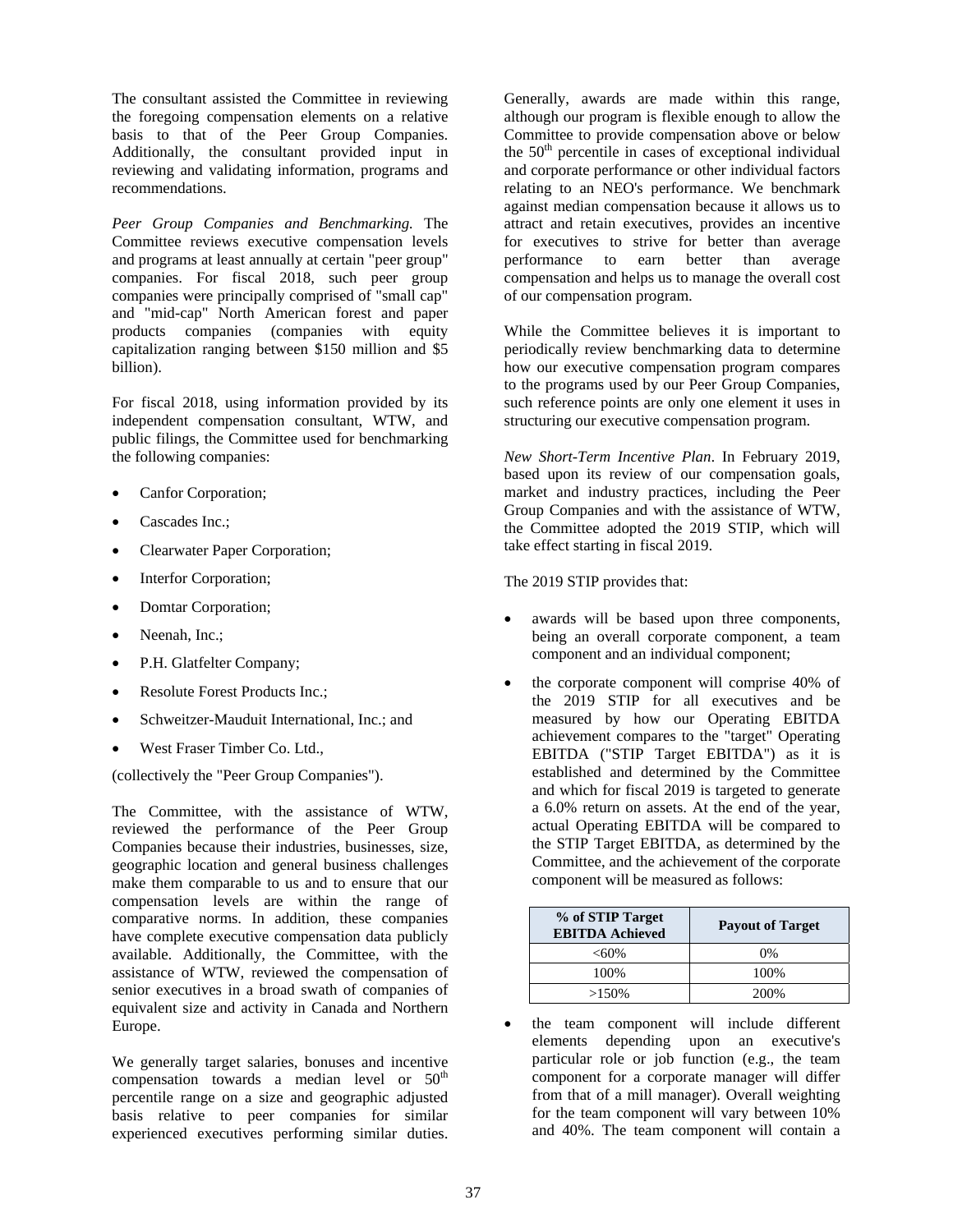The consultant assisted the Committee in reviewing the foregoing compensation elements on a relative basis to that of the Peer Group Companies. Additionally, the consultant provided input in reviewing and validating information, programs and recommendations.

*Peer Group Companies and Benchmarking.* The Committee reviews executive compensation levels and programs at least annually at certain "peer group" companies. For fiscal 2018, such peer group companies were principally comprised of "small cap" and "mid-cap" North American forest and paper products companies (companies with equity capitalization ranging between $150 million and $5 billion).

For fiscal 2018, using information provided by its independent compensation consultant, WTW, and public filings, the Committee used for benchmarking the following companies:

- Canfor Corporation;
- Cascades Inc.;
- Clearwater Paper Corporation;
- Interfor Corporation;
- Domtar Corporation;
- Neenah, Inc.;
- P.H. Glatfelter Company;
- Resolute Forest Products Inc.;
- Schweitzer-Mauduit International, Inc.; and
- West Fraser Timber Co. Ltd.,

(collectively the "Peer Group Companies").

The Committee, with the assistance of WTW, reviewed the performance of the Peer Group Companies because their industries, businesses, size, geographic location and general business challenges make them comparable to us and to ensure that our compensation levels are within the range of comparative norms. In addition, these companies have complete executive compensation data publicly available. Additionally, the Committee, with the assistance of WTW, reviewed the compensation of senior executives in a broad swath of companies of equivalent size and activity in Canada and Northern Europe.

We generally target salaries, bonuses and incentive compensation towards a median level or 50th percentile range on a size and geographic adjusted basis relative to peer companies for similar experienced executives performing similar duties. Generally, awards are made within this range, although our program is flexible enough to allow the Committee to provide compensation above or below the 50th percentile in cases of exceptional individual and corporate performance or other individual factors relating to an NEO's performance. We benchmark against median compensation because it allows us to attract and retain executives, provides an incentive for executives to strive for better than average performance to earn better than average compensation and helps us to manage the overall cost of our compensation program.

While the Committee believes it is important to periodically review benchmarking data to determine how our executive compensation program compares to the programs used by our Peer Group Companies, such reference points are only one element it uses in structuring our executive compensation program.

*New Short-Term Incentive Plan*. In February 2019, based upon its review of our compensation goals, market and industry practices, including the Peer Group Companies and with the assistance of WTW, the Committee adopted the 2019 STIP, which will take effect starting in fiscal 2019.

The 2019 STIP provides that:

- awards will be based upon three components, being an overall corporate component, a team component and an individual component;
- the corporate component will comprise 40% of the 2019 STIP for all executives and be measured by how our Operating EBITDA achievement compares to the "target" Operating EBITDA ("STIP Target EBITDA") as it is established and determined by the Committee and which for fiscal 2019 is targeted to generate a 6.0% return on assets. At the end of the year, actual Operating EBITDA will be compared to the STIP Target EBITDA, as determined by the Committee, and the achievement of the corporate component will be measured as follows:

| % of STIP Target EBITDA Achieved | Payout of Target |
|---|---|
| <60% | 0% |
| 100% | 100% |
| >150% | 200% |

- the team component will include different elements depending upon an executive's particular role or job function (e.g., the team component for a corporate manager will differ from that of a mill manager). Overall weighting for the team component will vary between 10% and 40%. The team component will contain a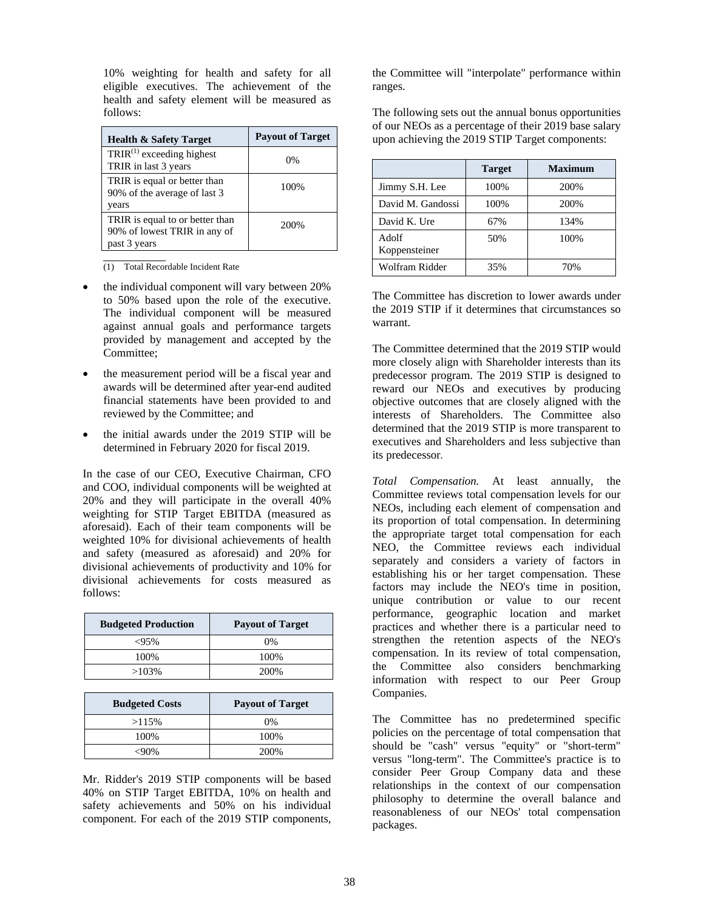10% weighting for health and safety for all eligible executives. The achievement of the health and safety element will be measured as follows:

| Health & Safety Target | Payout of Target |
|---|---|
| TRIR[(1)] exceeding highest TRIR in last 3 years | 0% |
| TRIR is equal or better than 90% of the average of last 3 years | 100% |
| TRIR is equal to or better than 90% of lowest TRIR in any of past 3 years | 200% |

(1) Total Recordable Incident Rate

- the individual component will vary between 20% to 50% based upon the role of the executive. The individual component will be measured against annual goals and performance targets provided by management and accepted by the Committee;
- the measurement period will be a fiscal year and awards will be determined after year-end audited financial statements have been provided to and reviewed by the Committee; and
- the initial awards under the 2019 STIP will be determined in February 2020 for fiscal 2019.

In the case of our CEO, Executive Chairman, CFO and COO, individual components will be weighted at 20% and they will participate in the overall 40% weighting for STIP Target EBITDA (measured as aforesaid). Each of their team components will be weighted 10% for divisional achievements of health and safety (measured as aforesaid) and 20% for divisional achievements of productivity and 10% for divisional achievements for costs measured as follows:

| Budgeted Production | Payout of Target |
|---|---|
| <95% | 0% |
| 100% | 100% |
| >103% | 200% |

| Budgeted Costs | Payout of Target |
|---|---|
| >115% | 0% |
| 100% | 100% |
| <90% | 200% |

Mr. Ridder's 2019 STIP components will be based 40% on STIP Target EBITDA, 10% on health and safety achievements and 50% on his individual component. For each of the 2019 STIP components, the Committee will "interpolate" performance within ranges.

The following sets out the annual bonus opportunities of our NEOs as a percentage of their 2019 base salary upon achieving the 2019 STIP Target components:

| | Target | Maximum |
|---|---|---|
| Jimmy S.H. Lee | 100% | 200% |
| David M. Gandossi | 100% | 200% |
| David K. Ure | 67% | 134% |
| Adolf Koppensteiner | 50% | 100% |
| Wolfram Ridder | 35% | 70% |

The Committee has discretion to lower awards under the 2019 STIP if it determines that circumstances so warrant.

The Committee determined that the 2019 STIP would more closely align with Shareholder interests than its predecessor program. The 2019 STIP is designed to reward our NEOs and executives by producing objective outcomes that are closely aligned with the interests of Shareholders. The Committee also determined that the 2019 STIP is more transparent to executives and Shareholders and less subjective than its predecessor.

*Total Compensation.* At least annually, the Committee reviews total compensation levels for our NEOs, including each element of compensation and its proportion of total compensation. In determining the appropriate target total compensation for each NEO, the Committee reviews each individual separately and considers a variety of factors in establishing his or her target compensation. These factors may include the NEO's time in position, unique contribution or value to our recent performance, geographic location and market practices and whether there is a particular need to strengthen the retention aspects of the NEO's compensation. In its review of total compensation, the Committee also considers benchmarking information with respect to our Peer Group Companies.

The Committee has no predetermined specific policies on the percentage of total compensation that should be "cash" versus "equity" or "short-term" versus "long-term". The Committee's practice is to consider Peer Group Company data and these relationships in the context of our compensation philosophy to determine the overall balance and reasonableness of our NEOs' total compensation packages.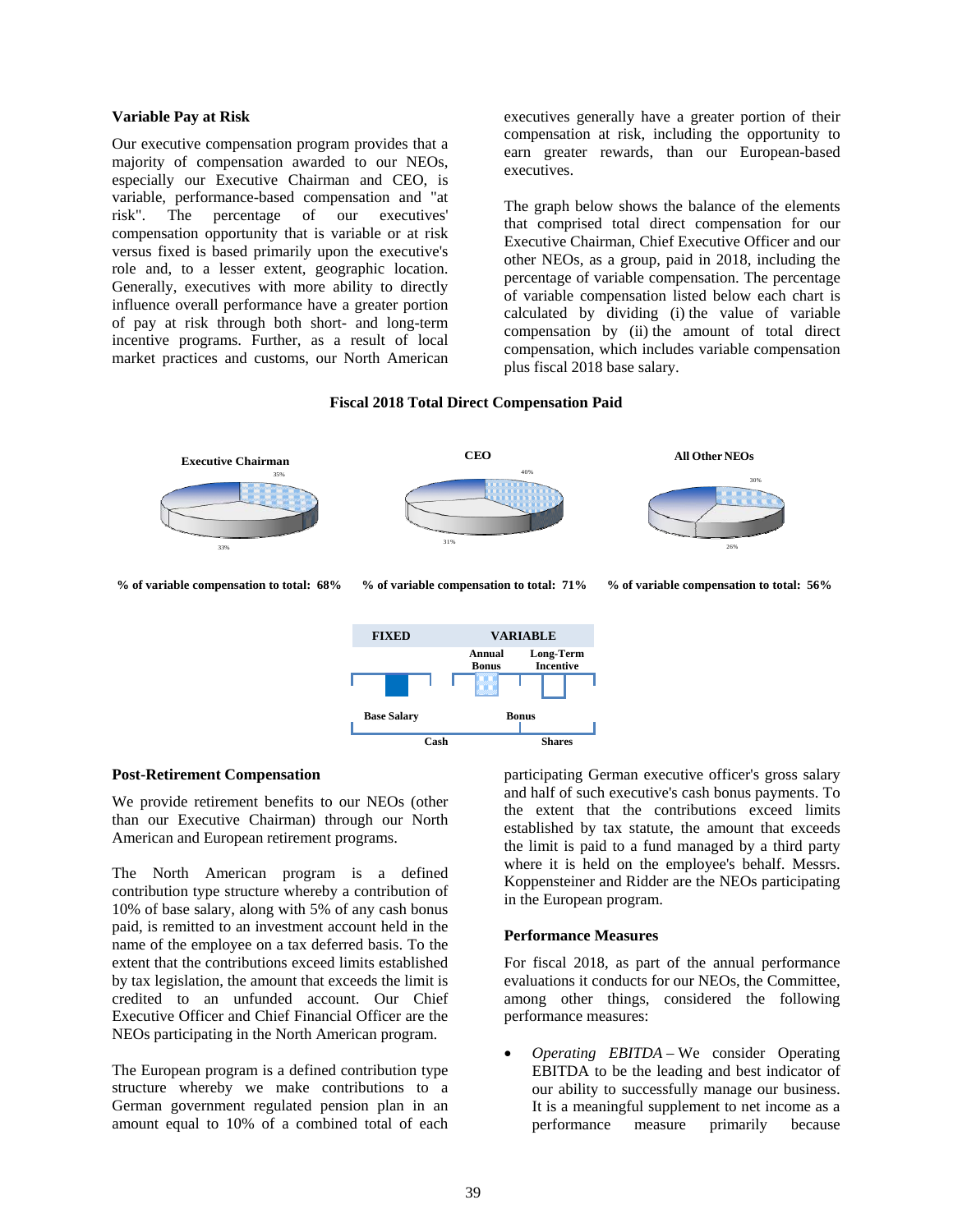### Variable Pay at Risk

Our executive compensation program provides that a majority of compensation awarded to our NEOs, especially our Executive Chairman and CEO, is variable, performance-based compensation and "at risk". The percentage of our executives' compensation opportunity that is variable or at risk versus fixed is based primarily upon the executive's role and, to a lesser extent, geographic location. Generally, executives with more ability to directly influence overall performance have a greater portion of pay at risk through both short- and long-term incentive programs. Further, as a result of local market practices and customs, our North American executives generally have a greater portion of their compensation at risk, including the opportunity to earn greater rewards, than our European-based executives.

The graph below shows the balance of the elements that comprised total direct compensation for our Executive Chairman, Chief Executive Officer and our other NEOs, as a group, paid in 2018, including the percentage of variable compensation. The percentage of variable compensation listed below each chart is calculated by dividing (i) the value of variable compensation by (ii) the amount of total direct compensation, which includes variable compensation plus fiscal 2018 base salary.

**Fiscal 2018 Total Direct Compensation Paid**

**Executive Chairman**

35%

33%

**% of variable compensation to total: 68%**

**CEO**

40%

31%

**% of variable compensation to total: 71%**

**All Other NEOs**

30%

26%

**% of variable compensation to total: 56%**

| FIXED | VARIABLE | |
|---|---|---|
| | Annual Bonus | Long-Term Incentive |
| Base Salary | Bonus | |
| Cash | | Shares |

### Post-Retirement Compensation

We provide retirement benefits to our NEOs (other than our Executive Chairman) through our North American and European retirement programs.

The North American program is a defined contribution type structure whereby a contribution of 10% of base salary, along with 5% of any cash bonus paid, is remitted to an investment account held in the name of the employee on a tax deferred basis. To the extent that the contributions exceed limits established by tax legislation, the amount that exceeds the limit is credited to an unfunded account. Our Chief Executive Officer and Chief Financial Officer are the NEOs participating in the North American program.

The European program is a defined contribution type structure whereby we make contributions to a German government regulated pension plan in an amount equal to 10% of a combined total of each participating German executive officer's gross salary and half of such executive's cash bonus payments. To the extent that the contributions exceed limits established by tax statute, the amount that exceeds the limit is paid to a fund managed by a third party where it is held on the employee's behalf. Messrs. Koppensteiner and Ridder are the NEOs participating in the European program.

### Performance Measures

For fiscal 2018, as part of the annual performance evaluations it conducts for our NEOs, the Committee, among other things, considered the following performance measures:

- *Operating EBITDA* – We consider Operating EBITDA to be the leading and best indicator of our ability to successfully manage our business. It is a meaningful supplement to net income as a performance measure primarily because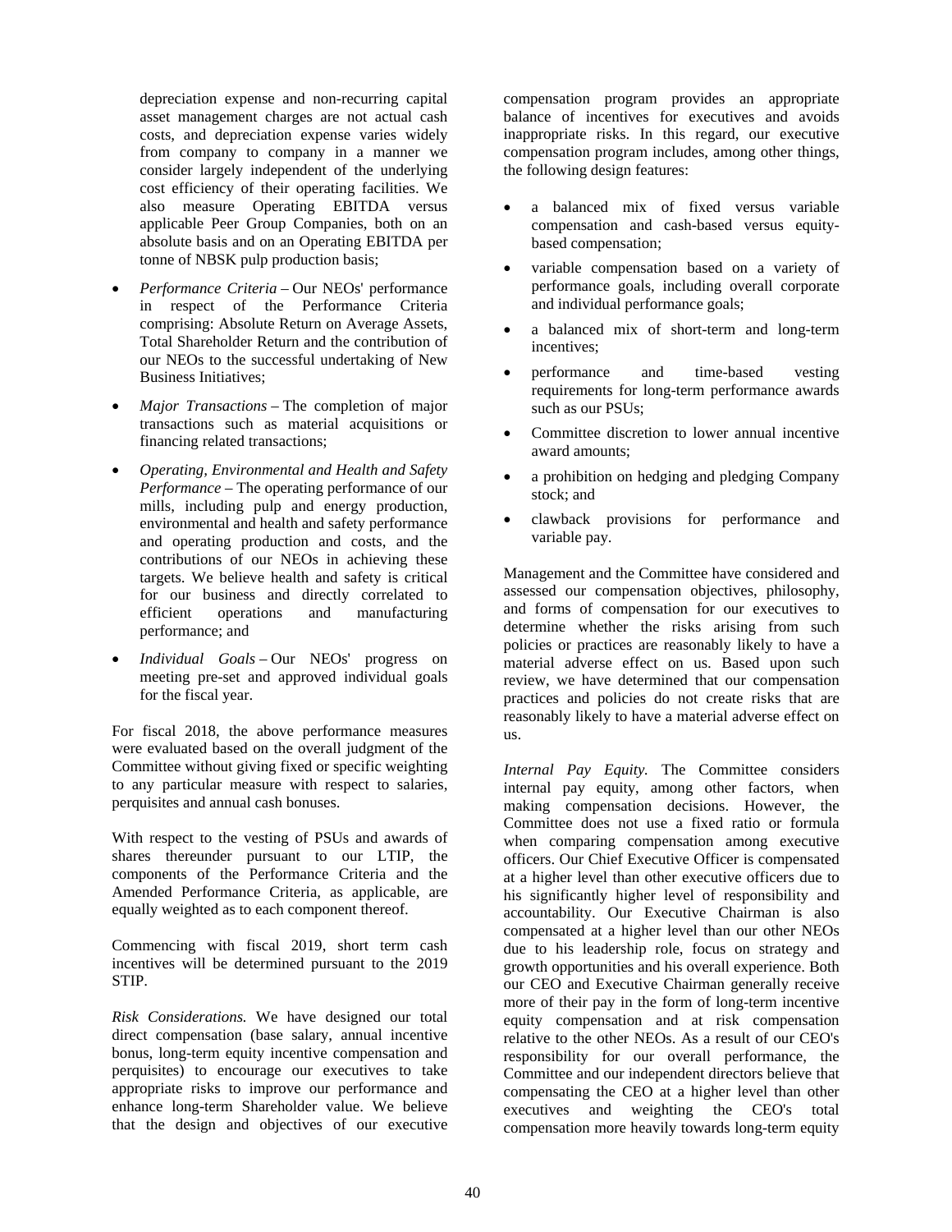depreciation expense and non-recurring capital asset management charges are not actual cash costs, and depreciation expense varies widely from company to company in a manner we consider largely independent of the underlying cost efficiency of their operating facilities. We also measure Operating EBITDA versus applicable Peer Group Companies, both on an absolute basis and on an Operating EBITDA per tonne of NBSK pulp production basis;

- *Performance Criteria* – Our NEOs' performance in respect of the Performance Criteria comprising: Absolute Return on Average Assets, Total Shareholder Return and the contribution of our NEOs to the successful undertaking of New Business Initiatives;
- *Major Transactions* – The completion of major transactions such as material acquisitions or financing related transactions;
- *Operating, Environmental and Health and Safety Performance* – The operating performance of our mills, including pulp and energy production, environmental and health and safety performance and operating production and costs, and the contributions of our NEOs in achieving these targets. We believe health and safety is critical for our business and directly correlated to efficient operations and manufacturing performance; and
- *Individual Goals* – Our NEOs' progress on meeting pre-set and approved individual goals for the fiscal year.

For fiscal 2018, the above performance measures were evaluated based on the overall judgment of the Committee without giving fixed or specific weighting to any particular measure with respect to salaries, perquisites and annual cash bonuses.

With respect to the vesting of PSUs and awards of shares thereunder pursuant to our LTIP, the components of the Performance Criteria and the Amended Performance Criteria, as applicable, are equally weighted as to each component thereof.

Commencing with fiscal 2019, short term cash incentives will be determined pursuant to the 2019 STIP.

*Risk Considerations.* We have designed our total direct compensation (base salary, annual incentive bonus, long-term equity incentive compensation and perquisites) to encourage our executives to take appropriate risks to improve our performance and enhance long-term Shareholder value. We believe that the design and objectives of our executive compensation program provides an appropriate balance of incentives for executives and avoids inappropriate risks. In this regard, our executive compensation program includes, among other things, the following design features:

- a balanced mix of fixed versus variable compensation and cash-based versus equity-based compensation;
- variable compensation based on a variety of performance goals, including overall corporate and individual performance goals;
- a balanced mix of short-term and long-term incentives;
- performance and time-based vesting requirements for long-term performance awards such as our PSUs;
- Committee discretion to lower annual incentive award amounts;
- a prohibition on hedging and pledging Company stock; and
- clawback provisions for performance and variable pay.

Management and the Committee have considered and assessed our compensation objectives, philosophy, and forms of compensation for our executives to determine whether the risks arising from such policies or practices are reasonably likely to have a material adverse effect on us. Based upon such review, we have determined that our compensation practices and policies do not create risks that are reasonably likely to have a material adverse effect on us.

*Internal Pay Equity.* The Committee considers internal pay equity, among other factors, when making compensation decisions. However, the Committee does not use a fixed ratio or formula when comparing compensation among executive officers. Our Chief Executive Officer is compensated at a higher level than other executive officers due to his significantly higher level of responsibility and accountability. Our Executive Chairman is also compensated at a higher level than our other NEOs due to his leadership role, focus on strategy and growth opportunities and his overall experience. Both our CEO and Executive Chairman generally receive more of their pay in the form of long-term incentive equity compensation and at risk compensation relative to the other NEOs. As a result of our CEO's responsibility for our overall performance, the Committee and our independent directors believe that compensating the CEO at a higher level than other executives and weighting the CEO's total compensation more heavily towards long-term equity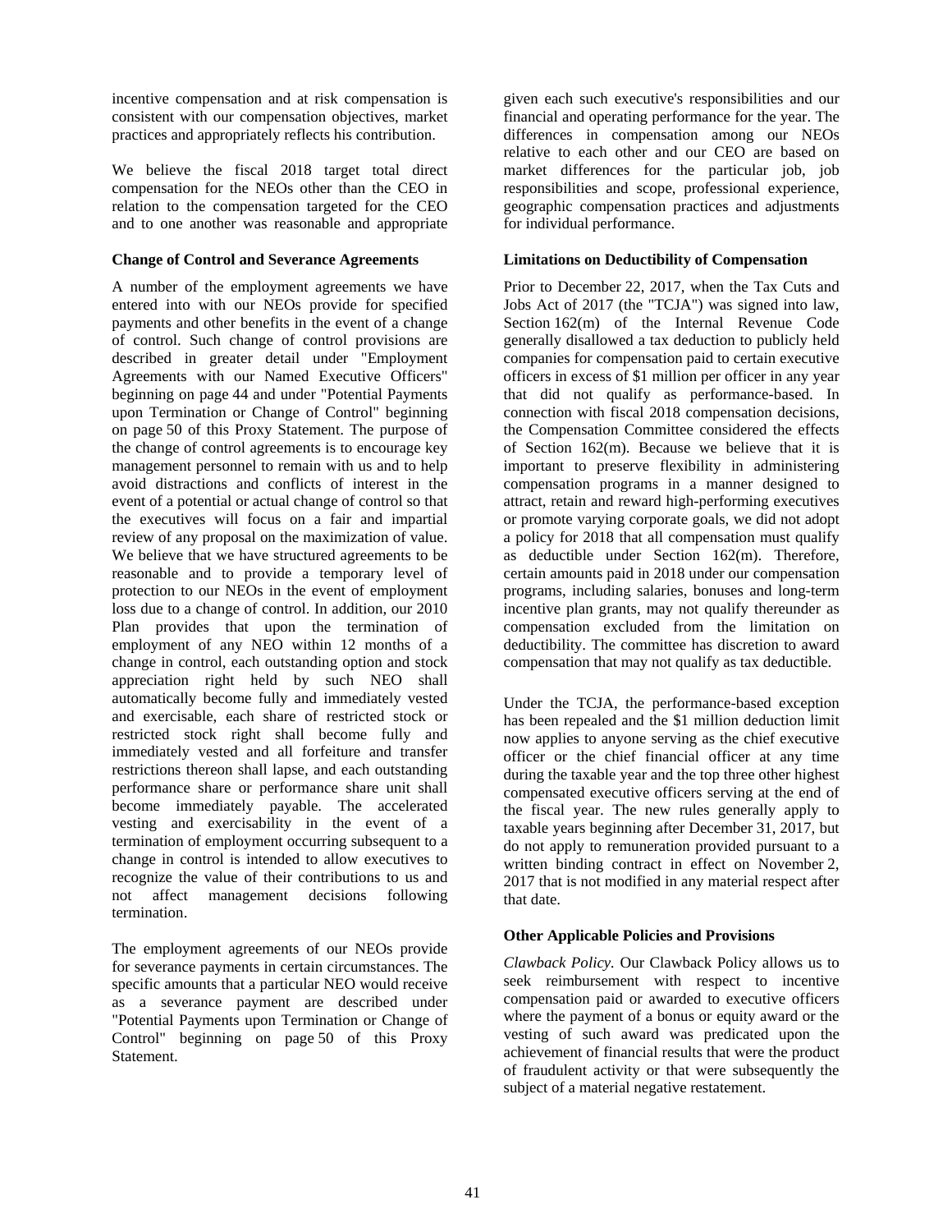incentive compensation and at risk compensation is consistent with our compensation objectives, market practices and appropriately reflects his contribution.

We believe the fiscal 2018 target total direct compensation for the NEOs other than the CEO in relation to the compensation targeted for the CEO and to one another was reasonable and appropriate given each such executive's responsibilities and our financial and operating performance for the year. The differences in compensation among our NEOs relative to each other and our CEO are based on market differences for the particular job, job responsibilities and scope, professional experience, geographic compensation practices and adjustments for individual performance.

**Change of Control and Severance Agreements**

A number of the employment agreements we have entered into with our NEOs provide for specified payments and other benefits in the event of a change of control. Such change of control provisions are described in greater detail under "Employment Agreements with our Named Executive Officers" beginning on page 44 and under "Potential Payments upon Termination or Change of Control" beginning on page 50 of this Proxy Statement. The purpose of the change of control agreements is to encourage key management personnel to remain with us and to help avoid distractions and conflicts of interest in the event of a potential or actual change of control so that the executives will focus on a fair and impartial review of any proposal on the maximization of value. We believe that we have structured agreements to be reasonable and to provide a temporary level of protection to our NEOs in the event of employment loss due to a change of control. In addition, our 2010 Plan provides that upon the termination of employment of any NEO within 12 months of a change in control, each outstanding option and stock appreciation right held by such NEO shall automatically become fully and immediately vested and exercisable, each share of restricted stock or restricted stock right shall become fully and immediately vested and all forfeiture and transfer restrictions thereon shall lapse, and each outstanding performance share or performance share unit shall become immediately payable. The accelerated vesting and exercisability in the event of a termination of employment occurring subsequent to a change in control is intended to allow executives to recognize the value of their contributions to us and not affect management decisions following termination.

The employment agreements of our NEOs provide for severance payments in certain circumstances. The specific amounts that a particular NEO would receive as a severance payment are described under "Potential Payments upon Termination or Change of Control" beginning on page 50 of this Proxy Statement.

**Limitations on Deductibility of Compensation**

Prior to December 22, 2017, when the Tax Cuts and Jobs Act of 2017 (the "TCJA") was signed into law, Section 162(m) of the Internal Revenue Code generally disallowed a tax deduction to publicly held companies for compensation paid to certain executive officers in excess of $1 million per officer in any year that did not qualify as performance-based. In connection with fiscal 2018 compensation decisions, the Compensation Committee considered the effects of Section 162(m). Because we believe that it is important to preserve flexibility in administering compensation programs in a manner designed to attract, retain and reward high-performing executives or promote varying corporate goals, we did not adopt a policy for 2018 that all compensation must qualify as deductible under Section 162(m). Therefore, certain amounts paid in 2018 under our compensation programs, including salaries, bonuses and long-term incentive plan grants, may not qualify thereunder as compensation excluded from the limitation on deductibility. The committee has discretion to award compensation that may not qualify as tax deductible.

Under the TCJA, the performance-based exception has been repealed and the $1 million deduction limit now applies to anyone serving as the chief executive officer or the chief financial officer at any time during the taxable year and the top three other highest compensated executive officers serving at the end of the fiscal year. The new rules generally apply to taxable years beginning after December 31, 2017, but do not apply to remuneration provided pursuant to a written binding contract in effect on November 2, 2017 that is not modified in any material respect after that date.

**Other Applicable Policies and Provisions**

*Clawback Policy.* Our Clawback Policy allows us to seek reimbursement with respect to incentive compensation paid or awarded to executive officers where the payment of a bonus or equity award or the vesting of such award was predicated upon the achievement of financial results that were the product of fraudulent activity or that were subsequently the subject of a material negative restatement.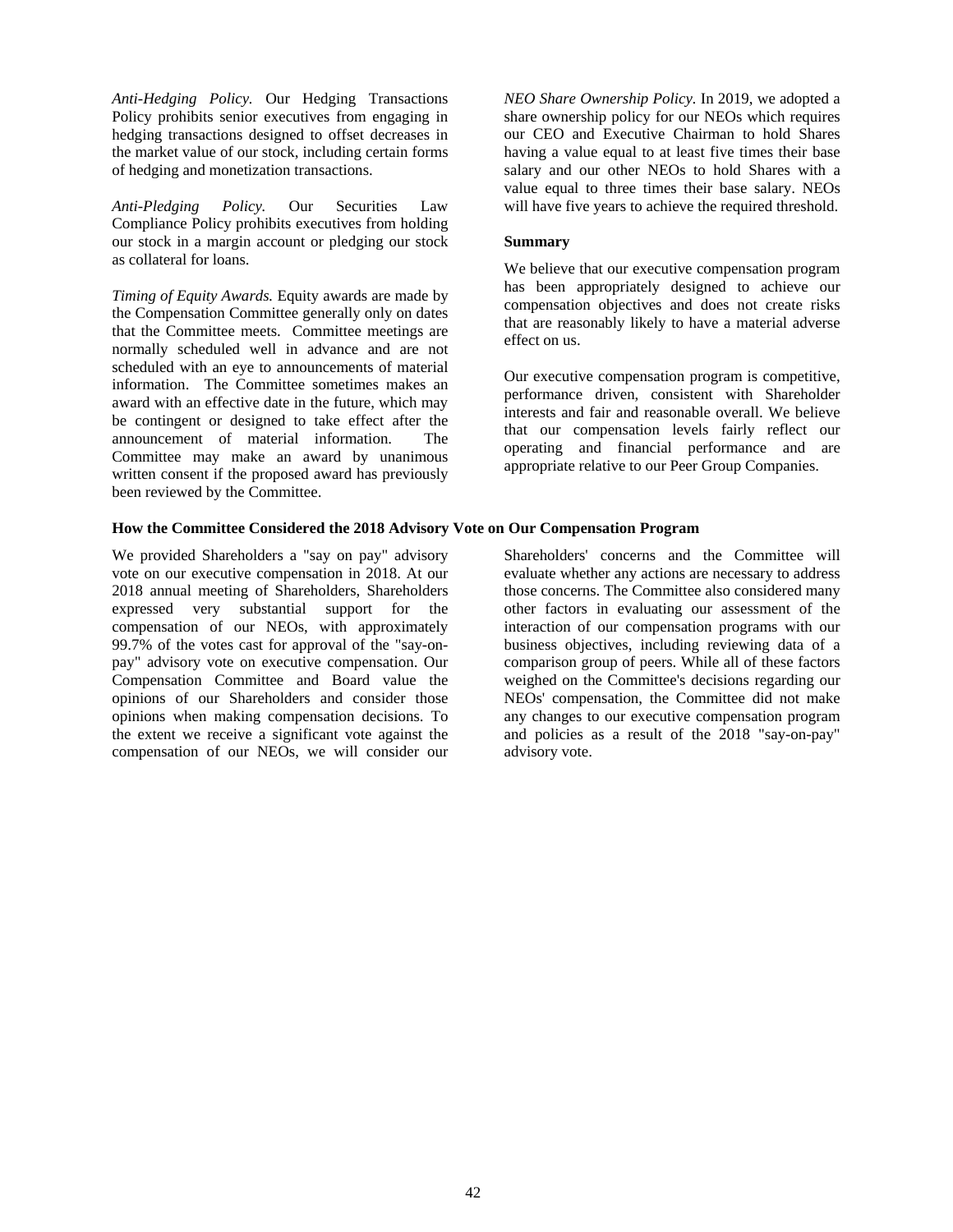*Anti-Hedging Policy.* Our Hedging Transactions Policy prohibits senior executives from engaging in hedging transactions designed to offset decreases in the market value of our stock, including certain forms of hedging and monetization transactions.

*Anti-Pledging Policy.* Our Securities Law Compliance Policy prohibits executives from holding our stock in a margin account or pledging our stock as collateral for loans.

*Timing of Equity Awards.* Equity awards are made by the Compensation Committee generally only on dates that the Committee meets. Committee meetings are normally scheduled well in advance and are not scheduled with an eye to announcements of material information. The Committee sometimes makes an award with an effective date in the future, which may be contingent or designed to take effect after the announcement of material information. The Committee may make an award by unanimous written consent if the proposed award has previously been reviewed by the Committee.

*NEO Share Ownership Policy.* In 2019, we adopted a share ownership policy for our NEOs which requires our CEO and Executive Chairman to hold Shares having a value equal to at least five times their base salary and our other NEOs to hold Shares with a value equal to three times their base salary. NEOs will have five years to achieve the required threshold.

**Summary**

We believe that our executive compensation program has been appropriately designed to achieve our compensation objectives and does not create risks that are reasonably likely to have a material adverse effect on us.

Our executive compensation program is competitive, performance driven, consistent with Shareholder interests and fair and reasonable overall. We believe that our compensation levels fairly reflect our operating and financial performance and are appropriate relative to our Peer Group Companies.

**How the Committee Considered the 2018 Advisory Vote on Our Compensation Program**

We provided Shareholders a "say on pay" advisory vote on our executive compensation in 2018. At our 2018 annual meeting of Shareholders, Shareholders expressed very substantial support for the compensation of our NEOs, with approximately 99.7% of the votes cast for approval of the "say-on-pay" advisory vote on executive compensation. Our Compensation Committee and Board value the opinions of our Shareholders and consider those opinions when making compensation decisions. To the extent we receive a significant vote against the compensation of our NEOs, we will consider our Shareholders' concerns and the Committee will evaluate whether any actions are necessary to address those concerns. The Committee also considered many other factors in evaluating our assessment of the interaction of our compensation programs with our business objectives, including reviewing data of a comparison group of peers. While all of these factors weighed on the Committee's decisions regarding our NEOs' compensation, the Committee did not make any changes to our executive compensation program and policies as a result of the 2018 "say-on-pay" advisory vote.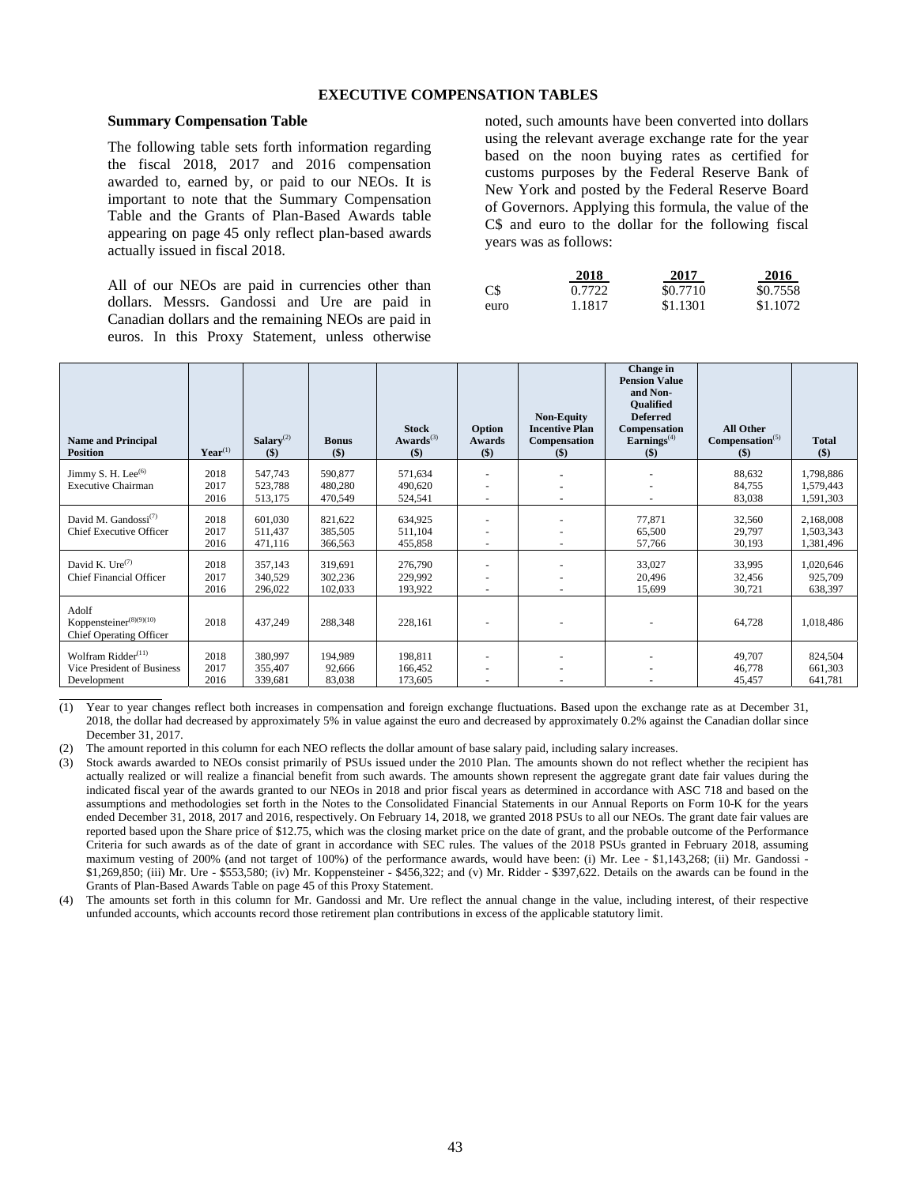## EXECUTIVE COMPENSATION TABLES

### Summary Compensation Table

The following table sets forth information regarding the fiscal 2018, 2017 and 2016 compensation awarded to, earned by, or paid to our NEOs. It is important to note that the Summary Compensation Table and the Grants of Plan-Based Awards table appearing on page 45 only reflect plan-based awards actually issued in fiscal 2018.

All of our NEOs are paid in currencies other than dollars. Messrs. Gandossi and Ure are paid in Canadian dollars and the remaining NEOs are paid in euros. In this Proxy Statement, unless otherwise noted, such amounts have been converted into dollars using the relevant average exchange rate for the year based on the noon buying rates as certified for customs purposes by the Federal Reserve Bank of New York and posted by the Federal Reserve Board of Governors. Applying this formula, the value of the C$ and euro to the dollar for the following fiscal years was as follows:

| | 2018 | 2017 | 2016 |
|---|---|---|---|
| C$ | 0.7722 | $0.7710 | $0.7558 |
| euro | 1.1817 | $1.1301 | $1.1072 |

| Name and Principal Position | Year[(1)] | Salary[(2)] ($) | Bonus ($) | Stock Awards[(3)] ($) | Option Awards ($) | Non-Equity Incentive Plan Compensation ($) | Change in Pension Value and Non-Qualified Deferred Compensation Earnings[(4)] ($) | All Other Compensation[(5)] ($) | Total ($) |
|---|---|---|---|---|---|---|---|---|---|
| Jimmy S. H. Lee[(6)] Executive Chairman | 2018 | 547,743 | 590,877 | 571,634 | - | - | - | 88,632 | 1,798,886 |
| | 2017 | 523,788 | 480,280 | 490,620 | - | - | - | 84,755 | 1,579,443 |
| | 2016 | 513,175 | 470,549 | 524,541 | - | - | - | 83,038 | 1,591,303 |
| David M. Gandossi[(7)] Chief Executive Officer | 2018 | 601,030 | 821,622 | 634,925 | - | - | 77,871 | 32,560 | 2,168,008 |
| | 2017 | 511,437 | 385,505 | 511,104 | - | - | 65,500 | 29,797 | 1,503,343 |
| | 2016 | 471,116 | 366,563 | 455,858 | - | - | 57,766 | 30,193 | 1,381,496 |
| David K. Ure[(7)] Chief Financial Officer | 2018 | 357,143 | 319,691 | 276,790 | - | - | 33,027 | 33,995 | 1,020,646 |
| | 2017 | 340,529 | 302,236 | 229,992 | - | - | 20,496 | 32,456 | 925,709 |
| | 2016 | 296,022 | 102,033 | 193,922 | - | - | 15,699 | 30,721 | 638,397 |
| Adolf Koppensteiner[(8)(9)(10)] Chief Operating Officer | 2018 | 437,249 | 288,348 | 228,161 | - | - | - | 64,728 | 1,018,486 |
| Wolfram Ridder[(11)] Vice President of Business Development | 2018 | 380,997 | 194,989 | 198,811 | - | - | - | 49,707 | 824,504 |
| | 2017 | 355,407 | 92,666 | 166,452 | - | - | - | 46,778 | 661,303 |
| | 2016 | 339,681 | 83,038 | 173,605 | - | - | - | 45,457 | 641,781 |

(1) Year to year changes reflect both increases in compensation and foreign exchange fluctuations. Based upon the exchange rate as at December 31, 2018, the dollar had decreased by approximately 5% in value against the euro and decreased by approximately 0.2% against the Canadian dollar since December 31, 2017.

(2) The amount reported in this column for each NEO reflects the dollar amount of base salary paid, including salary increases.

(3) Stock awards awarded to NEOs consist primarily of PSUs issued under the 2010 Plan. The amounts shown do not reflect whether the recipient has actually realized or will realize a financial benefit from such awards. The amounts shown represent the aggregate grant date fair values during the indicated fiscal year of the awards granted to our NEOs in 2018 and prior fiscal years as determined in accordance with ASC 718 and based on the assumptions and methodologies set forth in the Notes to the Consolidated Financial Statements in our Annual Reports on Form 10-K for the years ended December 31, 2018, 2017 and 2016, respectively. On February 14, 2018, we granted 2018 PSUs to all our NEOs. The grant date fair values are reported based upon the Share price of $12.75, which was the closing market price on the date of grant, and the probable outcome of the Performance Criteria for such awards as of the date of grant in accordance with SEC rules. The values of the 2018 PSUs granted in February 2018, assuming maximum vesting of 200% (and not target of 100%) of the performance awards, would have been: (i) Mr. Lee - $1,143,268; (ii) Mr. Gandossi - $1,269,850; (iii) Mr. Ure - $553,580; (iv) Mr. Koppensteiner - $456,322; and (v) Mr. Ridder - $397,622. Details on the awards can be found in the Grants of Plan-Based Awards Table on page 45 of this Proxy Statement.

(4) The amounts set forth in this column for Mr. Gandossi and Mr. Ure reflect the annual change in the value, including interest, of their respective unfunded accounts, which accounts record those retirement plan contributions in excess of the applicable statutory limit.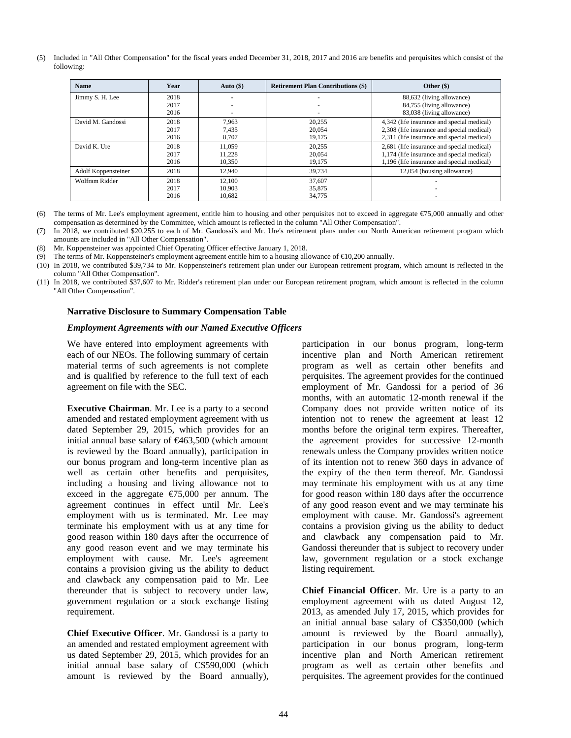(5) Included in "All Other Compensation" for the fiscal years ended December 31, 2018, 2017 and 2016 are benefits and perquisites which consist of the following:

| Name | Year | Auto ($) | Retirement Plan Contributions ($) | Other ($) |
|---|---|---|---|---|
| Jimmy S. H. Lee | 2018 | - | - | 88,632 (living allowance) |
| | 2017 | - | - | 84,755 (living allowance) |
| | 2016 | - | - | 83,038 (living allowance) |
| David M. Gandossi | 2018 | 7,963 | 20,255 | 4,342 (life insurance and special medical) |
| | 2017 | 7,435 | 20,054 | 2,308 (life insurance and special medical) |
| | 2016 | 8,707 | 19,175 | 2,311 (life insurance and special medical) |
| David K. Ure | 2018 | 11,059 | 20,255 | 2,681 (life insurance and special medical) |
| | 2017 | 11,228 | 20,054 | 1,174 (life insurance and special medical) |
| | 2016 | 10,350 | 19,175 | 1,196 (life insurance and special medical) |
| Adolf Koppensteiner | 2018 | 12,940 | 39,734 | 12,054 (housing allowance) |
| Wolfram Ridder | 2018 | 12,100 | 37,607 | - |
| | 2017 | 10,903 | 35,875 | - |
| | 2016 | 10,682 | 34,775 | - |

(6) The terms of Mr. Lee's employment agreement, entitle him to housing and other perquisites not to exceed in aggregate €75,000 annually and other compensation as determined by the Committee, which amount is reflected in the column "All Other Compensation".

(7) In 2018, we contributed $20,255 to each of Mr. Gandossi's and Mr. Ure's retirement plans under our North American retirement program which amounts are included in "All Other Compensation".

(8) Mr. Koppensteiner was appointed Chief Operating Officer effective January 1, 2018.

(9) The terms of Mr. Koppensteiner's employment agreement entitle him to a housing allowance of €10,200 annually.

(10) In 2018, we contributed $39,734 to Mr. Koppensteiner's retirement plan under our European retirement program, which amount is reflected in the column "All Other Compensation".

(11) In 2018, we contributed $37,607 to Mr. Ridder's retirement plan under our European retirement program, which amount is reflected in the column "All Other Compensation".

**Narrative Disclosure to Summary Compensation Table**

***Employment Agreements with our Named Executive Officers***

We have entered into employment agreements with each of our NEOs. The following summary of certain material terms of such agreements is not complete and is qualified by reference to the full text of each agreement on file with the SEC.

**Executive Chairman**. Mr. Lee is a party to a second amended and restated employment agreement with us dated September 29, 2015, which provides for an initial annual base salary of €463,500 (which amount is reviewed by the Board annually), participation in our bonus program and long-term incentive plan as well as certain other benefits and perquisites, including a housing and living allowance not to exceed in the aggregate €75,000 per annum. The agreement continues in effect until Mr. Lee's employment with us is terminated. Mr. Lee may terminate his employment with us at any time for good reason within 180 days after the occurrence of any good reason event and we may terminate his employment with cause. Mr. Lee's agreement contains a provision giving us the ability to deduct and clawback any compensation paid to Mr. Lee thereunder that is subject to recovery under law, government regulation or a stock exchange listing requirement.

**Chief Executive Officer**. Mr. Gandossi is a party to an amended and restated employment agreement with us dated September 29, 2015, which provides for an initial annual base salary of C$590,000 (which amount is reviewed by the Board annually), participation in our bonus program, long-term incentive plan and North American retirement program as well as certain other benefits and perquisites. The agreement provides for the continued employment of Mr. Gandossi for a period of 36 months, with an automatic 12-month renewal if the Company does not provide written notice of its intention not to renew the agreement at least 12 months before the original term expires. Thereafter, the agreement provides for successive 12-month renewals unless the Company provides written notice of its intention not to renew 360 days in advance of the expiry of the then term thereof. Mr. Gandossi may terminate his employment with us at any time for good reason within 180 days after the occurrence of any good reason event and we may terminate his employment with cause. Mr. Gandossi's agreement contains a provision giving us the ability to deduct and clawback any compensation paid to Mr. Gandossi thereunder that is subject to recovery under law, government regulation or a stock exchange listing requirement.

**Chief Financial Officer**. Mr. Ure is a party to an employment agreement with us dated August 12, 2013, as amended July 17, 2015, which provides for an initial annual base salary of C$350,000 (which amount is reviewed by the Board annually), participation in our bonus program, long-term incentive plan and North American retirement program as well as certain other benefits and perquisites. The agreement provides for the continued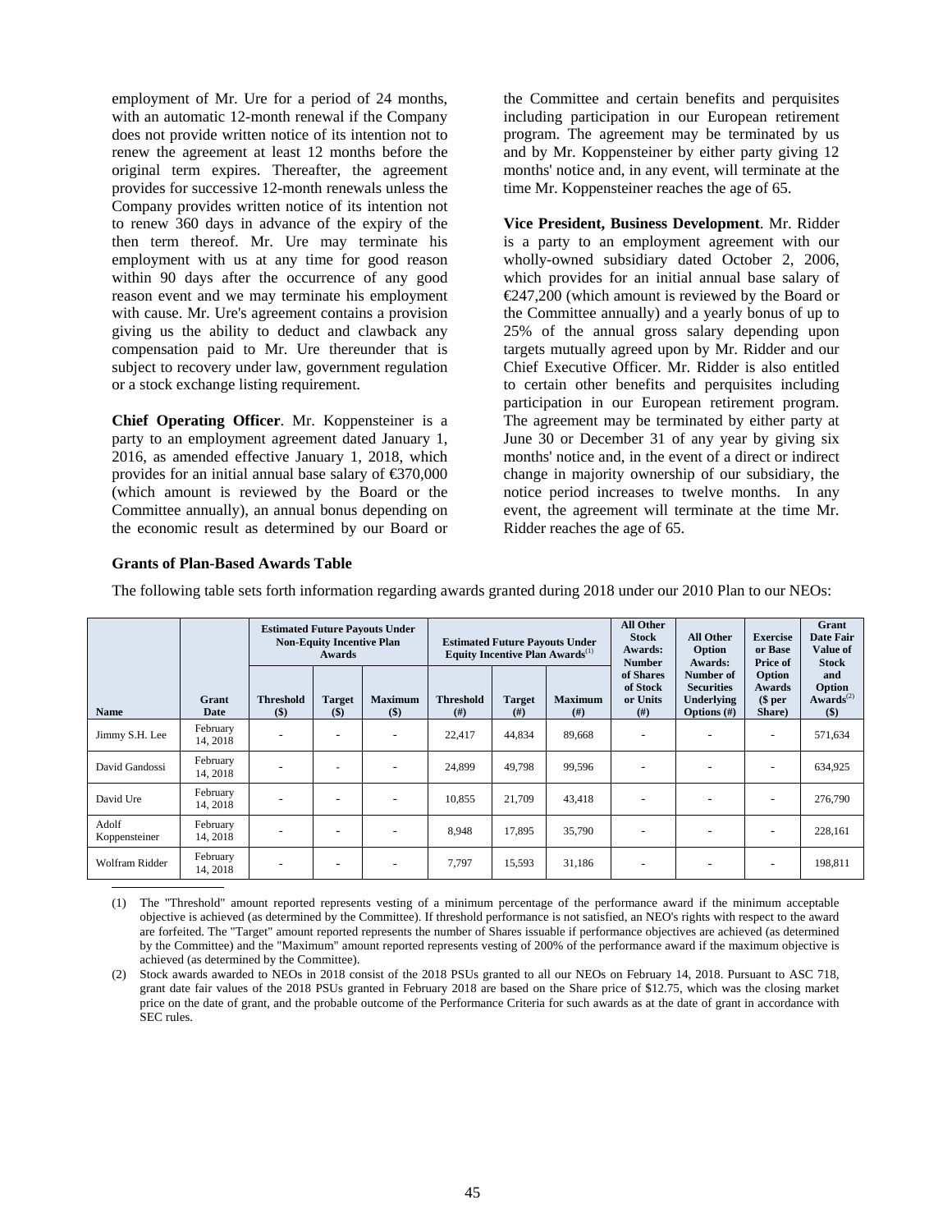employment of Mr. Ure for a period of 24 months, with an automatic 12-month renewal if the Company does not provide written notice of its intention not to renew the agreement at least 12 months before the original term expires. Thereafter, the agreement provides for successive 12-month renewals unless the Company provides written notice of its intention not to renew 360 days in advance of the expiry of the then term thereof. Mr. Ure may terminate his employment with us at any time for good reason within 90 days after the occurrence of any good reason event and we may terminate his employment with cause. Mr. Ure's agreement contains a provision giving us the ability to deduct and clawback any compensation paid to Mr. Ure thereunder that is subject to recovery under law, government regulation or a stock exchange listing requirement.

**Chief Operating Officer**. Mr. Koppensteiner is a party to an employment agreement dated January 1, 2016, as amended effective January 1, 2018, which provides for an initial annual base salary of €370,000 (which amount is reviewed by the Board or the Committee annually), an annual bonus depending on the economic result as determined by our Board or the Committee and certain benefits and perquisites including participation in our European retirement program. The agreement may be terminated by us and by Mr. Koppensteiner by either party giving 12 months' notice and, in any event, will terminate at the time Mr. Koppensteiner reaches the age of 65.

**Vice President, Business Development**. Mr. Ridder is a party to an employment agreement with our wholly-owned subsidiary dated October 2, 2006, which provides for an initial annual base salary of €247,200 (which amount is reviewed by the Board or the Committee annually) and a yearly bonus of up to 25% of the annual gross salary depending upon targets mutually agreed upon by Mr. Ridder and our Chief Executive Officer. Mr. Ridder is also entitled to certain other benefits and perquisites including participation in our European retirement program. The agreement may be terminated by either party at June 30 or December 31 of any year by giving six months' notice and, in the event of a direct or indirect change in majority ownership of our subsidiary, the notice period increases to twelve months. In any event, the agreement will terminate at the time Mr. Ridder reaches the age of 65.

**Grants of Plan-Based Awards Table**

The following table sets forth information regarding awards granted during 2018 under our 2010 Plan to our NEOs:

| | | Estimated Future Payouts Under Non-Equity Incentive Plan Awards | | | Estimated Future Payouts Under Equity Incentive Plan Awards[1] | | | All Other Stock Awards: Number of Shares of Stock or Units | All Other Option Awards: Number of Securities Underlying Options | Exercise or Base Price of Option Awards | Grant Date Fair Value of Stock and Option Awards[2] |
|---|---|---|---|---|---|---|---|---|---|---|---|
| Name | Grant Date | Threshold ($) | Target ($) | Maximum ($) | Threshold (#) | Target (#) | Maximum (#) | (#) | (#) | ($ per Share) | ($) |
| Jimmy S.H. Lee | February 14, 2018 | - | - | - | 22,417 | 44,834 | 89,668 | - | - | - | 571,634 |
| David Gandossi | February 14, 2018 | - | - | - | 24,899 | 49,798 | 99,596 | - | - | - | 634,925 |
| David Ure | February 14, 2018 | - | - | - | 10,855 | 21,709 | 43,418 | - | - | - | 276,790 |
| Adolf Koppensteiner | February 14, 2018 | - | - | - | 8,948 | 17,895 | 35,790 | - | - | - | 228,161 |
| Wolfram Ridder | February 14, 2018 | - | - | - | 7,797 | 15,593 | 31,186 | - | - | - | 198,811 |

(1) The "Threshold" amount reported represents vesting of a minimum percentage of the performance award if the minimum acceptable objective is achieved (as determined by the Committee). If threshold performance is not satisfied, an NEO's rights with respect to the award are forfeited. The "Target" amount reported represents the number of Shares issuable if performance objectives are achieved (as determined by the Committee) and the "Maximum" amount reported represents vesting of 200% of the performance award if the maximum objective is achieved (as determined by the Committee).

(2) Stock awards awarded to NEOs in 2018 consist of the 2018 PSUs granted to all our NEOs on February 14, 2018. Pursuant to ASC 718, grant date fair values of the 2018 PSUs granted in February 2018 are based on the Share price of $12.75, which was the closing market price on the date of grant, and the probable outcome of the Performance Criteria for such awards as at the date of grant in accordance with SEC rules.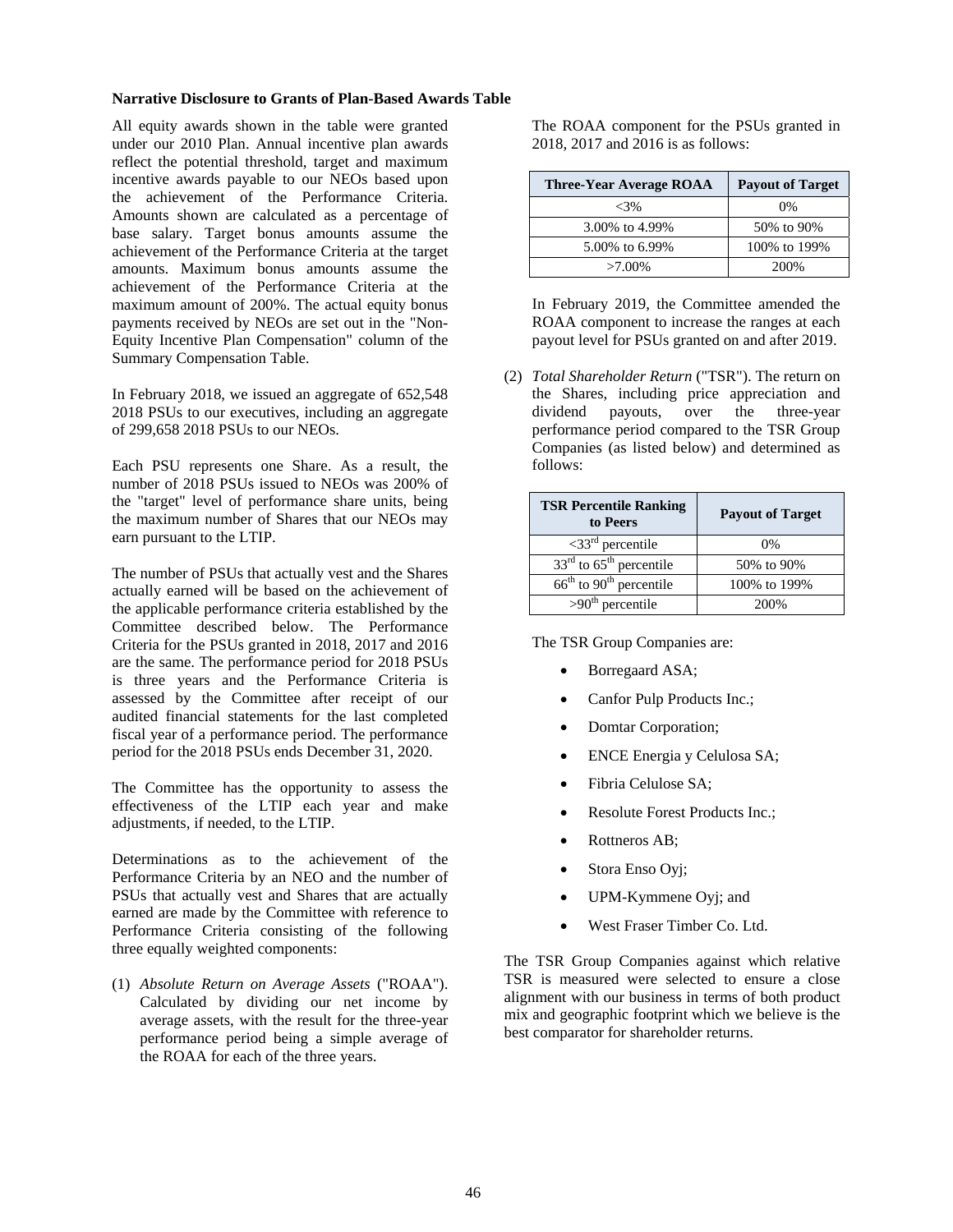**Narrative Disclosure to Grants of Plan-Based Awards Table**

All equity awards shown in the table were granted under our 2010 Plan. Annual incentive plan awards reflect the potential threshold, target and maximum incentive awards payable to our NEOs based upon the achievement of the Performance Criteria. Amounts shown are calculated as a percentage of base salary. Target bonus amounts assume the achievement of the Performance Criteria at the target amounts. Maximum bonus amounts assume the achievement of the Performance Criteria at the maximum amount of 200%. The actual equity bonus payments received by NEOs are set out in the "Non-Equity Incentive Plan Compensation" column of the Summary Compensation Table.

In February 2018, we issued an aggregate of 652,548 2018 PSUs to our executives, including an aggregate of 299,658 2018 PSUs to our NEOs.

Each PSU represents one Share. As a result, the number of 2018 PSUs issued to NEOs was 200% of the "target" level of performance share units, being the maximum number of Shares that our NEOs may earn pursuant to the LTIP.

The number of PSUs that actually vest and the Shares actually earned will be based on the achievement of the applicable performance criteria established by the Committee described below. The Performance Criteria for the PSUs granted in 2018, 2017 and 2016 are the same. The performance period for 2018 PSUs is three years and the Performance Criteria is assessed by the Committee after receipt of our audited financial statements for the last completed fiscal year of a performance period. The performance period for the 2018 PSUs ends December 31, 2020.

The Committee has the opportunity to assess the effectiveness of the LTIP each year and make adjustments, if needed, to the LTIP.

Determinations as to the achievement of the Performance Criteria by an NEO and the number of PSUs that actually vest and Shares that are actually earned are made by the Committee with reference to Performance Criteria consisting of the following three equally weighted components:

(1) *Absolute Return on Average Assets* ("ROAA"). Calculated by dividing our net income by average assets, with the result for the three-year performance period being a simple average of the ROAA for each of the three years.

The ROAA component for the PSUs granted in 2018, 2017 and 2016 is as follows:

| Three-Year Average ROAA | Payout of Target |
|---|---|
| <3% | 0% |
| 3.00% to 4.99% | 50% to 90% |
| 5.00% to 6.99% | 100% to 199% |
| >7.00% | 200% |

In February 2019, the Committee amended the ROAA component to increase the ranges at each payout level for PSUs granted on and after 2019.

(2) *Total Shareholder Return* ("TSR"). The return on the Shares, including price appreciation and dividend payouts, over the three-year performance period compared to the TSR Group Companies (as listed below) and determined as follows:

| TSR Percentile Ranking to Peers | Payout of Target |
|---|---|
| <33rd percentile | 0% |
| 33rd to 65th percentile | 50% to 90% |
| 66th to 90th percentile | 100% to 199% |
| >90th percentile | 200% |

The TSR Group Companies are:

- Borregaard ASA;
- Canfor Pulp Products Inc.;
- Domtar Corporation;
- ENCE Energia y Celulosa SA;
- Fibria Celulose SA;
- Resolute Forest Products Inc.;
- Rottneros AB;
- Stora Enso Oyj;
- UPM-Kymmene Oyj; and
- West Fraser Timber Co. Ltd.

The TSR Group Companies against which relative TSR is measured were selected to ensure a close alignment with our business in terms of both product mix and geographic footprint which we believe is the best comparator for shareholder returns.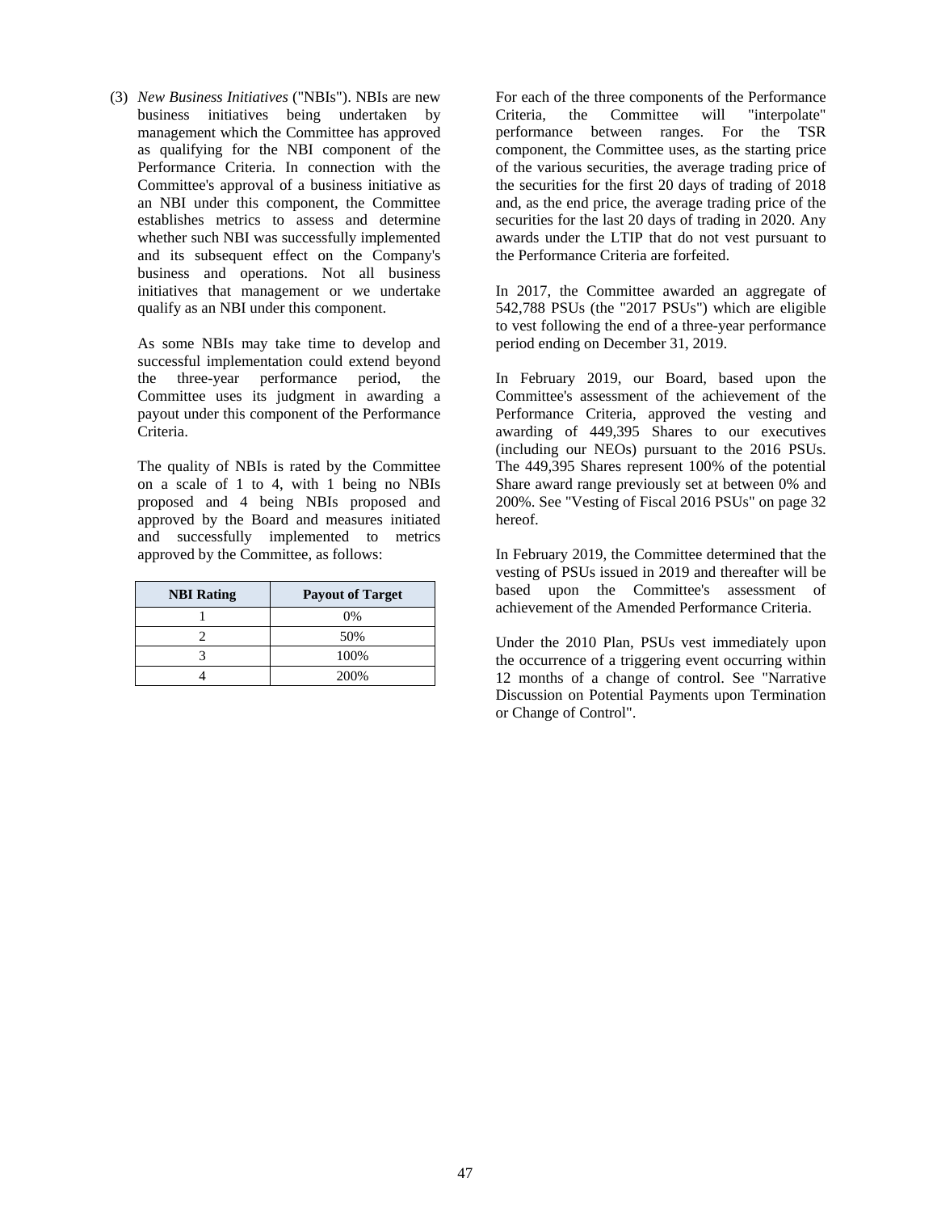(3) *New Business Initiatives* ("NBIs"). NBIs are new business initiatives being undertaken by management which the Committee has approved as qualifying for the NBI component of the Performance Criteria. In connection with the Committee's approval of a business initiative as an NBI under this component, the Committee establishes metrics to assess and determine whether such NBI was successfully implemented and its subsequent effect on the Company's business and operations. Not all business initiatives that management or we undertake qualify as an NBI under this component.

   As some NBIs may take time to develop and successful implementation could extend beyond the three-year performance period, the Committee uses its judgment in awarding a payout under this component of the Performance Criteria.

   The quality of NBIs is rated by the Committee on a scale of 1 to 4, with 1 being no NBIs proposed and 4 being NBIs proposed and approved by the Board and measures initiated and successfully implemented to metrics approved by the Committee, as follows:

| NBI Rating | Payout of Target |
|---|---|
| 1 | 0% |
| 2 | 50% |
| 3 | 100% |
| 4 | 200% |

For each of the three components of the Performance Criteria, the Committee will "interpolate" performance between ranges. For the TSR component, the Committee uses, as the starting price of the various securities, the average trading price of the securities for the first 20 days of trading of 2018 and, as the end price, the average trading price of the securities for the last 20 days of trading in 2020. Any awards under the LTIP that do not vest pursuant to the Performance Criteria are forfeited.

In 2017, the Committee awarded an aggregate of 542,788 PSUs (the "2017 PSUs") which are eligible to vest following the end of a three-year performance period ending on December 31, 2019.

In February 2019, our Board, based upon the Committee's assessment of the achievement of the Performance Criteria, approved the vesting and awarding of 449,395 Shares to our executives (including our NEOs) pursuant to the 2016 PSUs. The 449,395 Shares represent 100% of the potential Share award range previously set at between 0% and 200%. See "Vesting of Fiscal 2016 PSUs" on page 32 hereof.

In February 2019, the Committee determined that the vesting of PSUs issued in 2019 and thereafter will be based upon the Committee's assessment of achievement of the Amended Performance Criteria.

Under the 2010 Plan, PSUs vest immediately upon the occurrence of a triggering event occurring within 12 months of a change of control. See "Narrative Discussion on Potential Payments upon Termination or Change of Control".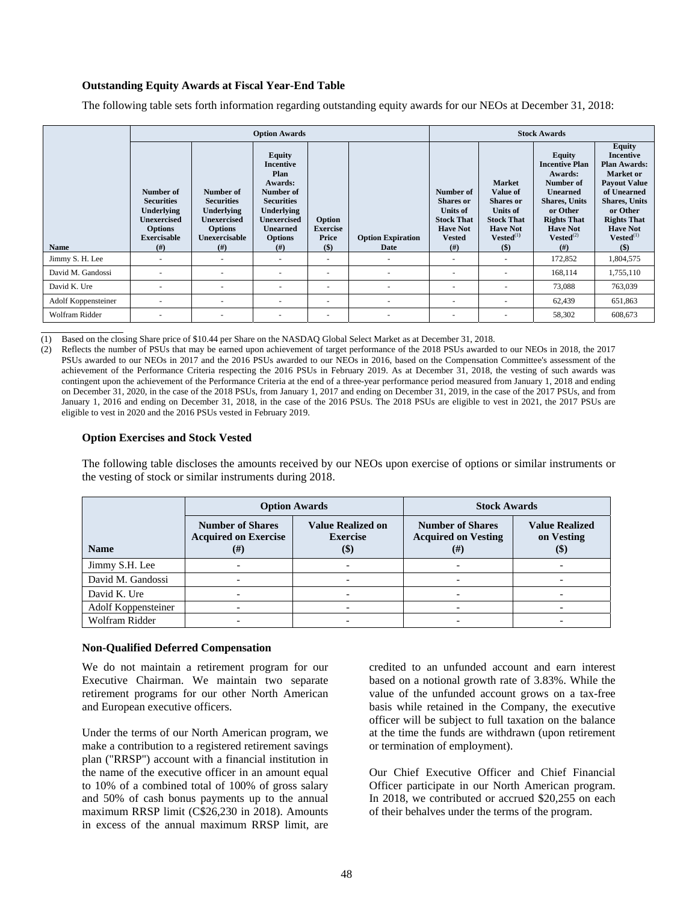**Outstanding Equity Awards at Fiscal Year-End Table**

The following table sets forth information regarding outstanding equity awards for our NEOs at December 31, 2018:

| | Option Awards | | | | | Stock Awards | | | |
|---|---|---|---|---|---|---|---|---|---|
| Name | Number of Securities Underlying Unexercised Options Exercisable (#) | Number of Securities Underlying Unexercised Options Unexercisable (#) | Equity Incentive Plan Awards: Number of Securities Underlying Unexercised Unearned Options (#) | Option Exercise Price ($) | Option Expiration Date | Number of Shares or Units of Stock That Have Not Vested (#) | Market Value of Shares or Units of Stock That Have Not Vested(1) ($) | Equity Incentive Plan Awards: Number of Unearned Shares, Units or Other Rights That Have Not Vested(2) (#) | Equity Incentive Plan Awards: Market or Payout Value of Unearned Shares, Units or Other Rights That Have Not Vested(1) ($) |
| Jimmy S. H. Lee | - | - | - | - | - | - | - | 172,852 | 1,804,575 |
| David M. Gandossi | - | - | - | - | - | - | - | 168,114 | 1,755,110 |
| David K. Ure | - | - | - | - | - | - | - | 73,088 | 763,039 |
| Adolf Koppensteiner | - | - | - | - | - | - | - | 62,439 | 651,863 |
| Wolfram Ridder | - | - | - | - | - | - | - | 58,302 | 608,673 |

(1) Based on the closing Share price of $10.44 per Share on the NASDAQ Global Select Market as at December 31, 2018.

(2) Reflects the number of PSUs that may be earned upon achievement of target performance of the 2018 PSUs awarded to our NEOs in 2018, the 2017 PSUs awarded to our NEOs in 2017 and the 2016 PSUs awarded to our NEOs in 2016, based on the Compensation Committee's assessment of the achievement of the Performance Criteria respecting the 2016 PSUs in February 2019. As at December 31, 2018, the vesting of such awards was contingent upon the achievement of the Performance Criteria at the end of a three-year performance period measured from January 1, 2018 and ending on December 31, 2020, in the case of the 2018 PSUs, from January 1, 2017 and ending on December 31, 2019, in the case of the 2017 PSUs, and from January 1, 2016 and ending on December 31, 2018, in the case of the 2016 PSUs. The 2018 PSUs are eligible to vest in 2021, the 2017 PSUs are eligible to vest in 2020 and the 2016 PSUs vested in February 2019.

**Option Exercises and Stock Vested**

The following table discloses the amounts received by our NEOs upon exercise of options or similar instruments or the vesting of stock or similar instruments during 2018.

| | Option Awards | | Stock Awards | |
|---|---|---|---|---|
| Name | Number of Shares Acquired on Exercise (#) | Value Realized on Exercise ($) | Number of Shares Acquired on Vesting (#) | Value Realized on Vesting ($) |
| Jimmy S.H. Lee | - | - | - | - |
| David M. Gandossi | - | - | - | - |
| David K. Ure | - | - | - | - |
| Adolf Koppensteiner | - | - | - | - |
| Wolfram Ridder | - | - | - | - |

**Non-Qualified Deferred Compensation**

We do not maintain a retirement program for our Executive Chairman. We maintain two separate retirement programs for our other North American and European executive officers.

Under the terms of our North American program, we make a contribution to a registered retirement savings plan ("RRSP") account with a financial institution in the name of the executive officer in an amount equal to 10% of a combined total of 100% of gross salary and 50% of cash bonus payments up to the annual maximum RRSP limit (C$26,230 in 2018). Amounts in excess of the annual maximum RRSP limit, are credited to an unfunded account and earn interest based on a notional growth rate of 3.83%. While the value of the unfunded account grows on a tax-free basis while retained in the Company, the executive officer will be subject to full taxation on the balance at the time the funds are withdrawn (upon retirement or termination of employment).

Our Chief Executive Officer and Chief Financial Officer participate in our North American program. In 2018, we contributed or accrued $20,255 on each of their behalves under the terms of the program.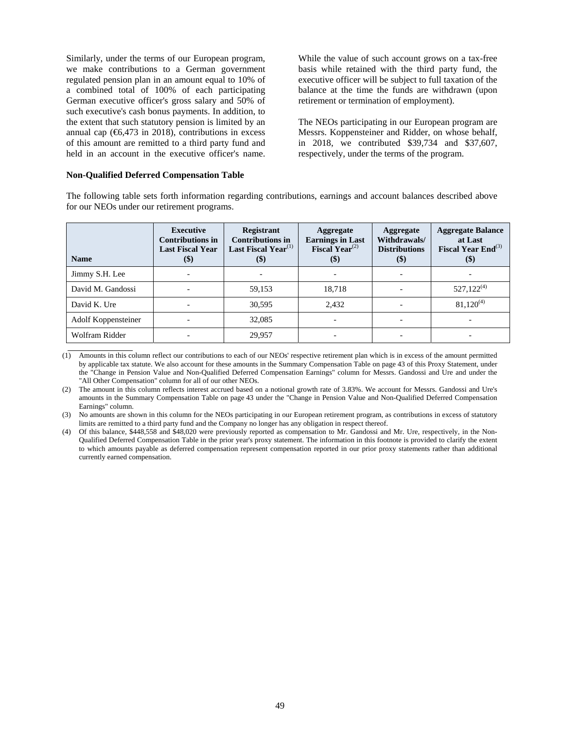Similarly, under the terms of our European program, we make contributions to a German government regulated pension plan in an amount equal to 10% of a combined total of 100% of each participating German executive officer's gross salary and 50% of such executive's cash bonus payments. In addition, to the extent that such statutory pension is limited by an annual cap (€6,473 in 2018), contributions in excess of this amount are remitted to a third party fund and held in an account in the executive officer's name. While the value of such account grows on a tax-free basis while retained with the third party fund, the executive officer will be subject to full taxation of the balance at the time the funds are withdrawn (upon retirement or termination of employment).

The NEOs participating in our European program are Messrs. Koppensteiner and Ridder, on whose behalf, in 2018, we contributed $39,734 and $37,607, respectively, under the terms of the program.

**Non-Qualified Deferred Compensation Table**

The following table sets forth information regarding contributions, earnings and account balances described above for our NEOs under our retirement programs.

| Name | Executive Contributions in Last Fiscal Year ($) | Registrant Contributions in Last Fiscal Year[(1)] ($) | Aggregate Earnings in Last Fiscal Year[(2)] ($) | Aggregate Withdrawals/ Distributions ($) | Aggregate Balance at Last Fiscal Year End[(3)] ($) |
|---|---|---|---|---|---|
| Jimmy S.H. Lee | - | - | - | - | - |
| David M. Gandossi | - | 59,153 | 18,718 | - | 527,122[(4)] |
| David K. Ure | - | 30,595 | 2,432 | - | 81,120[(4)] |
| Adolf Koppensteiner | - | 32,085 | - | - | - |
| Wolfram Ridder | - | 29,957 | - | - | - |

(1) Amounts in this column reflect our contributions to each of our NEOs' respective retirement plan which is in excess of the amount permitted by applicable tax statute. We also account for these amounts in the Summary Compensation Table on page 43 of this Proxy Statement, under the "Change in Pension Value and Non-Qualified Deferred Compensation Earnings" column for Messrs. Gandossi and Ure and under the "All Other Compensation" column for all of our other NEOs.

(2) The amount in this column reflects interest accrued based on a notional growth rate of 3.83%. We account for Messrs. Gandossi and Ure's amounts in the Summary Compensation Table on page 43 under the "Change in Pension Value and Non-Qualified Deferred Compensation Earnings" column.

(3) No amounts are shown in this column for the NEOs participating in our European retirement program, as contributions in excess of statutory limits are remitted to a third party fund and the Company no longer has any obligation in respect thereof.

(4) Of this balance, $448,558 and $48,020 were previously reported as compensation to Mr. Gandossi and Mr. Ure, respectively, in the Non-Qualified Deferred Compensation Table in the prior year's proxy statement. The information in this footnote is provided to clarify the extent to which amounts payable as deferred compensation represent compensation reported in our prior proxy statements rather than additional currently earned compensation.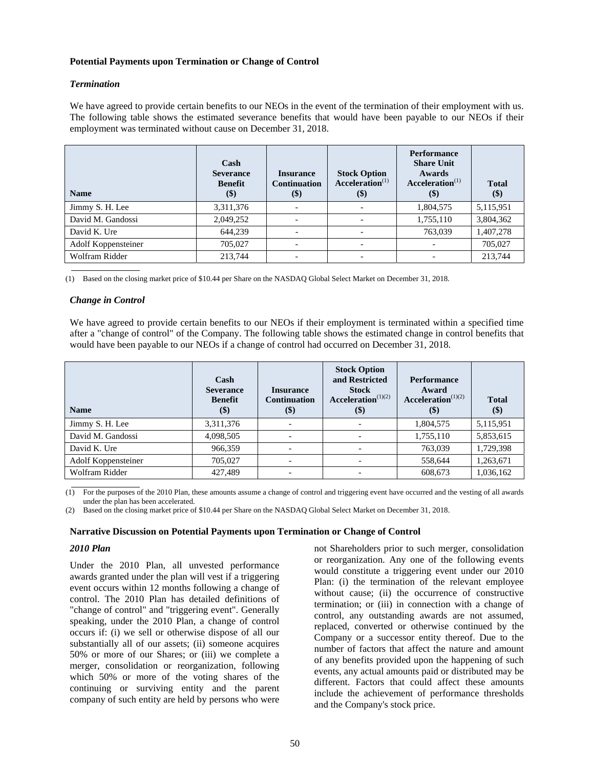**Potential Payments upon Termination or Change of Control**

***Termination***

We have agreed to provide certain benefits to our NEOs in the event of the termination of their employment with us. The following table shows the estimated severance benefits that would have been payable to our NEOs if their employment was terminated without cause on December 31, 2018.

| Name | Cash Severance Benefit ($) | Insurance Continuation ($) | Stock Option Acceleration(1) ($) | Performance Share Unit Awards Acceleration(1) ($) | Total ($) |
|---|---|---|---|---|---|
| Jimmy S. H. Lee | 3,311,376 | - | - | 1,804,575 | 5,115,951 |
| David M. Gandossi | 2,049,252 | - | - | 1,755,110 | 3,804,362 |
| David K. Ure | 644,239 | - | - | 763,039 | 1,407,278 |
| Adolf Koppensteiner | 705,027 | - | - | - | 705,027 |
| Wolfram Ridder | 213,744 | - | - | - | 213,744 |

(1) Based on the closing market price of $10.44 per Share on the NASDAQ Global Select Market on December 31, 2018.

***Change in Control***

We have agreed to provide certain benefits to our NEOs if their employment is terminated within a specified time after a "change of control" of the Company. The following table shows the estimated change in control benefits that would have been payable to our NEOs if a change of control had occurred on December 31, 2018.

| Name | Cash Severance Benefit ($) | Insurance Continuation ($) | Stock Option and Restricted Stock Acceleration(1)(2) ($) | Performance Award Acceleration(1)(2) ($) | Total ($) |
|---|---|---|---|---|---|
| Jimmy S. H. Lee | 3,311,376 | - | - | 1,804,575 | 5,115,951 |
| David M. Gandossi | 4,098,505 | - | - | 1,755,110 | 5,853,615 |
| David K. Ure | 966,359 | - | - | 763,039 | 1,729,398 |
| Adolf Koppensteiner | 705,027 | - | - | 558,644 | 1,263,671 |
| Wolfram Ridder | 427,489 | - | - | 608,673 | 1,036,162 |

(1) For the purposes of the 2010 Plan, these amounts assume a change of control and triggering event have occurred and the vesting of all awards under the plan has been accelerated.

(2) Based on the closing market price of $10.44 per Share on the NASDAQ Global Select Market on December 31, 2018.

**Narrative Discussion on Potential Payments upon Termination or Change of Control**

***2010 Plan***

Under the 2010 Plan, all unvested performance awards granted under the plan will vest if a triggering event occurs within 12 months following a change of control. The 2010 Plan has detailed definitions of "change of control" and "triggering event". Generally speaking, under the 2010 Plan, a change of control occurs if: (i) we sell or otherwise dispose of all our substantially all of our assets; (ii) someone acquires 50% or more of our Shares; or (iii) we complete a merger, consolidation or reorganization, following which 50% or more of the voting shares of the continuing or surviving entity and the parent company of such entity are held by persons who were not Shareholders prior to such merger, consolidation or reorganization. Any one of the following events would constitute a triggering event under our 2010 Plan: (i) the termination of the relevant employee without cause; (ii) the occurrence of constructive termination; or (iii) in connection with a change of control, any outstanding awards are not assumed, replaced, converted or otherwise continued by the Company or a successor entity thereof. Due to the number of factors that affect the nature and amount of any benefits provided upon the happening of such events, any actual amounts paid or distributed may be different. Factors that could affect these amounts include the achievement of performance thresholds and the Company's stock price.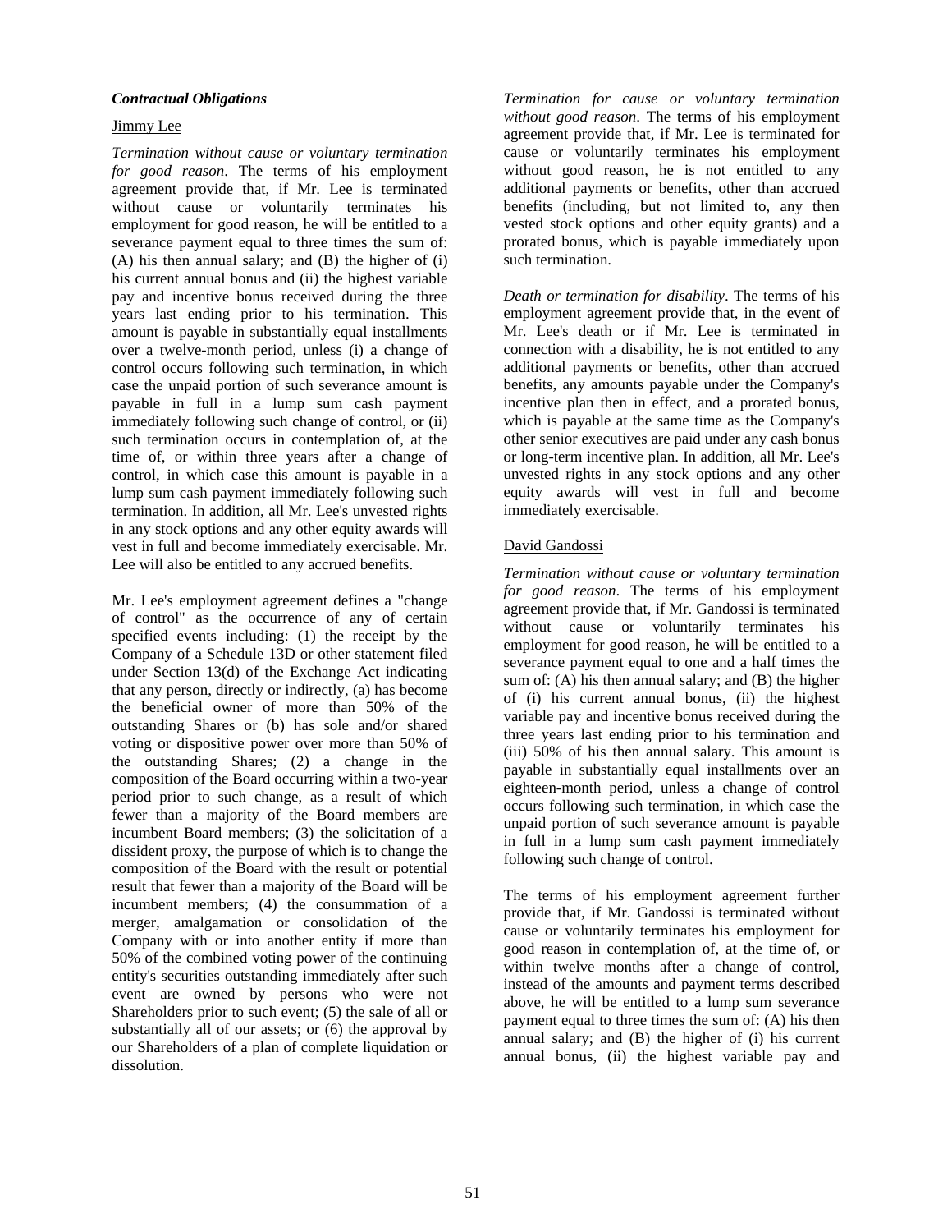***Contractual Obligations***

Jimmy Lee

*Termination without cause or voluntary termination for good reason*. The terms of his employment agreement provide that, if Mr. Lee is terminated without cause or voluntarily terminates his employment for good reason, he will be entitled to a severance payment equal to three times the sum of: (A) his then annual salary; and (B) the higher of (i) his current annual bonus and (ii) the highest variable pay and incentive bonus received during the three years last ending prior to his termination. This amount is payable in substantially equal installments over a twelve-month period, unless (i) a change of control occurs following such termination, in which case the unpaid portion of such severance amount is payable in full in a lump sum cash payment immediately following such change of control, or (ii) such termination occurs in contemplation of, at the time of, or within three years after a change of control, in which case this amount is payable in a lump sum cash payment immediately following such termination. In addition, all Mr. Lee's unvested rights in any stock options and any other equity awards will vest in full and become immediately exercisable. Mr. Lee will also be entitled to any accrued benefits.

Mr. Lee's employment agreement defines a "change of control" as the occurrence of any of certain specified events including: (1) the receipt by the Company of a Schedule 13D or other statement filed under Section 13(d) of the Exchange Act indicating that any person, directly or indirectly, (a) has become the beneficial owner of more than 50% of the outstanding Shares or (b) has sole and/or shared voting or dispositive power over more than 50% of the outstanding Shares; (2) a change in the composition of the Board occurring within a two-year period prior to such change, as a result of which fewer than a majority of the Board members are incumbent Board members; (3) the solicitation of a dissident proxy, the purpose of which is to change the composition of the Board with the result or potential result that fewer than a majority of the Board will be incumbent members; (4) the consummation of a merger, amalgamation or consolidation of the Company with or into another entity if more than 50% of the combined voting power of the continuing entity's securities outstanding immediately after such event are owned by persons who were not Shareholders prior to such event; (5) the sale of all or substantially all of our assets; or (6) the approval by our Shareholders of a plan of complete liquidation or dissolution.

*Termination for cause or voluntary termination without good reason*. The terms of his employment agreement provide that, if Mr. Lee is terminated for cause or voluntarily terminates his employment without good reason, he is not entitled to any additional payments or benefits, other than accrued benefits (including, but not limited to, any then vested stock options and other equity grants) and a prorated bonus, which is payable immediately upon such termination.

*Death or termination for disability*. The terms of his employment agreement provide that, in the event of Mr. Lee's death or if Mr. Lee is terminated in connection with a disability, he is not entitled to any additional payments or benefits, other than accrued benefits, any amounts payable under the Company's incentive plan then in effect, and a prorated bonus, which is payable at the same time as the Company's other senior executives are paid under any cash bonus or long-term incentive plan. In addition, all Mr. Lee's unvested rights in any stock options and any other equity awards will vest in full and become immediately exercisable.

David Gandossi

*Termination without cause or voluntary termination for good reason*. The terms of his employment agreement provide that, if Mr. Gandossi is terminated without cause or voluntarily terminates his employment for good reason, he will be entitled to a severance payment equal to one and a half times the sum of: (A) his then annual salary; and (B) the higher of (i) his current annual bonus, (ii) the highest variable pay and incentive bonus received during the three years last ending prior to his termination and (iii) 50% of his then annual salary. This amount is payable in substantially equal installments over an eighteen-month period, unless a change of control occurs following such termination, in which case the unpaid portion of such severance amount is payable in full in a lump sum cash payment immediately following such change of control.

The terms of his employment agreement further provide that, if Mr. Gandossi is terminated without cause or voluntarily terminates his employment for good reason in contemplation of, at the time of, or within twelve months after a change of control, instead of the amounts and payment terms described above, he will be entitled to a lump sum severance payment equal to three times the sum of: (A) his then annual salary; and (B) the higher of (i) his current annual bonus, (ii) the highest variable pay and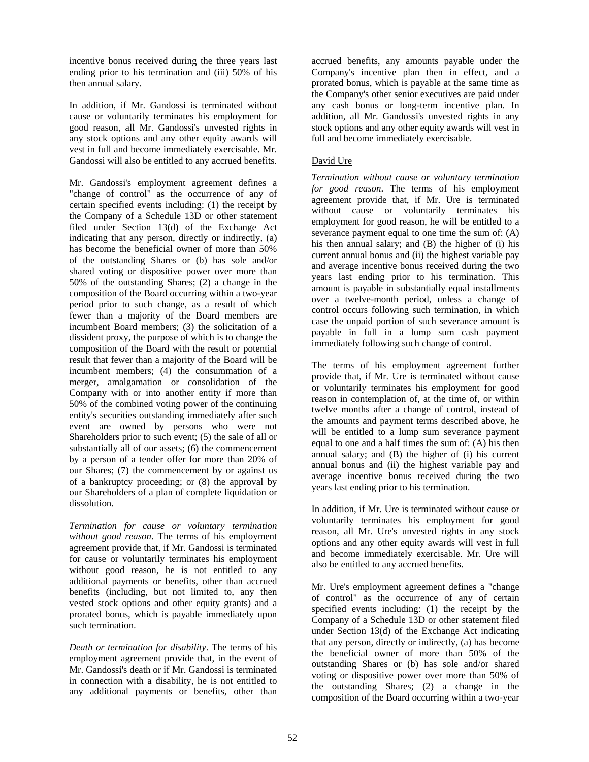incentive bonus received during the three years last ending prior to his termination and (iii) 50% of his then annual salary.

In addition, if Mr. Gandossi is terminated without cause or voluntarily terminates his employment for good reason, all Mr. Gandossi's unvested rights in any stock options and any other equity awards will vest in full and become immediately exercisable. Mr. Gandossi will also be entitled to any accrued benefits.

Mr. Gandossi's employment agreement defines a "change of control" as the occurrence of any of certain specified events including: (1) the receipt by the Company of a Schedule 13D or other statement filed under Section 13(d) of the Exchange Act indicating that any person, directly or indirectly, (a) has become the beneficial owner of more than 50% of the outstanding Shares or (b) has sole and/or shared voting or dispositive power over more than 50% of the outstanding Shares; (2) a change in the composition of the Board occurring within a two-year period prior to such change, as a result of which fewer than a majority of the Board members are incumbent Board members; (3) the solicitation of a dissident proxy, the purpose of which is to change the composition of the Board with the result or potential result that fewer than a majority of the Board will be incumbent members; (4) the consummation of a merger, amalgamation or consolidation of the Company with or into another entity if more than 50% of the combined voting power of the continuing entity's securities outstanding immediately after such event are owned by persons who were not Shareholders prior to such event; (5) the sale of all or substantially all of our assets; (6) the commencement by a person of a tender offer for more than 20% of our Shares; (7) the commencement by or against us of a bankruptcy proceeding; or (8) the approval by our Shareholders of a plan of complete liquidation or dissolution.

*Termination for cause or voluntary termination without good reason*. The terms of his employment agreement provide that, if Mr. Gandossi is terminated for cause or voluntarily terminates his employment without good reason, he is not entitled to any additional payments or benefits, other than accrued benefits (including, but not limited to, any then vested stock options and other equity grants) and a prorated bonus, which is payable immediately upon such termination.

*Death or termination for disability*. The terms of his employment agreement provide that, in the event of Mr. Gandossi's death or if Mr. Gandossi is terminated in connection with a disability, he is not entitled to any additional payments or benefits, other than accrued benefits, any amounts payable under the Company's incentive plan then in effect, and a prorated bonus, which is payable at the same time as the Company's other senior executives are paid under any cash bonus or long-term incentive plan. In addition, all Mr. Gandossi's unvested rights in any stock options and any other equity awards will vest in full and become immediately exercisable.

David Ure

*Termination without cause or voluntary termination for good reason*. The terms of his employment agreement provide that, if Mr. Ure is terminated without cause or voluntarily terminates his employment for good reason, he will be entitled to a severance payment equal to one time the sum of: (A) his then annual salary; and (B) the higher of (i) his current annual bonus and (ii) the highest variable pay and average incentive bonus received during the two years last ending prior to his termination. This amount is payable in substantially equal installments over a twelve-month period, unless a change of control occurs following such termination, in which case the unpaid portion of such severance amount is payable in full in a lump sum cash payment immediately following such change of control.

The terms of his employment agreement further provide that, if Mr. Ure is terminated without cause or voluntarily terminates his employment for good reason in contemplation of, at the time of, or within twelve months after a change of control, instead of the amounts and payment terms described above, he will be entitled to a lump sum severance payment equal to one and a half times the sum of: (A) his then annual salary; and (B) the higher of (i) his current annual bonus and (ii) the highest variable pay and average incentive bonus received during the two years last ending prior to his termination.

In addition, if Mr. Ure is terminated without cause or voluntarily terminates his employment for good reason, all Mr. Ure's unvested rights in any stock options and any other equity awards will vest in full and become immediately exercisable. Mr. Ure will also be entitled to any accrued benefits.

Mr. Ure's employment agreement defines a "change of control" as the occurrence of any of certain specified events including: (1) the receipt by the Company of a Schedule 13D or other statement filed under Section 13(d) of the Exchange Act indicating that any person, directly or indirectly, (a) has become the beneficial owner of more than 50% of the outstanding Shares or (b) has sole and/or shared voting or dispositive power over more than 50% of the outstanding Shares; (2) a change in the composition of the Board occurring within a two-year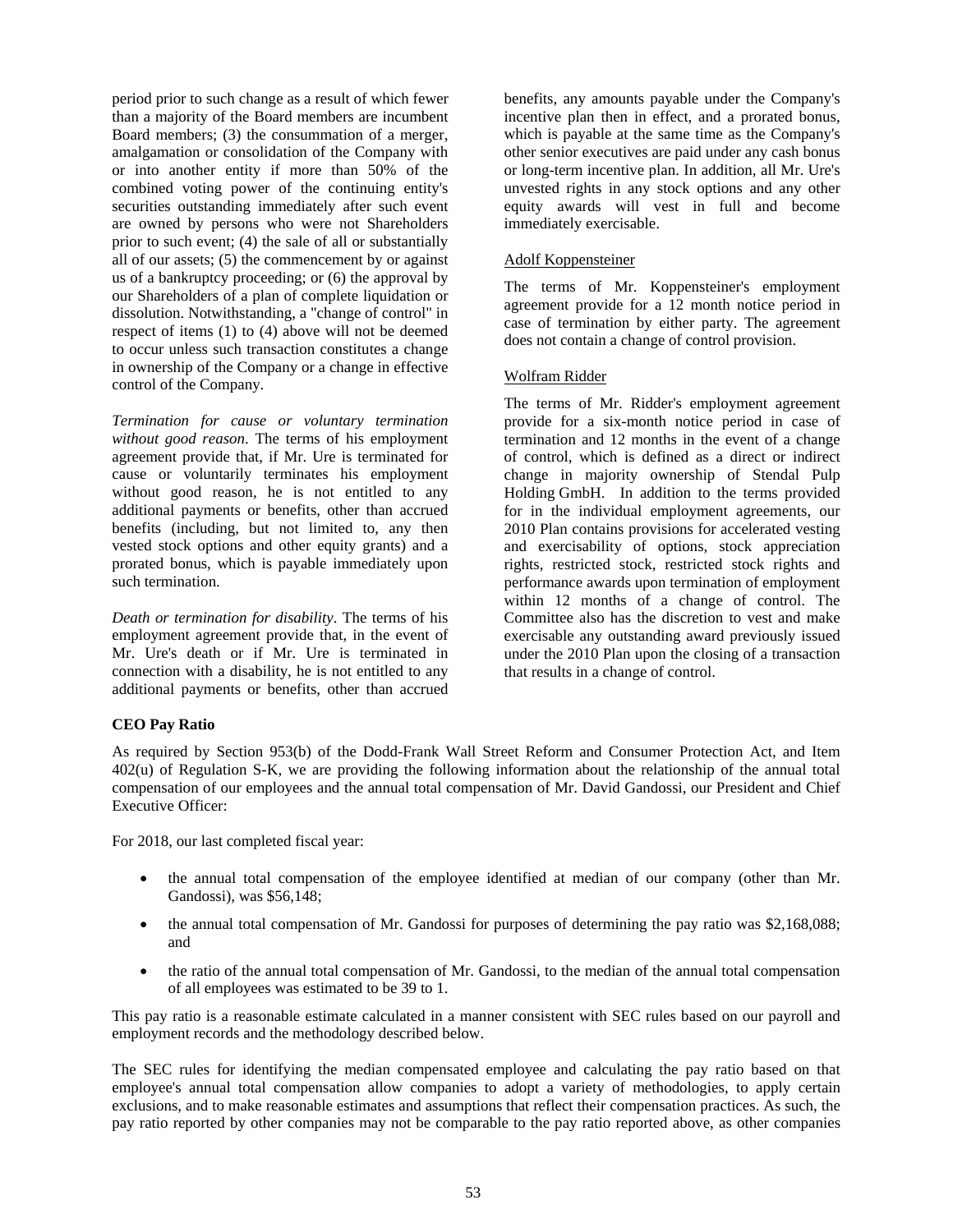period prior to such change as a result of which fewer than a majority of the Board members are incumbent Board members; (3) the consummation of a merger, amalgamation or consolidation of the Company with or into another entity if more than 50% of the combined voting power of the continuing entity's securities outstanding immediately after such event are owned by persons who were not Shareholders prior to such event; (4) the sale of all or substantially all of our assets; (5) the commencement by or against us of a bankruptcy proceeding; or (6) the approval by our Shareholders of a plan of complete liquidation or dissolution. Notwithstanding, a "change of control" in respect of items (1) to (4) above will not be deemed to occur unless such transaction constitutes a change in ownership of the Company or a change in effective control of the Company.

*Termination for cause or voluntary termination without good reason*. The terms of his employment agreement provide that, if Mr. Ure is terminated for cause or voluntarily terminates his employment without good reason, he is not entitled to any additional payments or benefits, other than accrued benefits (including, but not limited to, any then vested stock options and other equity grants) and a prorated bonus, which is payable immediately upon such termination.

*Death or termination for disability*. The terms of his employment agreement provide that, in the event of Mr. Ure's death or if Mr. Ure is terminated in connection with a disability, he is not entitled to any additional payments or benefits, other than accrued benefits, any amounts payable under the Company's incentive plan then in effect, and a prorated bonus, which is payable at the same time as the Company's other senior executives are paid under any cash bonus or long-term incentive plan. In addition, all Mr. Ure's unvested rights in any stock options and any other equity awards will vest in full and become immediately exercisable.

Adolf Koppensteiner

The terms of Mr. Koppensteiner's employment agreement provide for a 12 month notice period in case of termination by either party. The agreement does not contain a change of control provision.

Wolfram Ridder

The terms of Mr. Ridder's employment agreement provide for a six-month notice period in case of termination and 12 months in the event of a change of control, which is defined as a direct or indirect change in majority ownership of Stendal Pulp Holding GmbH. In addition to the terms provided for in the individual employment agreements, our 2010 Plan contains provisions for accelerated vesting and exercisability of options, stock appreciation rights, restricted stock, restricted stock rights and performance awards upon termination of employment within 12 months of a change of control. The Committee also has the discretion to vest and make exercisable any outstanding award previously issued under the 2010 Plan upon the closing of a transaction that results in a change of control.

**CEO Pay Ratio**

As required by Section 953(b) of the Dodd-Frank Wall Street Reform and Consumer Protection Act, and Item 402(u) of Regulation S-K, we are providing the following information about the relationship of the annual total compensation of our employees and the annual total compensation of Mr. David Gandossi, our President and Chief Executive Officer:

For 2018, our last completed fiscal year:

- the annual total compensation of the employee identified at median of our company (other than Mr. Gandossi), was $56,148;
- the annual total compensation of Mr. Gandossi for purposes of determining the pay ratio was $2,168,088; and
- the ratio of the annual total compensation of Mr. Gandossi, to the median of the annual total compensation of all employees was estimated to be 39 to 1.

This pay ratio is a reasonable estimate calculated in a manner consistent with SEC rules based on our payroll and employment records and the methodology described below.

The SEC rules for identifying the median compensated employee and calculating the pay ratio based on that employee's annual total compensation allow companies to adopt a variety of methodologies, to apply certain exclusions, and to make reasonable estimates and assumptions that reflect their compensation practices. As such, the pay ratio reported by other companies may not be comparable to the pay ratio reported above, as other companies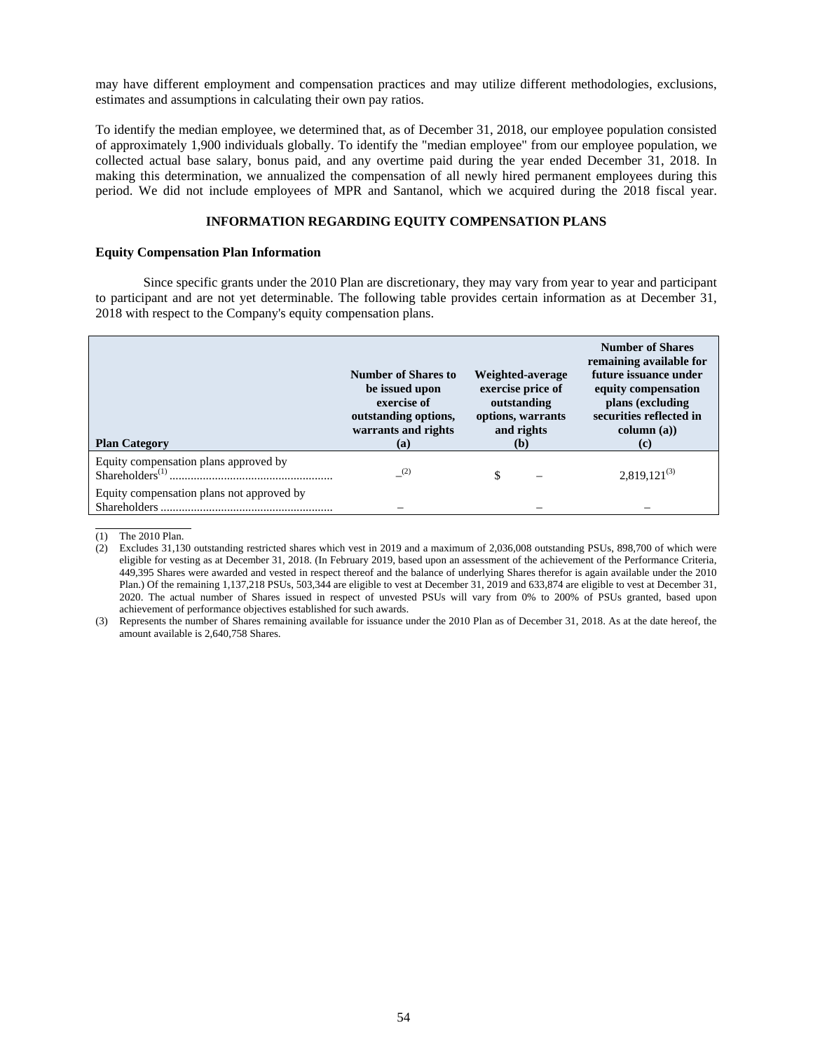may have different employment and compensation practices and may utilize different methodologies, exclusions, estimates and assumptions in calculating their own pay ratios.

To identify the median employee, we determined that, as of December 31, 2018, our employee population consisted of approximately 1,900 individuals globally. To identify the "median employee" from our employee population, we collected actual base salary, bonus paid, and any overtime paid during the year ended December 31, 2018. In making this determination, we annualized the compensation of all newly hired permanent employees during this period. We did not include employees of MPR and Santanol, which we acquired during the 2018 fiscal year.

## INFORMATION REGARDING EQUITY COMPENSATION PLANS

**Equity Compensation Plan Information**

Since specific grants under the 2010 Plan are discretionary, they may vary from year to year and participant to participant and are not yet determinable. The following table provides certain information as at December 31, 2018 with respect to the Company's equity compensation plans.

| Plan Category | Number of Shares to be issued upon exercise of outstanding options, warrants and rights (a) | Weighted-average exercise price of outstanding options, warrants and rights (b) | Number of Shares remaining available for future issuance under equity compensation plans (excluding securities reflected in column (a)) (c) |
|---|---|---|---|
| Equity compensation plans approved by Shareholders[1] | –[2] | $ – | 2,819,121[3] |
| Equity compensation plans not approved by Shareholders | – | – | – |

(1) The 2010 Plan.

(2) Excludes 31,130 outstanding restricted shares which vest in 2019 and a maximum of 2,036,008 outstanding PSUs, 898,700 of which were eligible for vesting as at December 31, 2018. (In February 2019, based upon an assessment of the achievement of the Performance Criteria, 449,395 Shares were awarded and vested in respect thereof and the balance of underlying Shares therefor is again available under the 2010 Plan.) Of the remaining 1,137,218 PSUs, 503,344 are eligible to vest at December 31, 2019 and 633,874 are eligible to vest at December 31, 2020. The actual number of Shares issued in respect of unvested PSUs will vary from 0% to 200% of PSUs granted, based upon achievement of performance objectives established for such awards.

(3) Represents the number of Shares remaining available for issuance under the 2010 Plan as of December 31, 2018. As at the date hereof, the amount available is 2,640,758 Shares.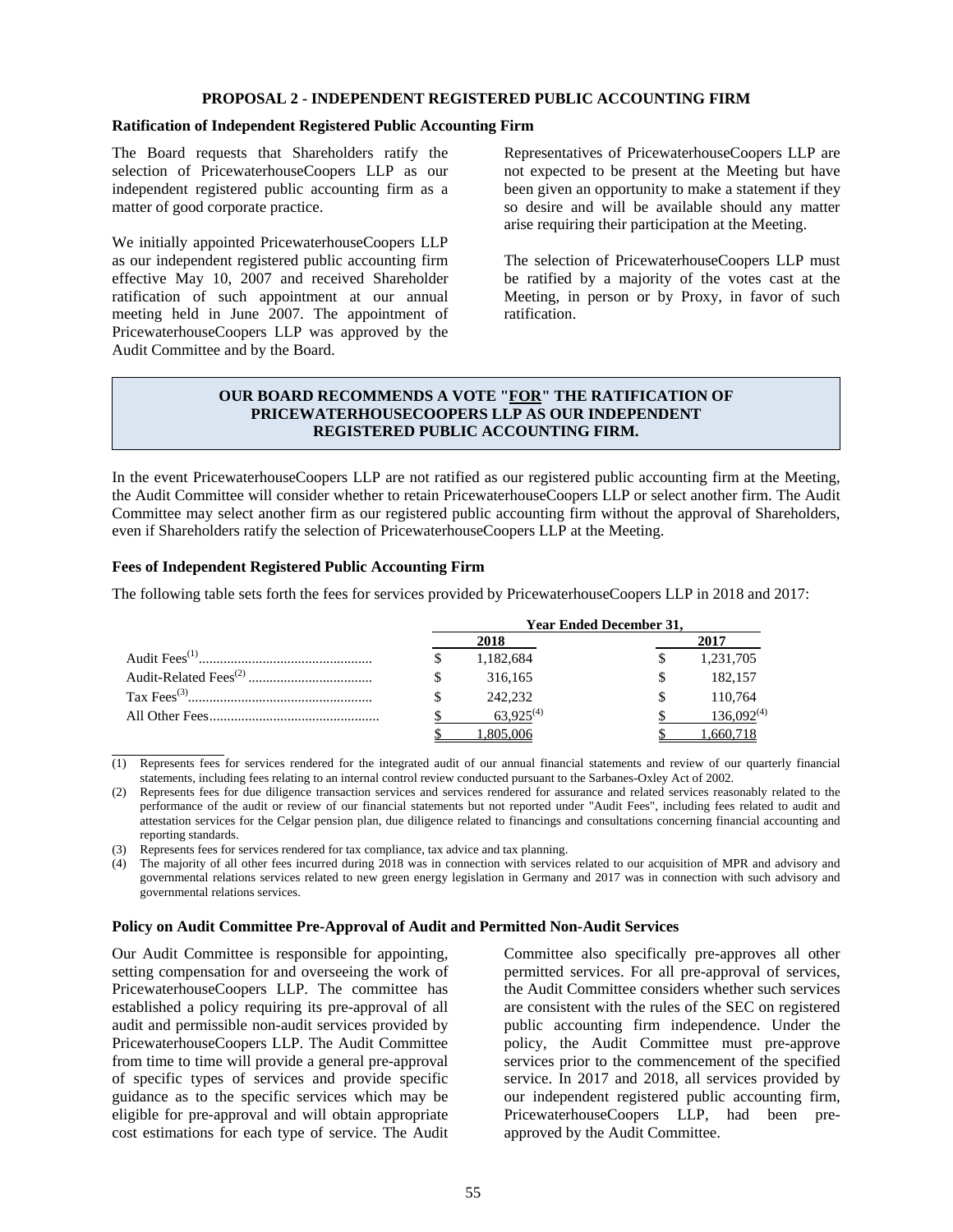## PROPOSAL 2 - INDEPENDENT REGISTERED PUBLIC ACCOUNTING FIRM

### Ratification of Independent Registered Public Accounting Firm

The Board requests that Shareholders ratify the selection of PricewaterhouseCoopers LLP as our independent registered public accounting firm as a matter of good corporate practice.

We initially appointed PricewaterhouseCoopers LLP as our independent registered public accounting firm effective May 10, 2007 and received Shareholder ratification of such appointment at our annual meeting held in June 2007. The appointment of PricewaterhouseCoopers LLP was approved by the Audit Committee and by the Board.

Representatives of PricewaterhouseCoopers LLP are not expected to be present at the Meeting but have been given an opportunity to make a statement if they so desire and will be available should any matter arise requiring their participation at the Meeting.

The selection of PricewaterhouseCoopers LLP must be ratified by a majority of the votes cast at the Meeting, in person or by Proxy, in favor of such ratification.

**OUR BOARD RECOMMENDS A VOTE "FOR" THE RATIFICATION OF PRICEWATERHOUSECOOPERS LLP AS OUR INDEPENDENT REGISTERED PUBLIC ACCOUNTING FIRM.**

In the event PricewaterhouseCoopers LLP are not ratified as our registered public accounting firm at the Meeting, the Audit Committee will consider whether to retain PricewaterhouseCoopers LLP or select another firm. The Audit Committee may select another firm as our registered public accounting firm without the approval of Shareholders, even if Shareholders ratify the selection of PricewaterhouseCoopers LLP at the Meeting.

### Fees of Independent Registered Public Accounting Firm

The following table sets forth the fees for services provided by PricewaterhouseCoopers LLP in 2018 and 2017:

| | Year Ended December 31, | |
|---|---|---|
| | 2018 | 2017 |
| Audit Fees[(1)] | $ 1,182,684 | $ 1,231,705 |
| Audit-Related Fees[(2)] | $ 316,165 | $ 182,157 |
| Tax Fees[(3)] | $ 242,232 | $ 110,764 |
| All Other Fees | $ 63,925[(4)] | $ 136,092[(4)] |
| | $ 1,805,006 | $ 1,660,718 |

(1) Represents fees for services rendered for the integrated audit of our annual financial statements and review of our quarterly financial statements, including fees relating to an internal control review conducted pursuant to the Sarbanes-Oxley Act of 2002.

(2) Represents fees for due diligence transaction services and services rendered for assurance and related services reasonably related to the performance of the audit or review of our financial statements but not reported under "Audit Fees", including fees related to audit and attestation services for the Celgar pension plan, due diligence related to financings and consultations concerning financial accounting and reporting standards.

(3) Represents fees for services rendered for tax compliance, tax advice and tax planning.

(4) The majority of all other fees incurred during 2018 was in connection with services related to our acquisition of MPR and advisory and governmental relations services related to new green energy legislation in Germany and 2017 was in connection with such advisory and governmental relations services.

### Policy on Audit Committee Pre-Approval of Audit and Permitted Non-Audit Services

Our Audit Committee is responsible for appointing, setting compensation for and overseeing the work of PricewaterhouseCoopers LLP. The committee has established a policy requiring its pre-approval of all audit and permissible non-audit services provided by PricewaterhouseCoopers LLP. The Audit Committee from time to time will provide a general pre-approval of specific types of services and provide specific guidance as to the specific services which may be eligible for pre-approval and will obtain appropriate cost estimations for each type of service. The Audit Committee also specifically pre-approves all other permitted services. For all pre-approval of services, the Audit Committee considers whether such services are consistent with the rules of the SEC on registered public accounting firm independence. Under the policy, the Audit Committee must pre-approve services prior to the commencement of the specified service. In 2017 and 2018, all services provided by our independent registered public accounting firm, PricewaterhouseCoopers LLP, had been pre-approved by the Audit Committee.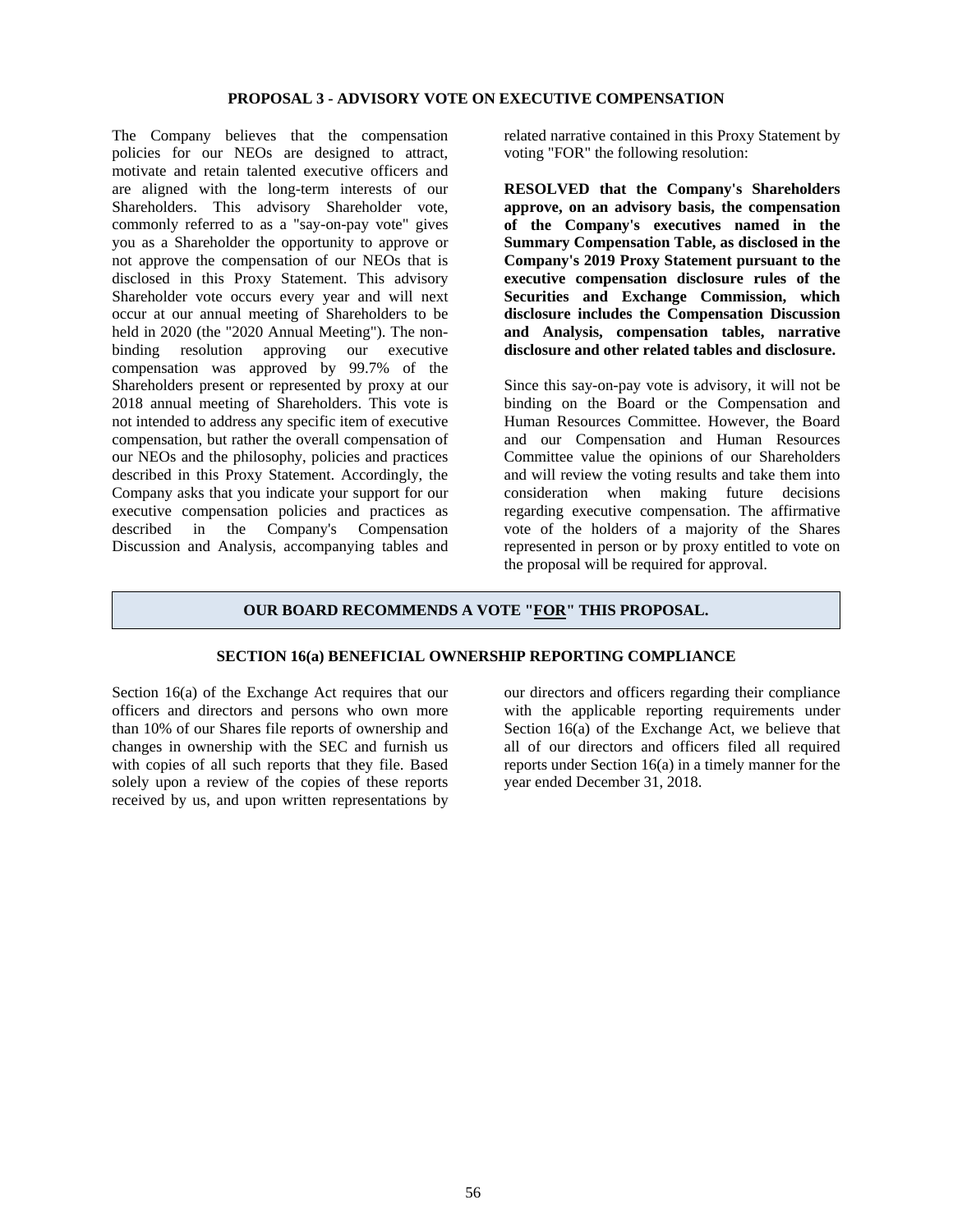## PROPOSAL 3 - ADVISORY VOTE ON EXECUTIVE COMPENSATION

The Company believes that the compensation policies for our NEOs are designed to attract, motivate and retain talented executive officers and are aligned with the long-term interests of our Shareholders. This advisory Shareholder vote, commonly referred to as a "say-on-pay vote" gives you as a Shareholder the opportunity to approve or not approve the compensation of our NEOs that is disclosed in this Proxy Statement. This advisory Shareholder vote occurs every year and will next occur at our annual meeting of Shareholders to be held in 2020 (the "2020 Annual Meeting"). The non-binding resolution approving our executive compensation was approved by 99.7% of the Shareholders present or represented by proxy at our 2018 annual meeting of Shareholders. This vote is not intended to address any specific item of executive compensation, but rather the overall compensation of our NEOs and the philosophy, policies and practices described in this Proxy Statement. Accordingly, the Company asks that you indicate your support for our executive compensation policies and practices as described in the Company's Compensation Discussion and Analysis, accompanying tables and related narrative contained in this Proxy Statement by voting "FOR" the following resolution:

**RESOLVED that the Company's Shareholders approve, on an advisory basis, the compensation of the Company's executives named in the Summary Compensation Table, as disclosed in the Company's 2019 Proxy Statement pursuant to the executive compensation disclosure rules of the Securities and Exchange Commission, which disclosure includes the Compensation Discussion and Analysis, compensation tables, narrative disclosure and other related tables and disclosure.**

Since this say-on-pay vote is advisory, it will not be binding on the Board or the Compensation and Human Resources Committee. However, the Board and our Compensation and Human Resources Committee value the opinions of our Shareholders and will review the voting results and take them into consideration when making future decisions regarding executive compensation. The affirmative vote of the holders of a majority of the Shares represented in person or by proxy entitled to vote on the proposal will be required for approval.

**OUR BOARD RECOMMENDS A VOTE "FOR" THIS PROPOSAL.**

## SECTION 16(a) BENEFICIAL OWNERSHIP REPORTING COMPLIANCE

Section 16(a) of the Exchange Act requires that our officers and directors and persons who own more than 10% of our Shares file reports of ownership and changes in ownership with the SEC and furnish us with copies of all such reports that they file. Based solely upon a review of the copies of these reports received by us, and upon written representations by our directors and officers regarding their compliance with the applicable reporting requirements under Section 16(a) of the Exchange Act, we believe that all of our directors and officers filed all required reports under Section 16(a) in a timely manner for the year ended December 31, 2018.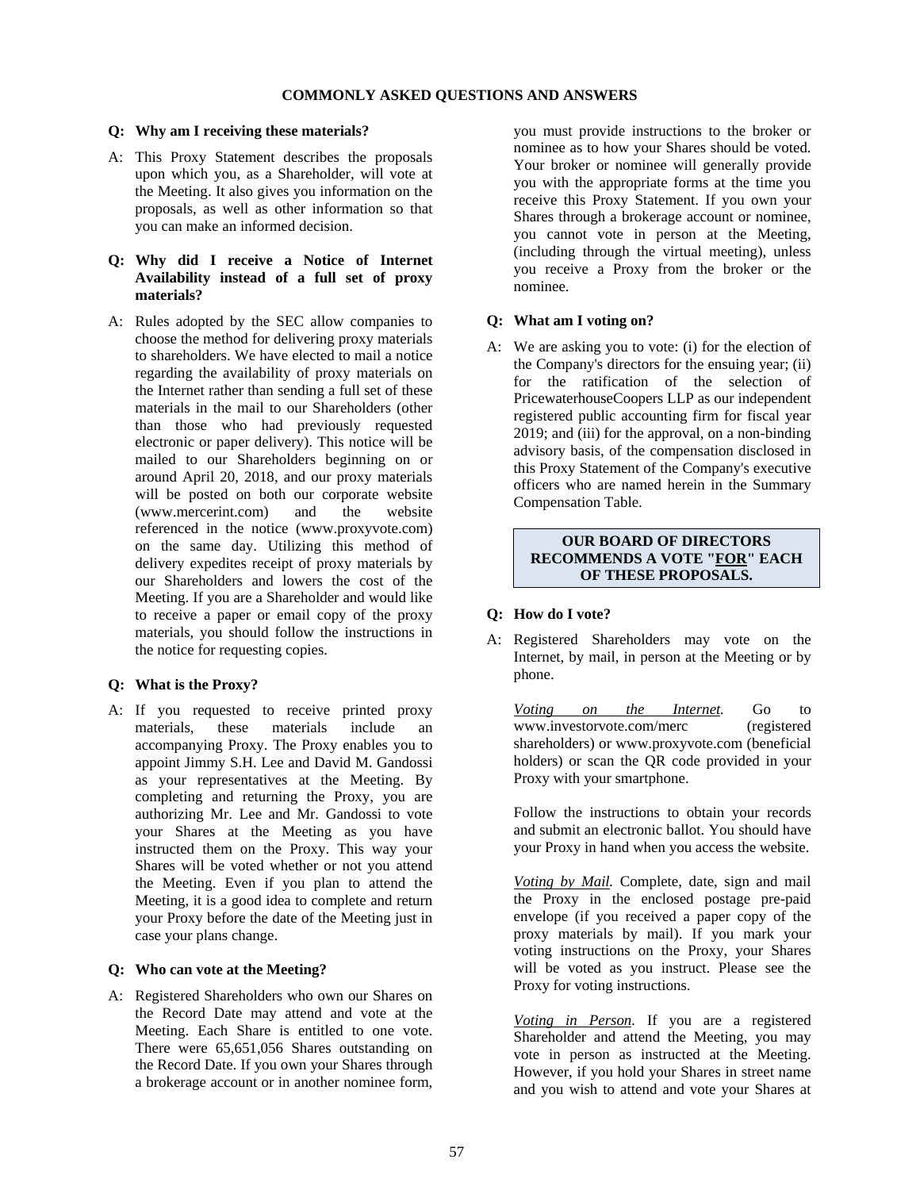## COMMONLY ASKED QUESTIONS AND ANSWERS

**Q: Why am I receiving these materials?**

A: This Proxy Statement describes the proposals upon which you, as a Shareholder, will vote at the Meeting. It also gives you information on the proposals, as well as other information so that you can make an informed decision.

**Q: Why did I receive a Notice of Internet Availability instead of a full set of proxy materials?**

A: Rules adopted by the SEC allow companies to choose the method for delivering proxy materials to shareholders. We have elected to mail a notice regarding the availability of proxy materials on the Internet rather than sending a full set of these materials in the mail to our Shareholders (other than those who had previously requested electronic or paper delivery). This notice will be mailed to our Shareholders beginning on or around April 20, 2018, and our proxy materials will be posted on both our corporate website (www.mercerint.com) and the website referenced in the notice (www.proxyvote.com) on the same day. Utilizing this method of delivery expedites receipt of proxy materials by our Shareholders and lowers the cost of the Meeting. If you are a Shareholder and would like to receive a paper or email copy of the proxy materials, you should follow the instructions in the notice for requesting copies.

**Q: What is the Proxy?**

A: If you requested to receive printed proxy materials, these materials include an accompanying Proxy. The Proxy enables you to appoint Jimmy S.H. Lee and David M. Gandossi as your representatives at the Meeting. By completing and returning the Proxy, you are authorizing Mr. Lee and Mr. Gandossi to vote your Shares at the Meeting as you have instructed them on the Proxy. This way your Shares will be voted whether or not you attend the Meeting. Even if you plan to attend the Meeting, it is a good idea to complete and return your Proxy before the date of the Meeting just in case your plans change.

**Q: Who can vote at the Meeting?**

A: Registered Shareholders who own our Shares on the Record Date may attend and vote at the Meeting. Each Share is entitled to one vote. There were 65,651,056 Shares outstanding on the Record Date. If you own your Shares through a brokerage account or in another nominee form, you must provide instructions to the broker or nominee as to how your Shares should be voted. Your broker or nominee will generally provide you with the appropriate forms at the time you receive this Proxy Statement. If you own your Shares through a brokerage account or nominee, you cannot vote in person at the Meeting, (including through the virtual meeting), unless you receive a Proxy from the broker or the nominee.

**Q: What am I voting on?**

A: We are asking you to vote: (i) for the election of the Company's directors for the ensuing year; (ii) for the ratification of the selection of PricewaterhouseCoopers LLP as our independent registered public accounting firm for fiscal year 2019; and (iii) for the approval, on a non-binding advisory basis, of the compensation disclosed in this Proxy Statement of the Company's executive officers who are named herein in the Summary Compensation Table.

**OUR BOARD OF DIRECTORS RECOMMENDS A VOTE "<u>FOR</u>" EACH OF THESE PROPOSALS.**

**Q: How do I vote?**

A: Registered Shareholders may vote on the Internet, by mail, in person at the Meeting or by phone.

<u>*Voting on the Internet.*</u> Go to www.investorvote.com/merc (registered shareholders) or www.proxyvote.com (beneficial holders) or scan the QR code provided in your Proxy with your smartphone.

Follow the instructions to obtain your records and submit an electronic ballot. You should have your Proxy in hand when you access the website.

<u>*Voting by Mail.*</u> Complete, date, sign and mail the Proxy in the enclosed postage pre-paid envelope (if you received a paper copy of the proxy materials by mail). If you mark your voting instructions on the Proxy, your Shares will be voted as you instruct. Please see the Proxy for voting instructions.

<u>*Voting in Person*</u>. If you are a registered Shareholder and attend the Meeting, you may vote in person as instructed at the Meeting. However, if you hold your Shares in street name and you wish to attend and vote your Shares at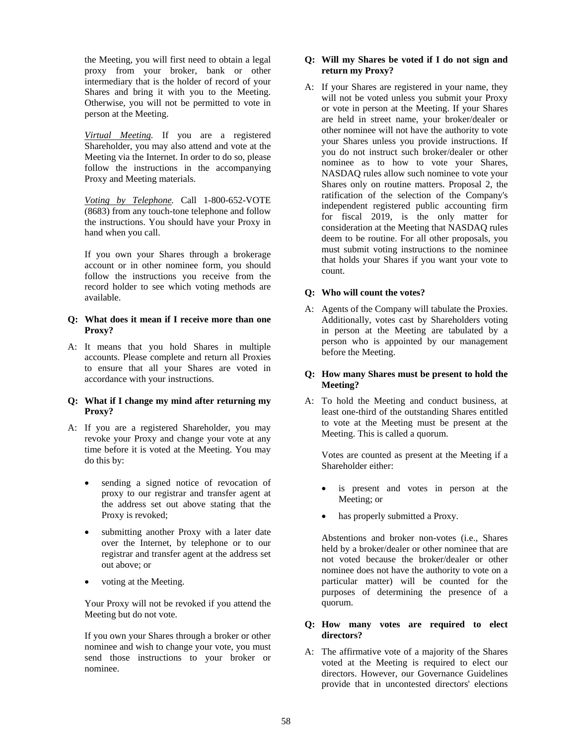the Meeting, you will first need to obtain a legal proxy from your broker, bank or other intermediary that is the holder of record of your Shares and bring it with you to the Meeting. Otherwise, you will not be permitted to vote in person at the Meeting.

*Virtual Meeting.* If you are a registered Shareholder, you may also attend and vote at the Meeting via the Internet. In order to do so, please follow the instructions in the accompanying Proxy and Meeting materials.

*Voting by Telephone.* Call 1-800-652-VOTE (8683) from any touch-tone telephone and follow the instructions. You should have your Proxy in hand when you call.

If you own your Shares through a brokerage account or in other nominee form, you should follow the instructions you receive from the record holder to see which voting methods are available.

**Q: What does it mean if I receive more than one Proxy?**

A: It means that you hold Shares in multiple accounts. Please complete and return all Proxies to ensure that all your Shares are voted in accordance with your instructions.

**Q: What if I change my mind after returning my Proxy?**

A: If you are a registered Shareholder, you may revoke your Proxy and change your vote at any time before it is voted at the Meeting. You may do this by:

- sending a signed notice of revocation of proxy to our registrar and transfer agent at the address set out above stating that the Proxy is revoked;
- submitting another Proxy with a later date over the Internet, by telephone or to our registrar and transfer agent at the address set out above; or
- voting at the Meeting.

Your Proxy will not be revoked if you attend the Meeting but do not vote.

If you own your Shares through a broker or other nominee and wish to change your vote, you must send those instructions to your broker or nominee.

**Q: Will my Shares be voted if I do not sign and return my Proxy?**

A: If your Shares are registered in your name, they will not be voted unless you submit your Proxy or vote in person at the Meeting. If your Shares are held in street name, your broker/dealer or other nominee will not have the authority to vote your Shares unless you provide instructions. If you do not instruct such broker/dealer or other nominee as to how to vote your Shares, NASDAQ rules allow such nominee to vote your Shares only on routine matters. Proposal 2, the ratification of the selection of the Company's independent registered public accounting firm for fiscal 2019, is the only matter for consideration at the Meeting that NASDAQ rules deem to be routine. For all other proposals, you must submit voting instructions to the nominee that holds your Shares if you want your vote to count.

**Q: Who will count the votes?**

A: Agents of the Company will tabulate the Proxies. Additionally, votes cast by Shareholders voting in person at the Meeting are tabulated by a person who is appointed by our management before the Meeting.

**Q: How many Shares must be present to hold the Meeting?**

A: To hold the Meeting and conduct business, at least one-third of the outstanding Shares entitled to vote at the Meeting must be present at the Meeting. This is called a quorum.

Votes are counted as present at the Meeting if a Shareholder either:

- is present and votes in person at the Meeting; or
- has properly submitted a Proxy.

Abstentions and broker non-votes (i.e., Shares held by a broker/dealer or other nominee that are not voted because the broker/dealer or other nominee does not have the authority to vote on a particular matter) will be counted for the purposes of determining the presence of a quorum.

**Q: How many votes are required to elect directors?**

A: The affirmative vote of a majority of the Shares voted at the Meeting is required to elect our directors. However, our Governance Guidelines provide that in uncontested directors' elections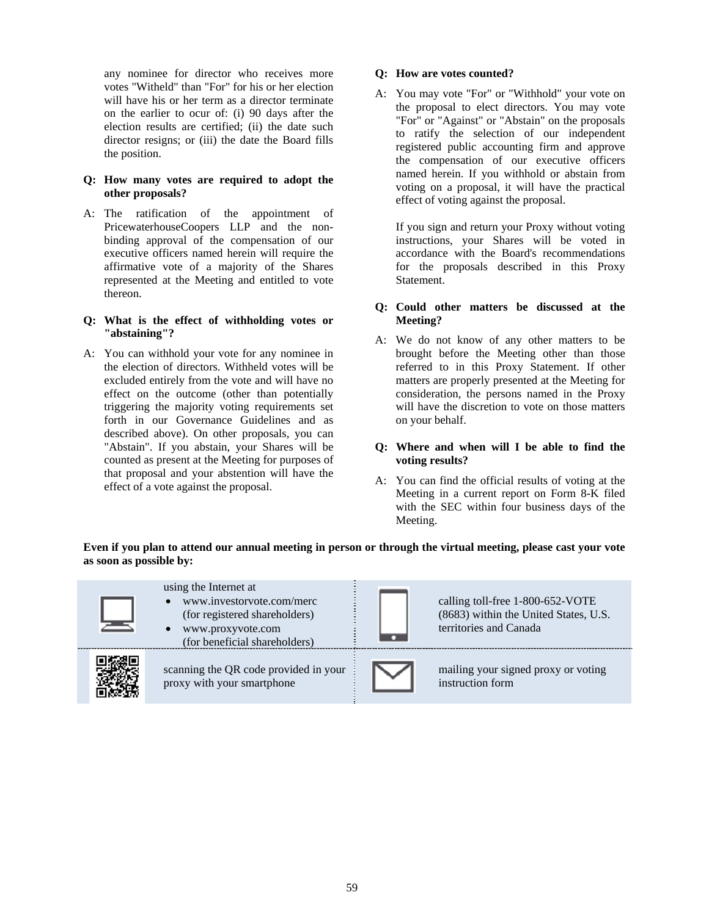any nominee for director who receives more votes "Witheld" than "For" for his or her election will have his or her term as a director terminate on the earlier to ocur of: (i) 90 days after the election results are certified; (ii) the date such director resigns; or (iii) the date the Board fills the position.

**Q: How many votes are required to adopt the other proposals?**

A: The ratification of the appointment of PricewaterhouseCoopers LLP and the non-binding approval of the compensation of our executive officers named herein will require the affirmative vote of a majority of the Shares represented at the Meeting and entitled to vote thereon.

**Q: What is the effect of withholding votes or "abstaining"?**

A: You can withhold your vote for any nominee in the election of directors. Withheld votes will be excluded entirely from the vote and will have no effect on the outcome (other than potentially triggering the majority voting requirements set forth in our Governance Guidelines and as described above). On other proposals, you can "Abstain". If you abstain, your Shares will be counted as present at the Meeting for purposes of that proposal and your abstention will have the effect of a vote against the proposal.

**Q: How are votes counted?**

A: You may vote "For" or "Withhold" your vote on the proposal to elect directors. You may vote "For" or "Against" or "Abstain" on the proposals to ratify the selection of our independent registered public accounting firm and approve the compensation of our executive officers named herein. If you withhold or abstain from voting on a proposal, it will have the practical effect of voting against the proposal.

If you sign and return your Proxy without voting instructions, your Shares will be voted in accordance with the Board's recommendations for the proposals described in this Proxy Statement.

**Q: Could other matters be discussed at the Meeting?**

A: We do not know of any other matters to be brought before the Meeting other than those referred to in this Proxy Statement. If other matters are properly presented at the Meeting for consideration, the persons named in the Proxy will have the discretion to vote on those matters on your behalf.

**Q: Where and when will I be able to find the voting results?**

A: You can find the official results of voting at the Meeting in a current report on Form 8-K filed with the SEC within four business days of the Meeting.

**Even if you plan to attend our annual meeting in person or through the virtual meeting, please cast your vote as soon as possible by:**

using the Internet at
- www.investorvote.com/merc (for registered shareholders)
- www.proxyvote.com (for beneficial shareholders)

calling toll-free 1-800-652-VOTE (8683) within the United States, U.S. territories and Canada

scanning the QR code provided in your proxy with your smartphone

mailing your signed proxy or voting instruction form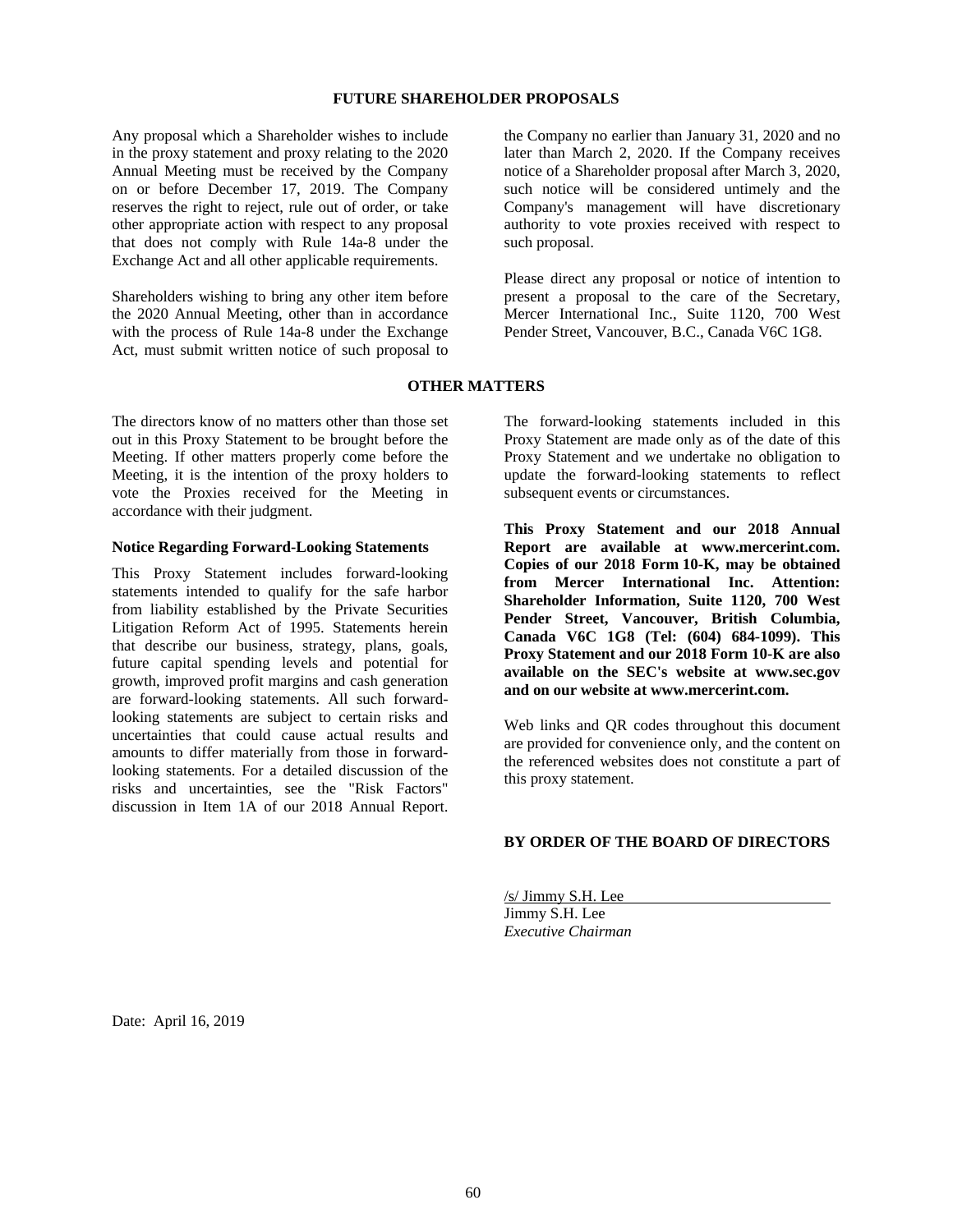## FUTURE SHAREHOLDER PROPOSALS

Any proposal which a Shareholder wishes to include in the proxy statement and proxy relating to the 2020 Annual Meeting must be received by the Company on or before December 17, 2019. The Company reserves the right to reject, rule out of order, or take other appropriate action with respect to any proposal that does not comply with Rule 14a-8 under the Exchange Act and all other applicable requirements.

Shareholders wishing to bring any other item before the 2020 Annual Meeting, other than in accordance with the process of Rule 14a-8 under the Exchange Act, must submit written notice of such proposal to the Company no earlier than January 31, 2020 and no later than March 2, 2020. If the Company receives notice of a Shareholder proposal after March 3, 2020, such notice will be considered untimely and the Company's management will have discretionary authority to vote proxies received with respect to such proposal.

Please direct any proposal or notice of intention to present a proposal to the care of the Secretary, Mercer International Inc., Suite 1120, 700 West Pender Street, Vancouver, B.C., Canada V6C 1G8.

## OTHER MATTERS

The directors know of no matters other than those set out in this Proxy Statement to be brought before the Meeting. If other matters properly come before the Meeting, it is the intention of the proxy holders to vote the Proxies received for the Meeting in accordance with their judgment.

### Notice Regarding Forward-Looking Statements

This Proxy Statement includes forward-looking statements intended to qualify for the safe harbor from liability established by the Private Securities Litigation Reform Act of 1995. Statements herein that describe our business, strategy, plans, goals, future capital spending levels and potential for growth, improved profit margins and cash generation are forward-looking statements. All such forward-looking statements are subject to certain risks and uncertainties that could cause actual results and amounts to differ materially from those in forward-looking statements. For a detailed discussion of the risks and uncertainties, see the "Risk Factors" discussion in Item 1A of our 2018 Annual Report. The forward-looking statements included in this Proxy Statement are made only as of the date of this Proxy Statement and we undertake no obligation to update the forward-looking statements to reflect subsequent events or circumstances.

**This Proxy Statement and our 2018 Annual Report are available at www.mercerint.com. Copies of our 2018 Form 10-K, may be obtained from Mercer International Inc. Attention: Shareholder Information, Suite 1120, 700 West Pender Street, Vancouver, British Columbia, Canada V6C 1G8 (Tel: (604) 684-1099). This Proxy Statement and our 2018 Form 10-K are also available on the SEC's website at www.sec.gov and on our website at www.mercerint.com.**

Web links and QR codes throughout this document are provided for convenience only, and the content on the referenced websites does not constitute a part of this proxy statement.

**BY ORDER OF THE BOARD OF DIRECTORS**

/s/ Jimmy S.H. Lee
Jimmy S.H. Lee
*Executive Chairman*

Date: April 16, 2019